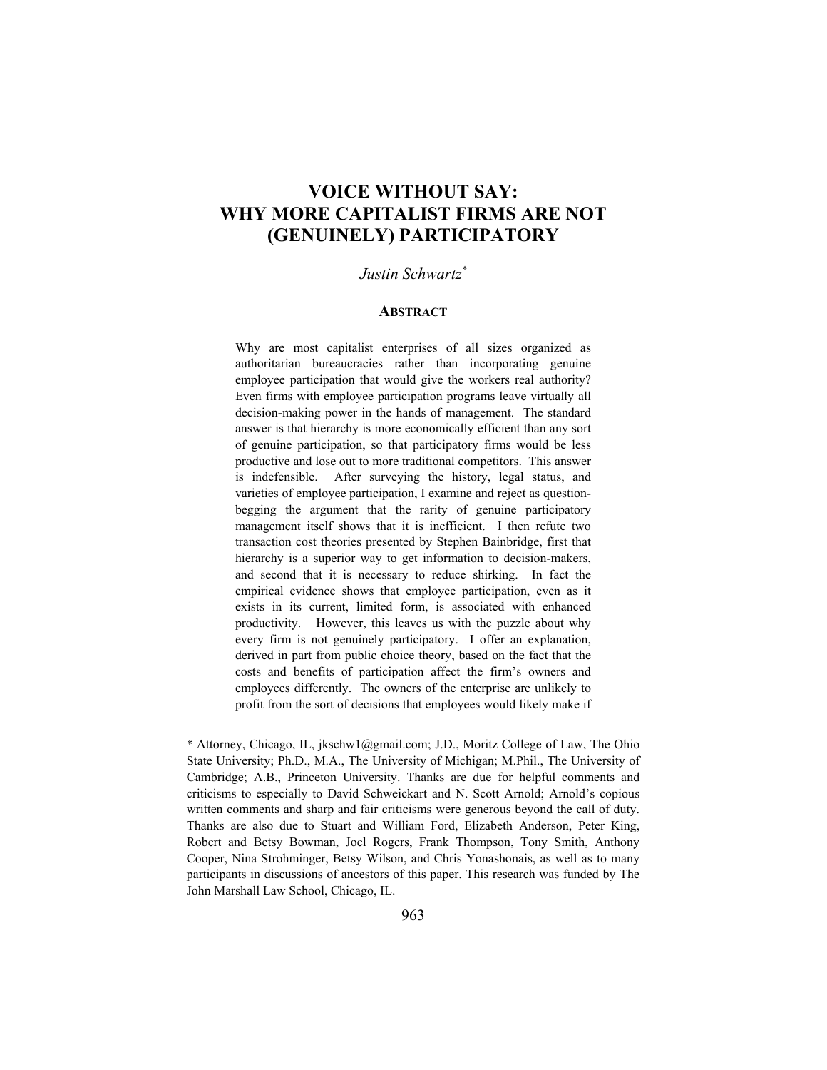# VOICE WITHOUT SAY: WHY MORE CAPITALIST FIRMS ARE NOT (GENUINELY) PARTICIPATORY

*Justin Schwartz*[*]

## ABSTRACT

Why are most capitalist enterprises of all sizes organized as authoritarian bureaucracies rather than incorporating genuine employee participation that would give the workers real authority? Even firms with employee participation programs leave virtually all decision-making power in the hands of management. The standard answer is that hierarchy is more economically efficient than any sort of genuine participation, so that participatory firms would be less productive and lose out to more traditional competitors. This answer is indefensible. After surveying the history, legal status, and varieties of employee participation, I examine and reject as question-begging the argument that the rarity of genuine participatory management itself shows that it is inefficient. I then refute two transaction cost theories presented by Stephen Bainbridge, first that hierarchy is a superior way to get information to decision-makers, and second that it is necessary to reduce shirking. In fact the empirical evidence shows that employee participation, even as it exists in its current, limited form, is associated with enhanced productivity. However, this leaves us with the puzzle about why every firm is not genuinely participatory. I offer an explanation, derived in part from public choice theory, based on the fact that the costs and benefits of participation affect the firm's owners and employees differently. The owners of the enterprise are unlikely to profit from the sort of decisions that employees would likely make if

---

[*] Attorney, Chicago, IL, jkschw1@gmail.com; J.D., Moritz College of Law, The Ohio State University; Ph.D., M.A., The University of Michigan; M.Phil., The University of Cambridge; A.B., Princeton University. Thanks are due for helpful comments and criticisms to especially to David Schweickart and N. Scott Arnold; Arnold's copious written comments and sharp and fair criticisms were generous beyond the call of duty. Thanks are also due to Stuart and William Ford, Elizabeth Anderson, Peter King, Robert and Betsy Bowman, Joel Rogers, Frank Thompson, Tony Smith, Anthony Cooper, Nina Strohminger, Betsy Wilson, and Chris Yonashonais, as well as to many participants in discussions of ancestors of this paper. This research was funded by The John Marshall Law School, Chicago, IL.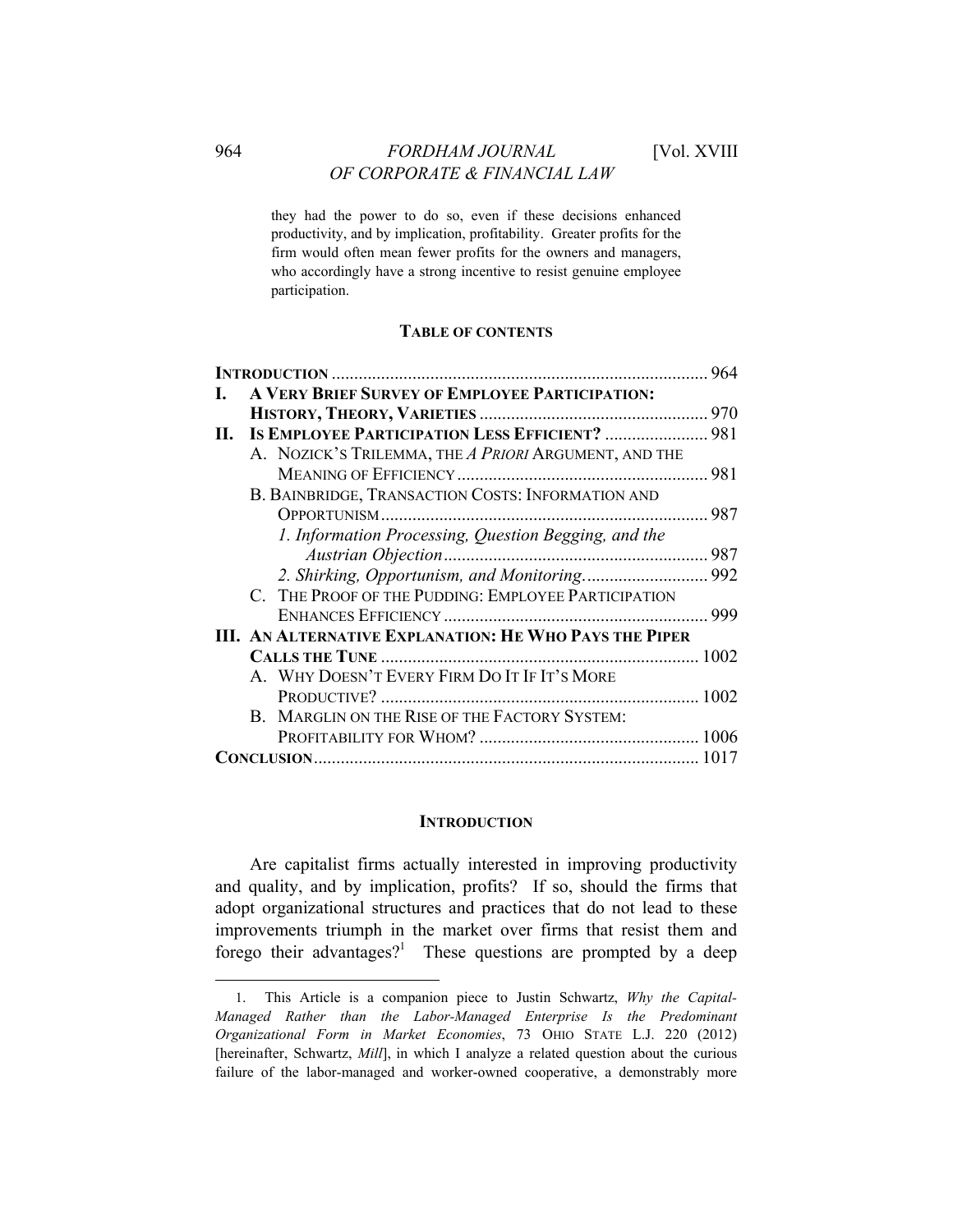they had the power to do so, even if these decisions enhanced productivity, and by implication, profitability. Greater profits for the firm would often mean fewer profits for the owners and managers, who accordingly have a strong incentive to resist genuine employee participation.

## TABLE OF CONTENTS

| | |
|---|---|
| **INTRODUCTION** | 964 |
| **I. A VERY BRIEF SURVEY OF EMPLOYEE PARTICIPATION: HISTORY, THEORY, VARIETIES** | 970 |
| **II. IS EMPLOYEE PARTICIPATION LESS EFFICIENT?** | 981 |
| A. NOZICK'S TRILEMMA, THE *A PRIORI* ARGUMENT, AND THE MEANING OF EFFICIENCY | 981 |
| B. BAINBRIDGE, TRANSACTION COSTS: INFORMATION AND OPPORTUNISM | 987 |
| *1. Information Processing, Question Begging, and the Austrian Objection* | 987 |
| *2. Shirking, Opportunism, and Monitoring* | 992 |
| C. THE PROOF OF THE PUDDING: EMPLOYEE PARTICIPATION ENHANCES EFFICIENCY | 999 |
| **III. AN ALTERNATIVE EXPLANATION: HE WHO PAYS THE PIPER CALLS THE TUNE** | 1002 |
| A. WHY DOESN'T EVERY FIRM DO IT IF IT'S MORE PRODUCTIVE? | 1002 |
| B. MARGLIN ON THE RISE OF THE FACTORY SYSTEM: PROFITABILITY FOR WHOM? | 1006 |
| **CONCLUSION** | 1017 |

## INTRODUCTION

Are capitalist firms actually interested in improving productivity and quality, and by implication, profits? If so, should the firms that adopt organizational structures and practices that do not lead to these improvements triumph in the market over firms that resist them and forego their advantages?[1] These questions are prompted by a deep

---

1. This Article is a companion piece to Justin Schwartz, *Why the Capital-Managed Rather than the Labor-Managed Enterprise Is the Predominant Organizational Form in Market Economies*, 73 OHIO STATE L.J. 220 (2012) [hereinafter, Schwartz, *Mill*], in which I analyze a related question about the curious failure of the labor-managed and worker-owned cooperative, a demonstrably more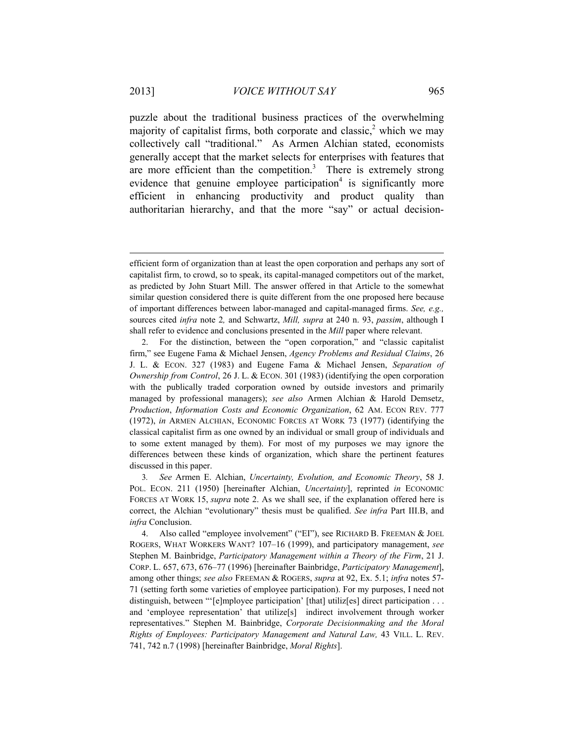puzzle about the traditional business practices of the overwhelming majority of capitalist firms, both corporate and classic,[2] which we may collectively call "traditional." As Armen Alchian stated, economists generally accept that the market selects for enterprises with features that are more efficient than the competition.[3] There is extremely strong evidence that genuine employee participation[4] is significantly more efficient in enhancing productivity and product quality than authoritarian hierarchy, and that the more "say" or actual decision-

---

efficient form of organization than at least the open corporation and perhaps any sort of capitalist firm, to crowd, so to speak, its capital-managed competitors out of the market, as predicted by John Stuart Mill. The answer offered in that Article to the somewhat similar question considered there is quite different from the one proposed here because of important differences between labor-managed and capital-managed firms. *See, e.g.,* sources cited *infra* note 2*,* and Schwartz, *Mill, supra* at 240 n. 93, *passim*, although I shall refer to evidence and conclusions presented in the *Mill* paper where relevant.

2. For the distinction, between the "open corporation," and "classic capitalist firm," see Eugene Fama & Michael Jensen, *Agency Problems and Residual Claims*, 26 J. L. & ECON. 327 (1983) and Eugene Fama & Michael Jensen, *Separation of Ownership from Control*, 26 J. L. & ECON. 301 (1983) (identifying the open corporation with the publically traded corporation owned by outside investors and primarily managed by professional managers); *see also* Armen Alchian & Harold Demsetz, *Production*, *Information Costs and Economic Organization*, 62 AM. ECON REV. 777 (1972), *in* ARMEN ALCHIAN, ECONOMIC FORCES AT WORK 73 (1977) (identifying the classical capitalist firm as one owned by an individual or small group of individuals and to some extent managed by them). For most of my purposes we may ignore the differences between these kinds of organization, which share the pertinent features discussed in this paper.

3. *See* Armen E. Alchian, *Uncertainty, Evolution, and Economic Theory*, 58 J. POL. ECON. 211 (1950) [hereinafter Alchian, *Uncertainty*], reprinted *in* ECONOMIC FORCES AT WORK 15, *supra* note 2. As we shall see, if the explanation offered here is correct, the Alchian "evolutionary" thesis must be qualified. *See infra* Part III.B, and *infra* Conclusion.

4. Also called "employee involvement" ("EI"), see RICHARD B. FREEMAN & JOEL ROGERS, WHAT WORKERS WANT? 107–16 (1999), and participatory management, *see* Stephen M. Bainbridge, *Participatory Management within a Theory of the Firm*, 21 J. CORP. L. 657, 673, 676–77 (1996) [hereinafter Bainbridge, *Participatory Management*], among other things; *see also* FREEMAN & ROGERS, *supra* at 92, Ex. 5.1; *infra* notes 57-71 (setting forth some varieties of employee participation). For my purposes, I need not distinguish, between "'[e]mployee participation' [that] utiliz[es] direct participation . . . and 'employee representation' that utilize[s] indirect involvement through worker representatives." Stephen M. Bainbridge, *Corporate Decisionmaking and the Moral Rights of Employees: Participatory Management and Natural Law,* 43 VILL. L. REV. 741, 742 n.7 (1998) [hereinafter Bainbridge, *Moral Rights*].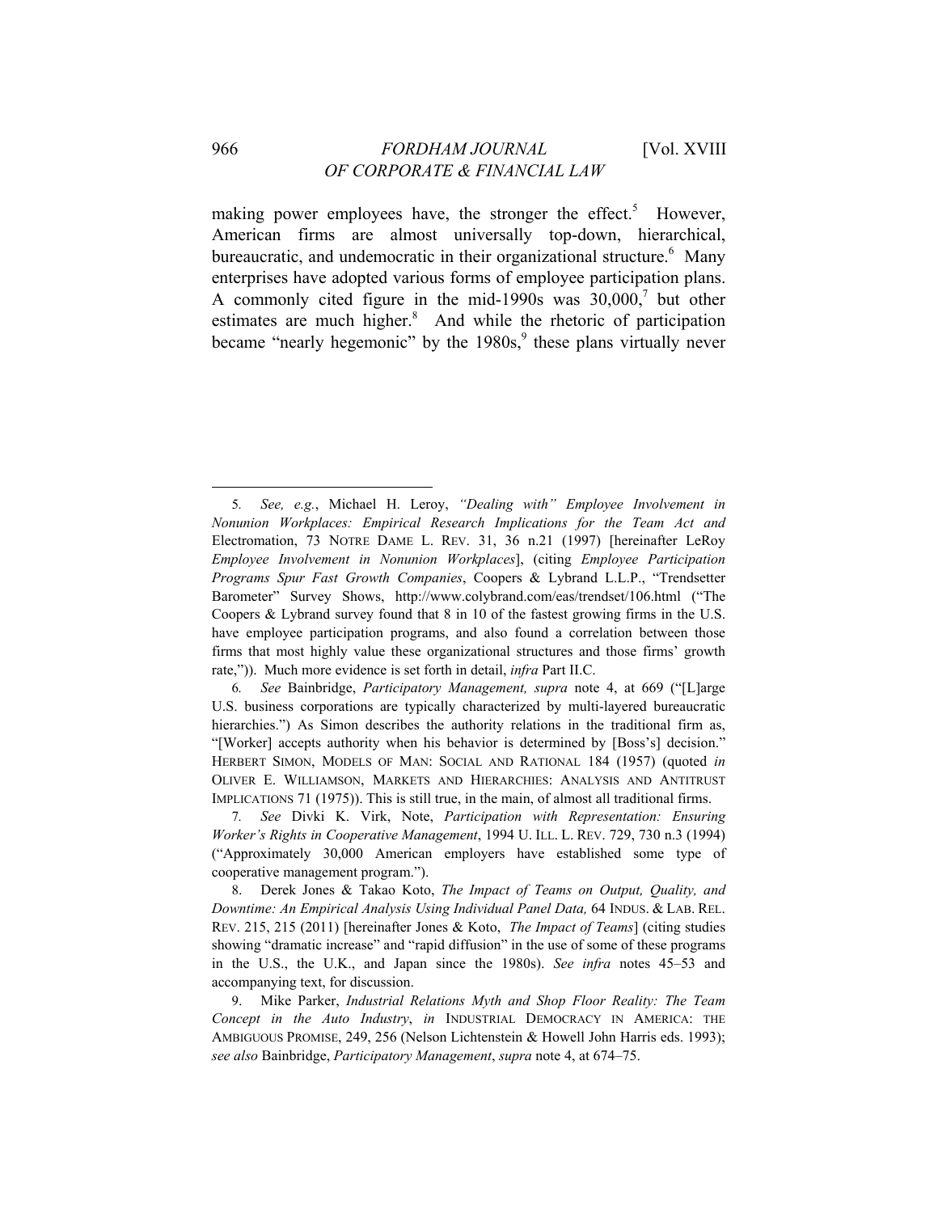making power employees have, the stronger the effect.[5] However, American firms are almost universally top-down, hierarchical, bureaucratic, and undemocratic in their organizational structure.[6] Many enterprises have adopted various forms of employee participation plans. A commonly cited figure in the mid-1990s was 30,000,[7] but other estimates are much higher.[8] And while the rhetoric of participation became "nearly hegemonic" by the 1980s,[9] these plans virtually never

---

5. *See, e.g.*, Michael H. Leroy, *"Dealing with" Employee Involvement in Nonunion Workplaces: Empirical Research Implications for the Team Act and* Electromation, 73 NOTRE DAME L. REV. 31, 36 n.21 (1997) [hereinafter LeRoy *Employee Involvement in Nonunion Workplaces*], (citing *Employee Participation Programs Spur Fast Growth Companies*, Coopers & Lybrand L.L.P., "Trendsetter Barometer" Survey Shows, http://www.colybrand.com/eas/trendset/106.html ("The Coopers & Lybrand survey found that 8 in 10 of the fastest growing firms in the U.S. have employee participation programs, and also found a correlation between those firms that most highly value these organizational structures and those firms' growth rate,")). Much more evidence is set forth in detail, *infra* Part II.C.

6. *See* Bainbridge, *Participatory Management, supra* note 4, at 669 ("[L]arge U.S. business corporations are typically characterized by multi-layered bureaucratic hierarchies.") As Simon describes the authority relations in the traditional firm as, "[Worker] accepts authority when his behavior is determined by [Boss's] decision." HERBERT SIMON, MODELS OF MAN: SOCIAL AND RATIONAL 184 (1957) (quoted *in* OLIVER E. WILLIAMSON, MARKETS AND HIERARCHIES: ANALYSIS AND ANTITRUST IMPLICATIONS 71 (1975)). This is still true, in the main, of almost all traditional firms.

7. *See* Divki K. Virk, Note, *Participation with Representation: Ensuring Worker's Rights in Cooperative Management*, 1994 U. ILL. L. REV. 729, 730 n.3 (1994) ("Approximately 30,000 American employers have established some type of cooperative management program.").

8. Derek Jones & Takao Koto, *The Impact of Teams on Output, Quality, and Downtime: An Empirical Analysis Using Individual Panel Data,* 64 INDUS. & LAB. REL. REV. 215, 215 (2011) [hereinafter Jones & Koto, *The Impact of Teams*] (citing studies showing "dramatic increase" and "rapid diffusion" in the use of some of these programs in the U.S., the U.K., and Japan since the 1980s). *See infra* notes 45–53 and accompanying text, for discussion.

9. Mike Parker, *Industrial Relations Myth and Shop Floor Reality: The Team Concept in the Auto Industry*, *in* INDUSTRIAL DEMOCRACY IN AMERICA: THE AMBIGUOUS PROMISE, 249, 256 (Nelson Lichtenstein & Howell John Harris eds. 1993); *see also* Bainbridge, *Participatory Management*, *supra* note 4, at 674–75.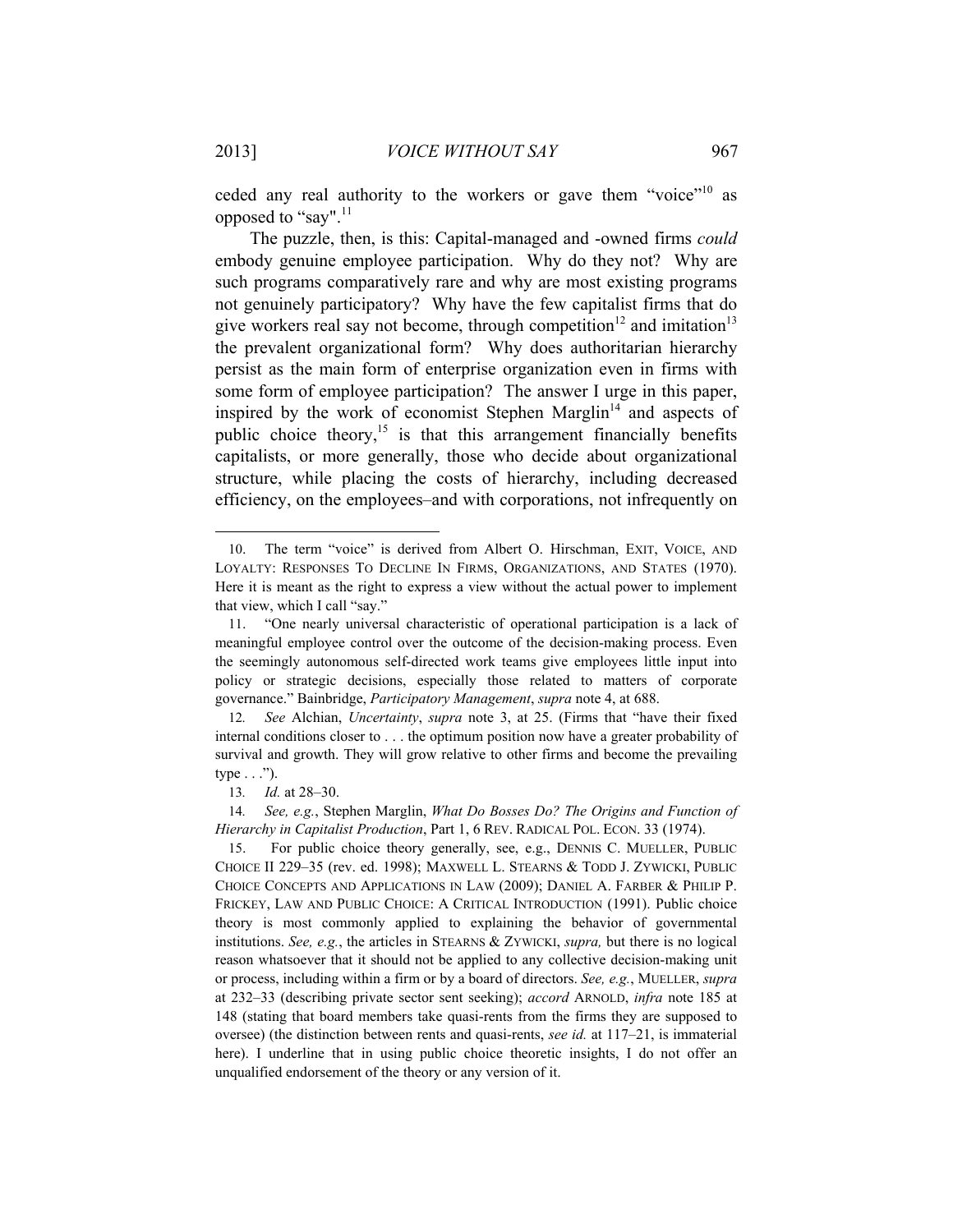ceded any real authority to the workers or gave them "voice"[10] as opposed to "say".[11]

The puzzle, then, is this: Capital-managed and -owned firms *could* embody genuine employee participation. Why do they not? Why are such programs comparatively rare and why are most existing programs not genuinely participatory? Why have the few capitalist firms that do give workers real say not become, through competition[12] and imitation[13] the prevalent organizational form? Why does authoritarian hierarchy persist as the main form of enterprise organization even in firms with some form of employee participation? The answer I urge in this paper, inspired by the work of economist Stephen Marglin[14] and aspects of public choice theory,[15] is that this arrangement financially benefits capitalists, or more generally, those who decide about organizational structure, while placing the costs of hierarchy, including decreased efficiency, on the employees–and with corporations, not infrequently on

---

10. The term "voice" is derived from Albert O. Hirschman, EXIT, VOICE, AND LOYALTY: RESPONSES TO DECLINE IN FIRMS, ORGANIZATIONS, AND STATES (1970). Here it is meant as the right to express a view without the actual power to implement that view, which I call "say."

11. "One nearly universal characteristic of operational participation is a lack of meaningful employee control over the outcome of the decision-making process. Even the seemingly autonomous self-directed work teams give employees little input into policy or strategic decisions, especially those related to matters of corporate governance." Bainbridge, *Participatory Management*, *supra* note 4, at 688.

12. *See* Alchian, *Uncertainty*, *supra* note 3, at 25. (Firms that "have their fixed internal conditions closer to . . . the optimum position now have a greater probability of survival and growth. They will grow relative to other firms and become the prevailing type . . .").

13. *Id.* at 28–30.

14. *See, e.g.*, Stephen Marglin, *What Do Bosses Do? The Origins and Function of Hierarchy in Capitalist Production*, Part 1, 6 REV. RADICAL POL. ECON. 33 (1974).

15. For public choice theory generally, see, e.g., DENNIS C. MUELLER, PUBLIC CHOICE II 229–35 (rev. ed. 1998); MAXWELL L. STEARNS & TODD J. ZYWICKI, PUBLIC CHOICE CONCEPTS AND APPLICATIONS IN LAW (2009); DANIEL A. FARBER & PHILIP P. FRICKEY, LAW AND PUBLIC CHOICE: A CRITICAL INTRODUCTION (1991). Public choice theory is most commonly applied to explaining the behavior of governmental institutions. *See, e.g.*, the articles in STEARNS & ZYWICKI, *supra,* but there is no logical reason whatsoever that it should not be applied to any collective decision-making unit or process, including within a firm or by a board of directors. *See, e.g.*, MUELLER, *supra* at 232–33 (describing private sector sent seeking); *accord* ARNOLD, *infra* note 185 at 148 (stating that board members take quasi-rents from the firms they are supposed to oversee) (the distinction between rents and quasi-rents, *see id.* at 117–21, is immaterial here). I underline that in using public choice theoretic insights, I do not offer an unqualified endorsement of the theory or any version of it.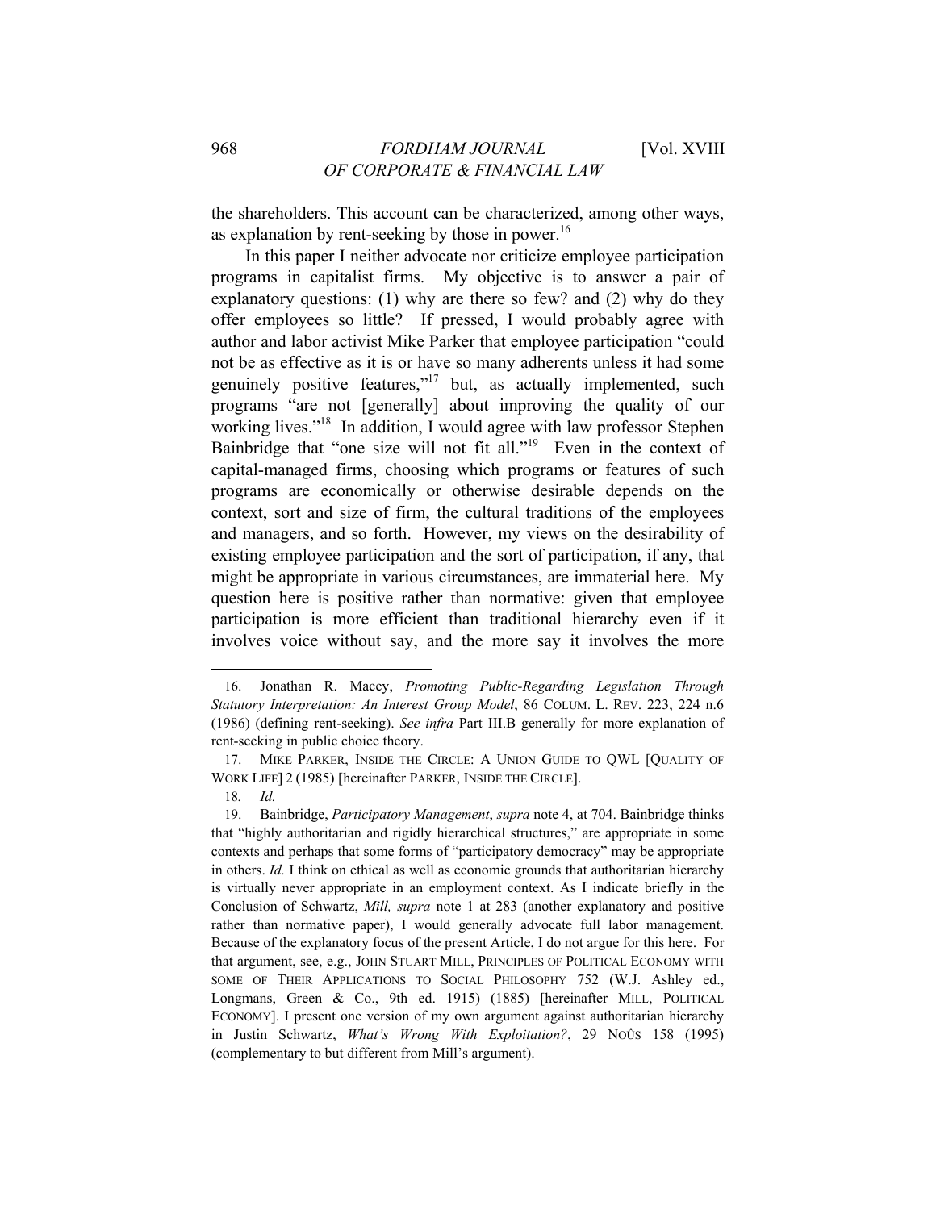the shareholders. This account can be characterized, among other ways, as explanation by rent-seeking by those in power.[16]

In this paper I neither advocate nor criticize employee participation programs in capitalist firms. My objective is to answer a pair of explanatory questions: (1) why are there so few? and (2) why do they offer employees so little? If pressed, I would probably agree with author and labor activist Mike Parker that employee participation "could not be as effective as it is or have so many adherents unless it had some genuinely positive features,"[17] but, as actually implemented, such programs "are not [generally] about improving the quality of our working lives."[18] In addition, I would agree with law professor Stephen Bainbridge that "one size will not fit all."[19] Even in the context of capital-managed firms, choosing which programs or features of such programs are economically or otherwise desirable depends on the context, sort and size of firm, the cultural traditions of the employees and managers, and so forth. However, my views on the desirability of existing employee participation and the sort of participation, if any, that might be appropriate in various circumstances, are immaterial here. My question here is positive rather than normative: given that employee participation is more efficient than traditional hierarchy even if it involves voice without say, and the more say it involves the more

---

16. Jonathan R. Macey, *Promoting Public-Regarding Legislation Through Statutory Interpretation: An Interest Group Model*, 86 COLUM. L. REV. 223, 224 n.6 (1986) (defining rent-seeking). *See infra* Part III.B generally for more explanation of rent-seeking in public choice theory.

17. MIKE PARKER, INSIDE THE CIRCLE: A UNION GUIDE TO QWL [QUALITY OF WORK LIFE] 2 (1985) [hereinafter PARKER, INSIDE THE CIRCLE].

18. *Id.*

19. Bainbridge, *Participatory Management*, *supra* note 4, at 704. Bainbridge thinks that "highly authoritarian and rigidly hierarchical structures," are appropriate in some contexts and perhaps that some forms of "participatory democracy" may be appropriate in others. *Id.* I think on ethical as well as economic grounds that authoritarian hierarchy is virtually never appropriate in an employment context. As I indicate briefly in the Conclusion of Schwartz, *Mill, supra* note 1 at 283 (another explanatory and positive rather than normative paper), I would generally advocate full labor management. Because of the explanatory focus of the present Article, I do not argue for this here. For that argument, see, e.g., JOHN STUART MILL, PRINCIPLES OF POLITICAL ECONOMY WITH SOME OF THEIR APPLICATIONS TO SOCIAL PHILOSOPHY 752 (W.J. Ashley ed., Longmans, Green & Co., 9th ed. 1915) (1885) [hereinafter MILL, POLITICAL ECONOMY]. I present one version of my own argument against authoritarian hierarchy in Justin Schwartz, *What's Wrong With Exploitation?*, 29 NOÛS 158 (1995) (complementary to but different from Mill's argument).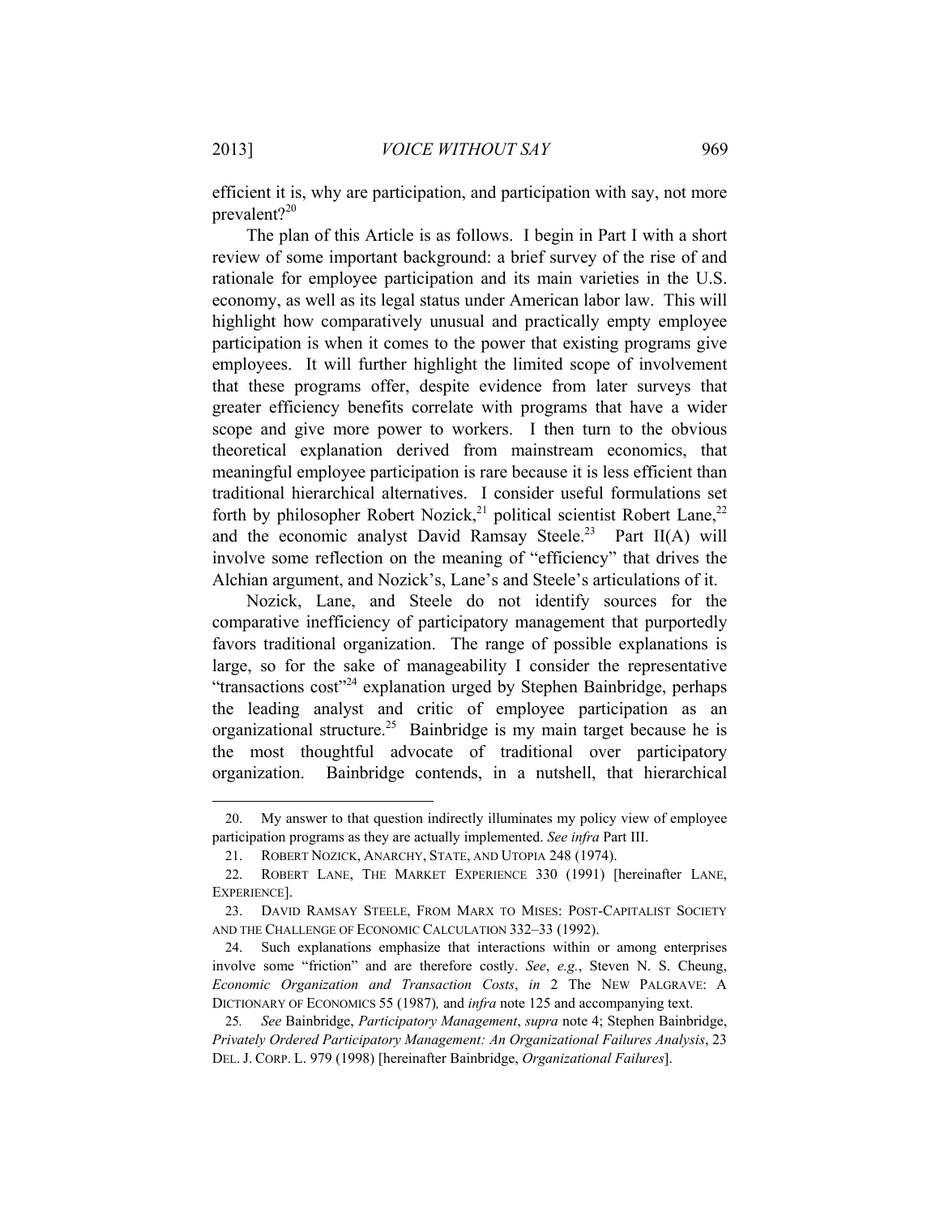efficient it is, why are participation, and participation with say, not more prevalent?[20]

The plan of this Article is as follows. I begin in Part I with a short review of some important background: a brief survey of the rise of and rationale for employee participation and its main varieties in the U.S. economy, as well as its legal status under American labor law. This will highlight how comparatively unusual and practically empty employee participation is when it comes to the power that existing programs give employees. It will further highlight the limited scope of involvement that these programs offer, despite evidence from later surveys that greater efficiency benefits correlate with programs that have a wider scope and give more power to workers. I then turn to the obvious theoretical explanation derived from mainstream economics, that meaningful employee participation is rare because it is less efficient than traditional hierarchical alternatives. I consider useful formulations set forth by philosopher Robert Nozick,[21] political scientist Robert Lane,[22] and the economic analyst David Ramsay Steele.[23] Part II(A) will involve some reflection on the meaning of "efficiency" that drives the Alchian argument, and Nozick's, Lane's and Steele's articulations of it.

Nozick, Lane, and Steele do not identify sources for the comparative inefficiency of participatory management that purportedly favors traditional organization. The range of possible explanations is large, so for the sake of manageability I consider the representative "transactions cost"[24] explanation urged by Stephen Bainbridge, perhaps the leading analyst and critic of employee participation as an organizational structure.[25] Bainbridge is my main target because he is the most thoughtful advocate of traditional over participatory organization. Bainbridge contends, in a nutshell, that hierarchical

---

20. My answer to that question indirectly illuminates my policy view of employee participation programs as they are actually implemented. *See infra* Part III.

21. ROBERT NOZICK, ANARCHY, STATE, AND UTOPIA 248 (1974).

22. ROBERT LANE, THE MARKET EXPERIENCE 330 (1991) [hereinafter LANE, EXPERIENCE].

23. DAVID RAMSAY STEELE, FROM MARX TO MISES: POST-CAPITALIST SOCIETY AND THE CHALLENGE OF ECONOMIC CALCULATION 332–33 (1992).

24. Such explanations emphasize that interactions within or among enterprises involve some "friction" and are therefore costly. *See*, *e.g.*, Steven N. S. Cheung, *Economic Organization and Transaction Costs*, *in* 2 The NEW PALGRAVE: A DICTIONARY OF ECONOMICS 55 (1987), and *infra* note 125 and accompanying text.

25. *See* Bainbridge, *Participatory Management*, *supra* note 4; Stephen Bainbridge, *Privately Ordered Participatory Management: An Organizational Failures Analysis*, 23 DEL. J. CORP. L. 979 (1998) [hereinafter Bainbridge, *Organizational Failures*].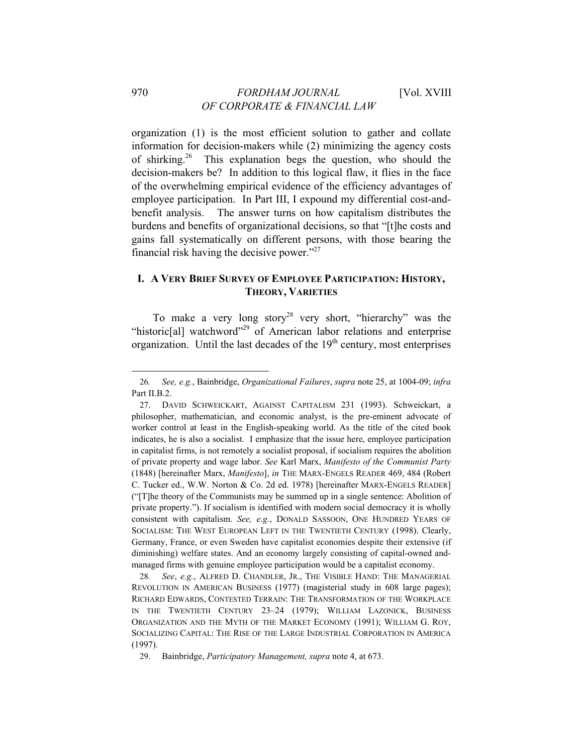organization (1) is the most efficient solution to gather and collate information for decision-makers while (2) minimizing the agency costs of shirking.[26] This explanation begs the question, who should the decision-makers be? In addition to this logical flaw, it flies in the face of the overwhelming empirical evidence of the efficiency advantages of employee participation. In Part III, I expound my differential cost-and-benefit analysis. The answer turns on how capitalism distributes the burdens and benefits of organizational decisions, so that "[t]he costs and gains fall systematically on different persons, with those bearing the financial risk having the decisive power."[27]

## I. A VERY BRIEF SURVEY OF EMPLOYEE PARTICIPATION: HISTORY, THEORY, VARIETIES

To make a very long story[28] very short, "hierarchy" was the "historic[al] watchword"[29] of American labor relations and enterprise organization. Until the last decades of the 19th century, most enterprises

---

26. *See, e.g.*, Bainbridge, *Organizational Failures*, *supra* note 25, at 1004-09; *infra* Part II.B.2.

27. DAVID SCHWEICKART, AGAINST CAPITALISM 231 (1993). Schweickart, a philosopher, mathematician, and economic analyst, is the pre-eminent advocate of worker control at least in the English-speaking world. As the title of the cited book indicates, he is also a socialist. I emphasize that the issue here, employee participation in capitalist firms, is not remotely a socialist proposal, if socialism requires the abolition of private property and wage labor. *See* Karl Marx, *Manifesto of the Communist Party* (1848) [hereinafter Marx, *Manifesto*], *in* THE MARX-ENGELS READER 469, 484 (Robert C. Tucker ed., W.W. Norton & Co. 2d ed. 1978) [hereinafter MARX-ENGELS READER] ("[T]he theory of the Communists may be summed up in a single sentence: Abolition of private property."). If socialism is identified with modern social democracy it is wholly consistent with capitalism. *See, e.g.*, DONALD SASSOON, ONE HUNDRED YEARS OF SOCIALISM: THE WEST EUROPEAN LEFT IN THE TWENTIETH CENTURY (1998). Clearly, Germany, France, or even Sweden have capitalist economies despite their extensive (if diminishing) welfare states. And an economy largely consisting of capital-owned and-managed firms with genuine employee participation would be a capitalist economy.

28. *See*, *e.g.*, ALFRED D. CHANDLER, JR., THE VISIBLE HAND: THE MANAGERIAL REVOLUTION IN AMERICAN BUSINESS (1977) (magisterial study in 608 large pages); RICHARD EDWARDS, CONTESTED TERRAIN: THE TRANSFORMATION OF THE WORKPLACE IN THE TWENTIETH CENTURY 23–24 (1979); WILLIAM LAZONICK, BUSINESS ORGANIZATION AND THE MYTH OF THE MARKET ECONOMY (1991); WILLIAM G. ROY, SOCIALIZING CAPITAL: THE RISE OF THE LARGE INDUSTRIAL CORPORATION IN AMERICA (1997).

29. Bainbridge, *Participatory Management, supra* note 4, at 673.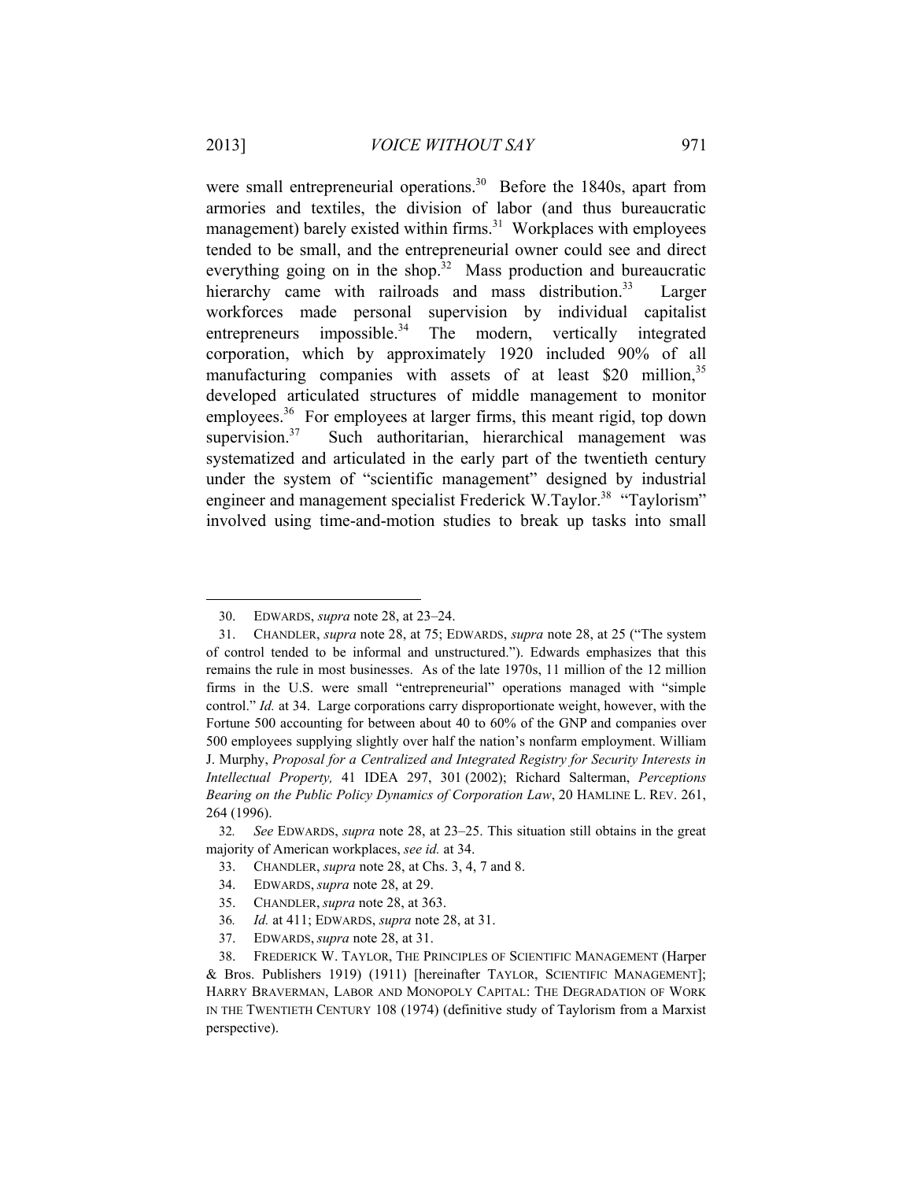were small entrepreneurial operations.[30] Before the 1840s, apart from armories and textiles, the division of labor (and thus bureaucratic management) barely existed within firms.[31] Workplaces with employees tended to be small, and the entrepreneurial owner could see and direct everything going on in the shop.[32] Mass production and bureaucratic hierarchy came with railroads and mass distribution.[33] Larger workforces made personal supervision by individual capitalist entrepreneurs impossible.[34] The modern, vertically integrated corporation, which by approximately 1920 included 90% of all manufacturing companies with assets of at least $20 million,[35] developed articulated structures of middle management to monitor employees.[36] For employees at larger firms, this meant rigid, top down supervision.[37] Such authoritarian, hierarchical management was systematized and articulated in the early part of the twentieth century under the system of "scientific management" designed by industrial engineer and management specialist Frederick W.Taylor.[38] "Taylorism" involved using time-and-motion studies to break up tasks into small

---

30. EDWARDS, *supra* note 28, at 23–24.

31. CHANDLER, *supra* note 28, at 75; EDWARDS, *supra* note 28, at 25 ("The system of control tended to be informal and unstructured."). Edwards emphasizes that this remains the rule in most businesses. As of the late 1970s, 11 million of the 12 million firms in the U.S. were small "entrepreneurial" operations managed with "simple control." *Id.* at 34. Large corporations carry disproportionate weight, however, with the Fortune 500 accounting for between about 40 to 60% of the GNP and companies over 500 employees supplying slightly over half the nation's nonfarm employment. William J. Murphy, *Proposal for a Centralized and Integrated Registry for Security Interests in Intellectual Property,* 41 IDEA 297, 301 (2002); Richard Salterman, *Perceptions Bearing on the Public Policy Dynamics of Corporation Law*, 20 HAMLINE L. REV. 261, 264 (1996).

32. *See* EDWARDS, *supra* note 28, at 23–25. This situation still obtains in the great majority of American workplaces, *see id.* at 34.

33. CHANDLER, *supra* note 28, at Chs. 3, 4, 7 and 8.

34. EDWARDS, *supra* note 28, at 29.

35. CHANDLER, *supra* note 28, at 363.

36. *Id.* at 411; EDWARDS, *supra* note 28, at 31.

37. EDWARDS, *supra* note 28, at 31.

38. FREDERICK W. TAYLOR, THE PRINCIPLES OF SCIENTIFIC MANAGEMENT (Harper & Bros. Publishers 1919) (1911) [hereinafter TAYLOR, SCIENTIFIC MANAGEMENT]; HARRY BRAVERMAN, LABOR AND MONOPOLY CAPITAL: THE DEGRADATION OF WORK IN THE TWENTIETH CENTURY 108 (1974) (definitive study of Taylorism from a Marxist perspective).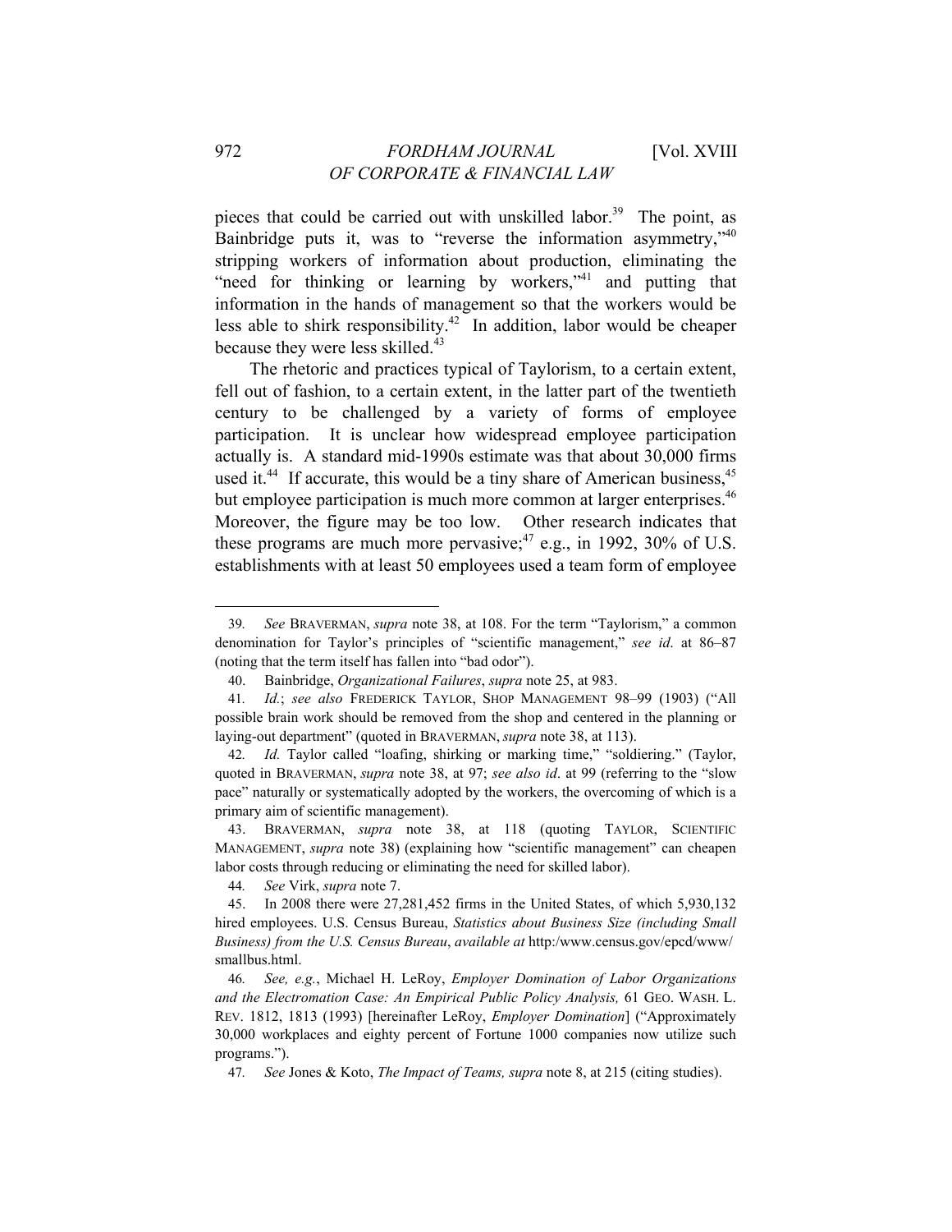pieces that could be carried out with unskilled labor.[39] The point, as Bainbridge puts it, was to "reverse the information asymmetry,"[40] stripping workers of information about production, eliminating the "need for thinking or learning by workers,"[41] and putting that information in the hands of management so that the workers would be less able to shirk responsibility.[42] In addition, labor would be cheaper because they were less skilled.[43]

The rhetoric and practices typical of Taylorism, to a certain extent, fell out of fashion, to a certain extent, in the latter part of the twentieth century to be challenged by a variety of forms of employee participation. It is unclear how widespread employee participation actually is. A standard mid-1990s estimate was that about 30,000 firms used it.[44] If accurate, this would be a tiny share of American business,[45] but employee participation is much more common at larger enterprises.[46] Moreover, the figure may be too low. Other research indicates that these programs are much more pervasive;[47] e.g., in 1992, 30% of U.S. establishments with at least 50 employees used a team form of employee

---

39. *See* BRAVERMAN, *supra* note 38, at 108. For the term "Taylorism," a common denomination for Taylor's principles of "scientific management," *see id.* at 86–87 (noting that the term itself has fallen into "bad odor").

40. Bainbridge, *Organizational Failures*, *supra* note 25, at 983.

41. *Id.*; *see also* FREDERICK TAYLOR, SHOP MANAGEMENT 98–99 (1903) ("All possible brain work should be removed from the shop and centered in the planning or laying-out department" (quoted in BRAVERMAN, *supra* note 38, at 113).

42. *Id.* Taylor called "loafing, shirking or marking time," "soldiering." (Taylor, quoted in BRAVERMAN, *supra* note 38, at 97; *see also id*. at 99 (referring to the "slow pace" naturally or systematically adopted by the workers, the overcoming of which is a primary aim of scientific management).

43. BRAVERMAN, *supra* note 38, at 118 (quoting TAYLOR, SCIENTIFIC MANAGEMENT, *supra* note 38) (explaining how "scientific management" can cheapen labor costs through reducing or eliminating the need for skilled labor).

44. *See* Virk, *supra* note 7.

45. In 2008 there were 27,281,452 firms in the United States, of which 5,930,132 hired employees. U.S. Census Bureau, *Statistics about Business Size (including Small Business) from the U.S. Census Bureau*, *available at* http:/www.census.gov/epcd/www/smallbus.html.

46. *See, e.g.*, Michael H. LeRoy, *Employer Domination of Labor Organizations and the Electromation Case: An Empirical Public Policy Analysis,* 61 GEO. WASH. L. REV. 1812, 1813 (1993) [hereinafter LeRoy, *Employer Domination*] ("Approximately 30,000 workplaces and eighty percent of Fortune 1000 companies now utilize such programs.").

47. *See* Jones & Koto, *The Impact of Teams, supra* note 8, at 215 (citing studies).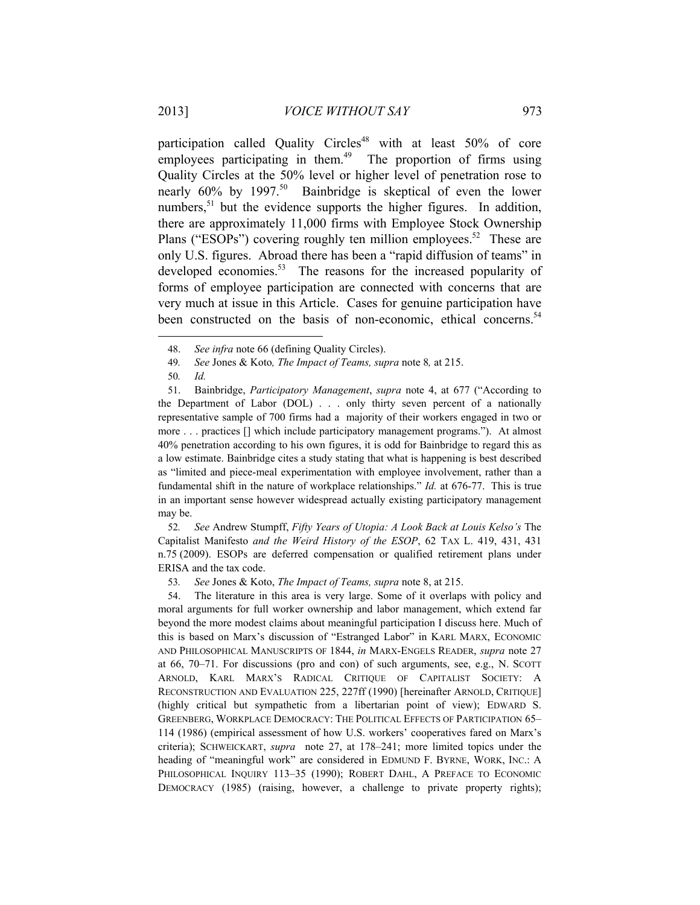participation called Quality Circles[48] with at least 50% of core employees participating in them.[49] The proportion of firms using Quality Circles at the 50% level or higher level of penetration rose to nearly 60% by 1997.[50] Bainbridge is skeptical of even the lower numbers,[51] but the evidence supports the higher figures. In addition, there are approximately 11,000 firms with Employee Stock Ownership Plans ("ESOPs") covering roughly ten million employees.[52] These are only U.S. figures. Abroad there has been a "rapid diffusion of teams" in developed economies.[53] The reasons for the increased popularity of forms of employee participation are connected with concerns that are very much at issue in this Article. Cases for genuine participation have been constructed on the basis of non-economic, ethical concerns.[54]

---

48. *See infra* note 66 (defining Quality Circles).

49. *See* Jones & Koto*, The Impact of Teams, supra* note 8*,* at 215.

50. *Id.*

51. Bainbridge, *Participatory Management*, *supra* note 4, at 677 ("According to the Department of Labor (DOL) . . . only thirty seven percent of a nationally representative sample of 700 firms had a majority of their workers engaged in two or more . . . practices [] which include participatory management programs."). At almost 40% penetration according to his own figures, it is odd for Bainbridge to regard this as a low estimate. Bainbridge cites a study stating that what is happening is best described as "limited and piece-meal experimentation with employee involvement, rather than a fundamental shift in the nature of workplace relationships." *Id.* at 676-77. This is true in an important sense however widespread actually existing participatory management may be.

52. *See* Andrew Stumpff, *Fifty Years of Utopia: A Look Back at Louis Kelso's* The Capitalist Manifesto *and the Weird History of the ESOP*, 62 TAX L. 419, 431, 431 n.75 (2009). ESOPs are deferred compensation or qualified retirement plans under ERISA and the tax code.

53. *See* Jones & Koto, *The Impact of Teams, supra* note 8, at 215.

54. The literature in this area is very large. Some of it overlaps with policy and moral arguments for full worker ownership and labor management, which extend far beyond the more modest claims about meaningful participation I discuss here. Much of this is based on Marx's discussion of "Estranged Labor" in KARL MARX, ECONOMIC AND PHILOSOPHICAL MANUSCRIPTS OF 1844, *in* MARX-ENGELS READER, *supra* note 27 at 66, 70–71. For discussions (pro and con) of such arguments, see, e.g., N. SCOTT ARNOLD, KARL MARX'S RADICAL CRITIQUE OF CAPITALIST SOCIETY: A RECONSTRUCTION AND EVALUATION 225, 227ff (1990) [hereinafter ARNOLD, CRITIQUE] (highly critical but sympathetic from a libertarian point of view); EDWARD S. GREENBERG, WORKPLACE DEMOCRACY: THE POLITICAL EFFECTS OF PARTICIPATION 65–114 (1986) (empirical assessment of how U.S. workers' cooperatives fared on Marx's criteria); SCHWEICKART, *supra* note 27, at 178–241; more limited topics under the heading of "meaningful work" are considered in EDMUND F. BYRNE, WORK, INC.: A PHILOSOPHICAL INQUIRY 113–35 (1990); ROBERT DAHL, A PREFACE TO ECONOMIC DEMOCRACY (1985) (raising, however, a challenge to private property rights);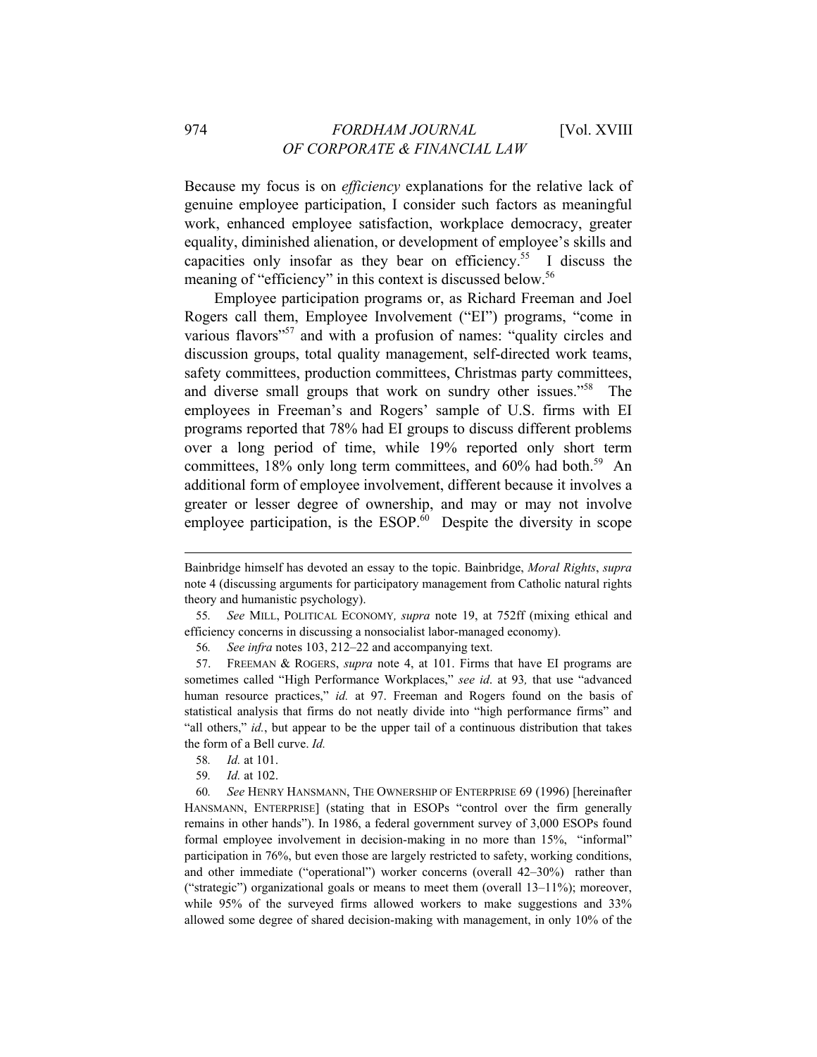Because my focus is on *efficiency* explanations for the relative lack of genuine employee participation, I consider such factors as meaningful work, enhanced employee satisfaction, workplace democracy, greater equality, diminished alienation, or development of employee's skills and capacities only insofar as they bear on efficiency.[55] I discuss the meaning of "efficiency" in this context is discussed below.[56]

Employee participation programs or, as Richard Freeman and Joel Rogers call them, Employee Involvement ("EI") programs, "come in various flavors"[57] and with a profusion of names: "quality circles and discussion groups, total quality management, self-directed work teams, safety committees, production committees, Christmas party committees, and diverse small groups that work on sundry other issues."[58] The employees in Freeman's and Rogers' sample of U.S. firms with EI programs reported that 78% had EI groups to discuss different problems over a long period of time, while 19% reported only short term committees, 18% only long term committees, and 60% had both.[59] An additional form of employee involvement, different because it involves a greater or lesser degree of ownership, and may or may not involve employee participation, is the ESOP.[60] Despite the diversity in scope

---

Bainbridge himself has devoted an essay to the topic. Bainbridge, *Moral Rights*, *supra* note 4 (discussing arguments for participatory management from Catholic natural rights theory and humanistic psychology).

55. *See* MILL, POLITICAL ECONOMY, *supra* note 19, at 752ff (mixing ethical and efficiency concerns in discussing a nonsocialist labor-managed economy).

56. *See infra* notes 103, 212–22 and accompanying text.

57. FREEMAN & ROGERS, *supra* note 4, at 101. Firms that have EI programs are sometimes called "High Performance Workplaces," *see id*. at 93, that use "advanced human resource practices," *id.* at 97. Freeman and Rogers found on the basis of statistical analysis that firms do not neatly divide into "high performance firms" and "all others," *id.*, but appear to be the upper tail of a continuous distribution that takes the form of a Bell curve. *Id.*

58. *Id.* at 101.

59. *Id.* at 102.

60. *See* HENRY HANSMANN, THE OWNERSHIP OF ENTERPRISE 69 (1996) [hereinafter HANSMANN, ENTERPRISE] (stating that in ESOPs "control over the firm generally remains in other hands"). In 1986, a federal government survey of 3,000 ESOPs found formal employee involvement in decision-making in no more than 15%, "informal" participation in 76%, but even those are largely restricted to safety, working conditions, and other immediate ("operational") worker concerns (overall 42–30%) rather than ("strategic") organizational goals or means to meet them (overall 13–11%); moreover, while 95% of the surveyed firms allowed workers to make suggestions and 33% allowed some degree of shared decision-making with management, in only 10% of the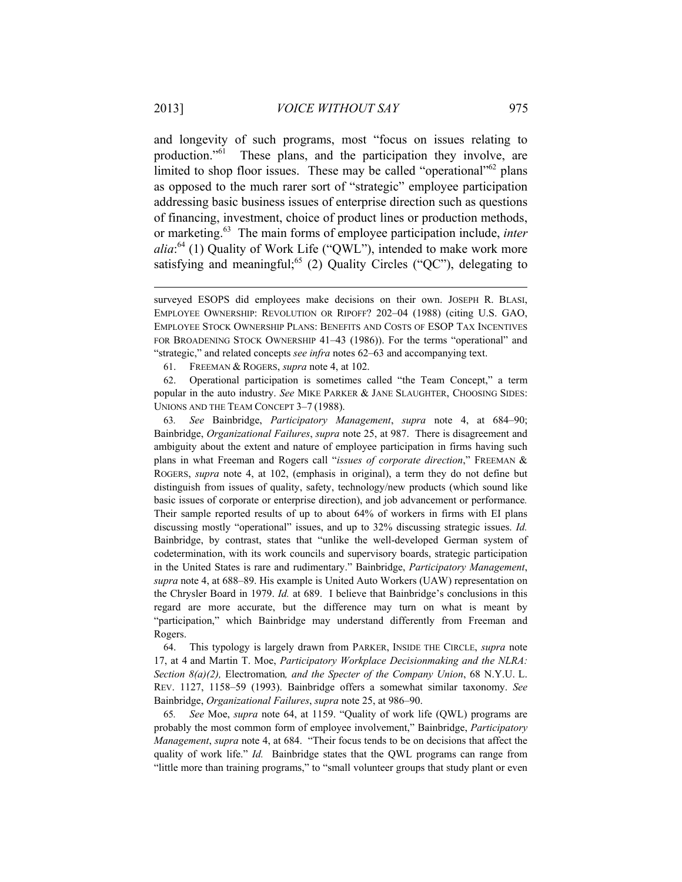and longevity of such programs, most "focus on issues relating to production."[61] These plans, and the participation they involve, are limited to shop floor issues. These may be called "operational"[62] plans as opposed to the much rarer sort of "strategic" employee participation addressing basic business issues of enterprise direction such as questions of financing, investment, choice of product lines or production methods, or marketing.[63] The main forms of employee participation include, *inter alia*:[64] (1) Quality of Work Life ("QWL"), intended to make work more satisfying and meaningful;[65] (2) Quality Circles ("QC"), delegating to

---

surveyed ESOPS did employees make decisions on their own. JOSEPH R. BLASI, EMPLOYEE OWNERSHIP: REVOLUTION OR RIPOFF? 202–04 (1988) (citing U.S. GAO, EMPLOYEE STOCK OWNERSHIP PLANS: BENEFITS AND COSTS OF ESOP TAX INCENTIVES FOR BROADENING STOCK OWNERSHIP 41–43 (1986)). For the terms "operational" and "strategic," and related concepts *see infra* notes 62–63 and accompanying text.

61. FREEMAN & ROGERS, *supra* note 4, at 102.

62. Operational participation is sometimes called "the Team Concept," a term popular in the auto industry. *See* MIKE PARKER & JANE SLAUGHTER, CHOOSING SIDES: UNIONS AND THE TEAM CONCEPT 3–7 (1988).

63. *See* Bainbridge, *Participatory Management*, *supra* note 4, at 684–90; Bainbridge, *Organizational Failures*, *supra* note 25, at 987. There is disagreement and ambiguity about the extent and nature of employee participation in firms having such plans in what Freeman and Rogers call "*issues of corporate direction*," FREEMAN & ROGERS, *supra* note 4, at 102, (emphasis in original), a term they do not define but distinguish from issues of quality, safety, technology/new products (which sound like basic issues of corporate or enterprise direction), and job advancement or performance. Their sample reported results of up to about 64% of workers in firms with EI plans discussing mostly "operational" issues, and up to 32% discussing strategic issues. *Id.* Bainbridge, by contrast, states that "unlike the well-developed German system of codetermination, with its work councils and supervisory boards, strategic participation in the United States is rare and rudimentary." Bainbridge, *Participatory Management*, *supra* note 4, at 688–89. His example is United Auto Workers (UAW) representation on the Chrysler Board in 1979. *Id.* at 689. I believe that Bainbridge's conclusions in this regard are more accurate, but the difference may turn on what is meant by "participation," which Bainbridge may understand differently from Freeman and Rogers.

64. This typology is largely drawn from PARKER, INSIDE THE CIRCLE, *supra* note 17, at 4 and Martin T. Moe, *Participatory Workplace Decisionmaking and the NLRA: Section 8(a)(2),* Electromation*, and the Specter of the Company Union*, 68 N.Y.U. L. REV. 1127, 1158–59 (1993). Bainbridge offers a somewhat similar taxonomy. *See* Bainbridge, *Organizational Failures*, *supra* note 25, at 986–90.

65. *See* Moe, *supra* note 64, at 1159. "Quality of work life (QWL) programs are probably the most common form of employee involvement," Bainbridge, *Participatory Management*, *supra* note 4, at 684. "Their focus tends to be on decisions that affect the quality of work life." *Id.* Bainbridge states that the QWL programs can range from "little more than training programs," to "small volunteer groups that study plant or even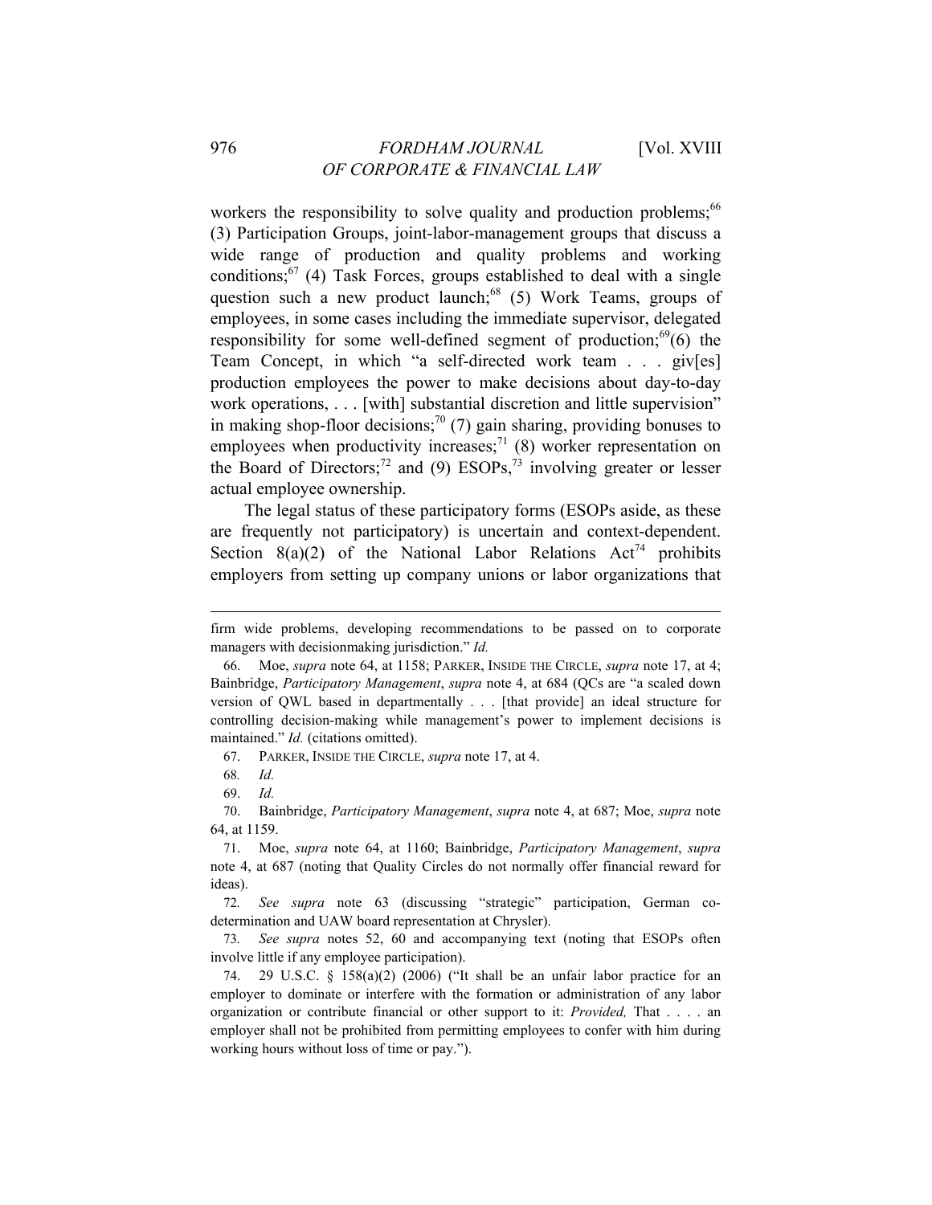workers the responsibility to solve quality and production problems;[66] (3) Participation Groups, joint-labor-management groups that discuss a wide range of production and quality problems and working conditions;[67] (4) Task Forces, groups established to deal with a single question such a new product launch;[68] (5) Work Teams, groups of employees, in some cases including the immediate supervisor, delegated responsibility for some well-defined segment of production;[69] (6) the Team Concept, in which "a self-directed work team . . . giv[es] production employees the power to make decisions about day-to-day work operations, . . . [with] substantial discretion and little supervision" in making shop-floor decisions;[70] (7) gain sharing, providing bonuses to employees when productivity increases;[71] (8) worker representation on the Board of Directors;[72] and (9) ESOPs,[73] involving greater or lesser actual employee ownership.

The legal status of these participatory forms (ESOPs aside, as these are frequently not participatory) is uncertain and context-dependent. Section 8(a)(2) of the National Labor Relations Act[74] prohibits employers from setting up company unions or labor organizations that

---

firm wide problems, developing recommendations to be passed on to corporate managers with decisionmaking jurisdiction." *Id.*

66. Moe, *supra* note 64, at 1158; PARKER, INSIDE THE CIRCLE, *supra* note 17, at 4; Bainbridge, *Participatory Management*, *supra* note 4, at 684 (QCs are "a scaled down version of QWL based in departmentally . . . [that provide] an ideal structure for controlling decision-making while management's power to implement decisions is maintained." *Id.* (citations omitted).

67. PARKER, INSIDE THE CIRCLE, *supra* note 17, at 4.

68. *Id.*

69. *Id.*

70. Bainbridge, *Participatory Management*, *supra* note 4, at 687; Moe, *supra* note 64, at 1159.

71. Moe, *supra* note 64, at 1160; Bainbridge, *Participatory Management*, *supra* note 4, at 687 (noting that Quality Circles do not normally offer financial reward for ideas).

72. *See supra* note 63 (discussing "strategic" participation, German co-determination and UAW board representation at Chrysler).

73. *See supra* notes 52, 60 and accompanying text (noting that ESOPs often involve little if any employee participation).

74. 29 U.S.C. § 158(a)(2) (2006) ("It shall be an unfair labor practice for an employer to dominate or interfere with the formation or administration of any labor organization or contribute financial or other support to it: *Provided,* That . . . . an employer shall not be prohibited from permitting employees to confer with him during working hours without loss of time or pay.").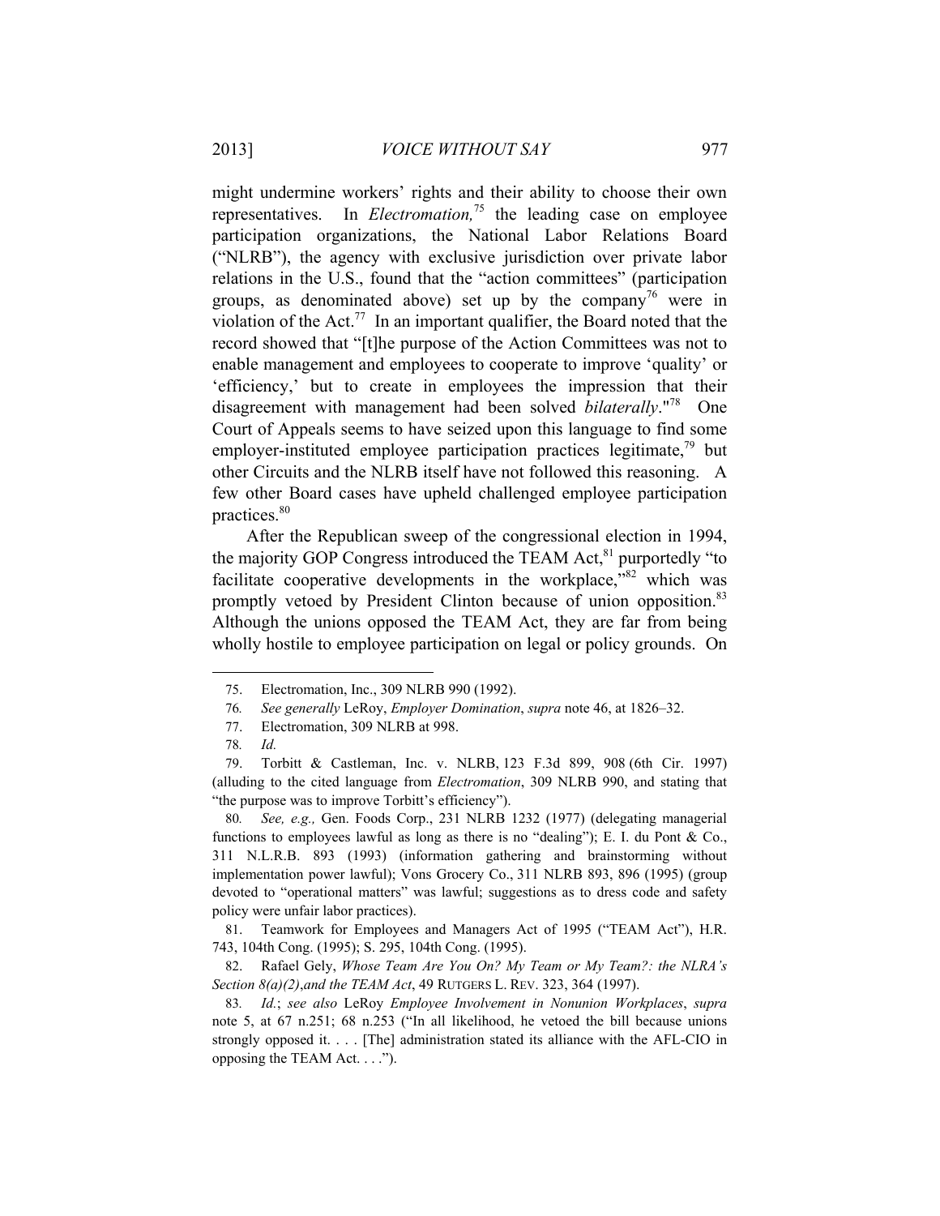might undermine workers' rights and their ability to choose their own representatives. In *Electromation,*[75] the leading case on employee participation organizations, the National Labor Relations Board ("NLRB"), the agency with exclusive jurisdiction over private labor relations in the U.S., found that the "action committees" (participation groups, as denominated above) set up by the company[76] were in violation of the Act.[77] In an important qualifier, the Board noted that the record showed that "[t]he purpose of the Action Committees was not to enable management and employees to cooperate to improve 'quality' or 'efficiency,' but to create in employees the impression that their disagreement with management had been solved *bilaterally*."[78] One Court of Appeals seems to have seized upon this language to find some employer-instituted employee participation practices legitimate,[79] but other Circuits and the NLRB itself have not followed this reasoning. A few other Board cases have upheld challenged employee participation practices.[80]

After the Republican sweep of the congressional election in 1994, the majority GOP Congress introduced the TEAM Act,[81] purportedly "to facilitate cooperative developments in the workplace,"[82] which was promptly vetoed by President Clinton because of union opposition.[83] Although the unions opposed the TEAM Act, they are far from being wholly hostile to employee participation on legal or policy grounds. On

---

75. Electromation, Inc., 309 NLRB 990 (1992).

76. *See generally* LeRoy, *Employer Domination*, *supra* note 46, at 1826–32.

77. Electromation, 309 NLRB at 998.

78. *Id.*

79. Torbitt & Castleman, Inc. v. NLRB, 123 F.3d 899, 908 (6th Cir. 1997) (alluding to the cited language from *Electromation*, 309 NLRB 990, and stating that "the purpose was to improve Torbitt's efficiency").

80. *See, e.g.,* Gen. Foods Corp., 231 NLRB 1232 (1977) (delegating managerial functions to employees lawful as long as there is no "dealing"); E. I. du Pont & Co., 311 N.L.R.B. 893 (1993) (information gathering and brainstorming without implementation power lawful); Vons Grocery Co., 311 NLRB 893, 896 (1995) (group devoted to "operational matters" was lawful; suggestions as to dress code and safety policy were unfair labor practices).

81. Teamwork for Employees and Managers Act of 1995 ("TEAM Act"), H.R. 743, 104th Cong. (1995); S. 295, 104th Cong. (1995).

82. Rafael Gely, *Whose Team Are You On? My Team or My Team?: the NLRA's Section 8(a)(2),and the TEAM Act*, 49 RUTGERS L. REV. 323, 364 (1997).

83. *Id.*; *see also* LeRoy *Employee Involvement in Nonunion Workplaces*, *supra* note 5, at 67 n.251; 68 n.253 ("In all likelihood, he vetoed the bill because unions strongly opposed it. . . . [The] administration stated its alliance with the AFL-CIO in opposing the TEAM Act. . . .").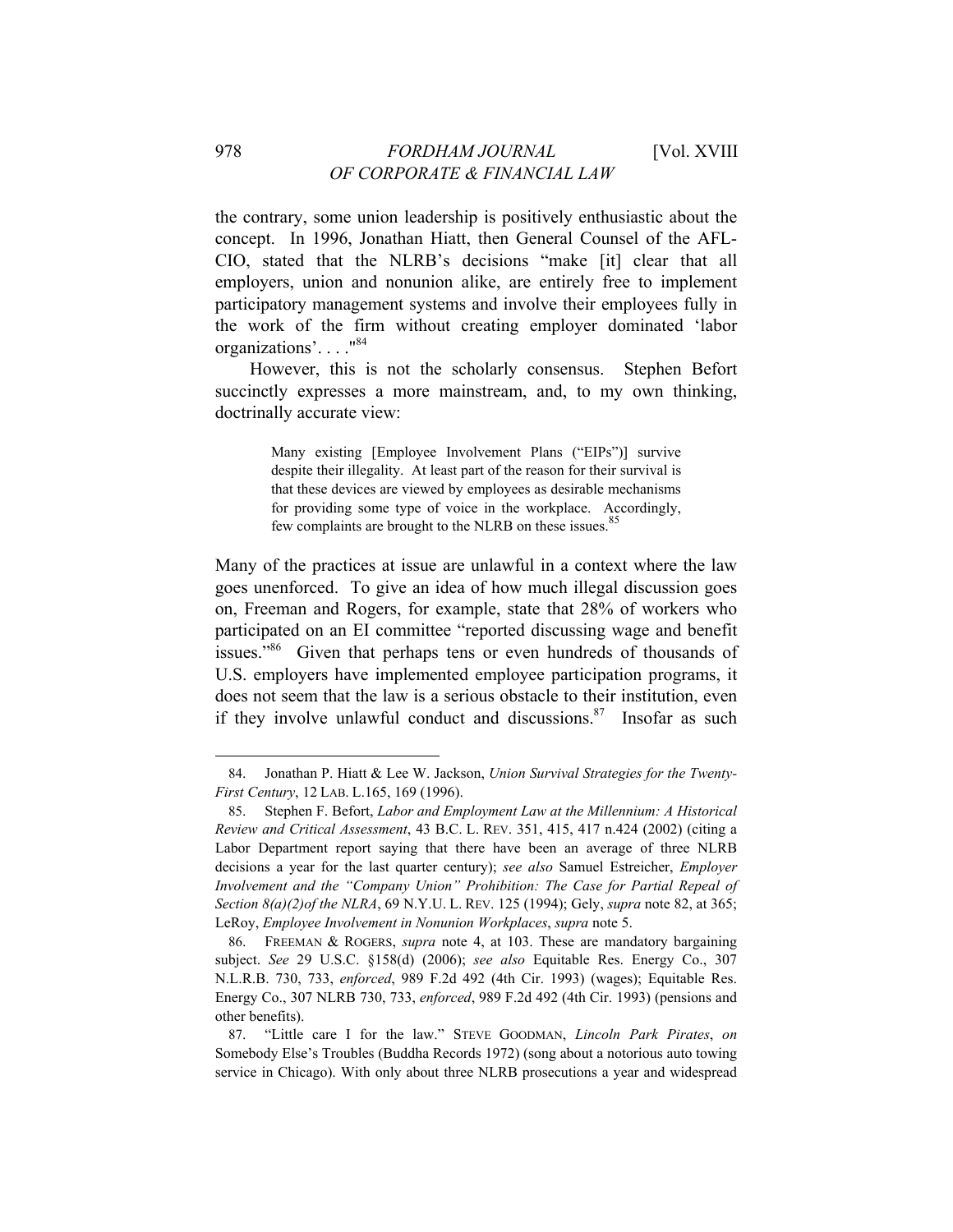the contrary, some union leadership is positively enthusiastic about the concept. In 1996, Jonathan Hiatt, then General Counsel of the AFL-CIO, stated that the NLRB's decisions "make [it] clear that all employers, union and nonunion alike, are entirely free to implement participatory management systems and involve their employees fully in the work of the firm without creating employer dominated 'labor organizations'. . . ."[84]

However, this is not the scholarly consensus. Stephen Befort succinctly expresses a more mainstream, and, to my own thinking, doctrinally accurate view:

> Many existing [Employee Involvement Plans ("EIPs")] survive despite their illegality. At least part of the reason for their survival is that these devices are viewed by employees as desirable mechanisms for providing some type of voice in the workplace. Accordingly, few complaints are brought to the NLRB on these issues.[85]

Many of the practices at issue are unlawful in a context where the law goes unenforced. To give an idea of how much illegal discussion goes on, Freeman and Rogers, for example, state that 28% of workers who participated on an EI committee "reported discussing wage and benefit issues."[86] Given that perhaps tens or even hundreds of thousands of U.S. employers have implemented employee participation programs, it does not seem that the law is a serious obstacle to their institution, even if they involve unlawful conduct and discussions.[87] Insofar as such

---

84. Jonathan P. Hiatt & Lee W. Jackson, *Union Survival Strategies for the Twenty-First Century*, 12 LAB. L.165, 169 (1996).

85. Stephen F. Befort, *Labor and Employment Law at the Millennium: A Historical Review and Critical Assessment*, 43 B.C. L. REV. 351, 415, 417 n.424 (2002) (citing a Labor Department report saying that there have been an average of three NLRB decisions a year for the last quarter century); *see also* Samuel Estreicher, *Employer Involvement and the "Company Union" Prohibition: The Case for Partial Repeal of Section 8(a)(2)of the NLRA*, 69 N.Y.U. L. REV. 125 (1994); Gely, *supra* note 82, at 365; LeRoy, *Employee Involvement in Nonunion Workplaces*, *supra* note 5.

86. FREEMAN & ROGERS, *supra* note 4, at 103. These are mandatory bargaining subject. *See* 29 U.S.C. §158(d) (2006); *see also* Equitable Res. Energy Co., 307 N.L.R.B. 730, 733, *enforced*, 989 F.2d 492 (4th Cir. 1993) (wages); Equitable Res. Energy Co., 307 NLRB 730, 733, *enforced*, 989 F.2d 492 (4th Cir. 1993) (pensions and other benefits).

87. "Little care I for the law." STEVE GOODMAN, *Lincoln Park Pirates*, *on* Somebody Else's Troubles (Buddha Records 1972) (song about a notorious auto towing service in Chicago). With only about three NLRB prosecutions a year and widespread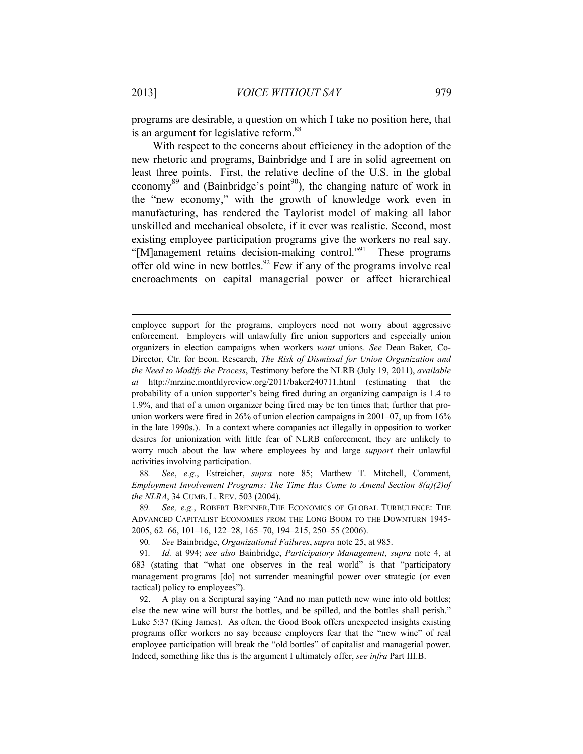programs are desirable, a question on which I take no position here, that is an argument for legislative reform.[88]

With respect to the concerns about efficiency in the adoption of the new rhetoric and programs, Bainbridge and I are in solid agreement on least three points. First, the relative decline of the U.S. in the global economy[89] and (Bainbridge's point[90]), the changing nature of work in the "new economy," with the growth of knowledge work even in manufacturing, has rendered the Taylorist model of making all labor unskilled and mechanical obsolete, if it ever was realistic. Second, most existing employee participation programs give the workers no real say. "[M]anagement retains decision-making control."[91] These programs offer old wine in new bottles.[92] Few if any of the programs involve real encroachments on capital managerial power or affect hierarchical

---

employee support for the programs, employers need not worry about aggressive enforcement. Employers will unlawfully fire union supporters and especially union organizers in election campaigns when workers *want* unions. *See* Dean Baker, Co-Director, Ctr. for Econ. Research, *The Risk of Dismissal for Union Organization and the Need to Modify the Process*, Testimony before the NLRB (July 19, 2011), *available at* http://mrzine.monthlyreview.org/2011/baker240711.html (estimating that the probability of a union supporter's being fired during an organizing campaign is 1.4 to 1.9%, and that of a union organizer being fired may be ten times that; further that pro-union workers were fired in 26% of union election campaigns in 2001–07, up from 16% in the late 1990s.). In a context where companies act illegally in opposition to worker desires for unionization with little fear of NLRB enforcement, they are unlikely to worry much about the law where employees by and large *support* their unlawful activities involving participation.

88. *See*, *e.g.*, Estreicher, *supra* note 85; Matthew T. Mitchell, Comment, *Employment Involvement Programs: The Time Has Come to Amend Section 8(a)(2)of the NLRA*, 34 CUMB. L. REV. 503 (2004).

89. *See, e.g.*, ROBERT BRENNER, THE ECONOMICS OF GLOBAL TURBULENCE: THE ADVANCED CAPITALIST ECONOMIES FROM THE LONG BOOM TO THE DOWNTURN 1945-2005, 62–66, 101–16, 122–28, 165–70, 194–215, 250–55 (2006).

90. *See* Bainbridge, *Organizational Failures*, *supra* note 25, at 985.

91. *Id.* at 994; *see also* Bainbridge, *Participatory Management*, *supra* note 4, at 683 (stating that "what one observes in the real world" is that "participatory management programs [do] not surrender meaningful power over strategic (or even tactical) policy to employees").

92. A play on a Scriptural saying "And no man putteth new wine into old bottles; else the new wine will burst the bottles, and be spilled, and the bottles shall perish." Luke 5:37 (King James). As often, the Good Book offers unexpected insights existing programs offer workers no say because employers fear that the "new wine" of real employee participation will break the "old bottles" of capitalist and managerial power. Indeed, something like this is the argument I ultimately offer, *see infra* Part III.B.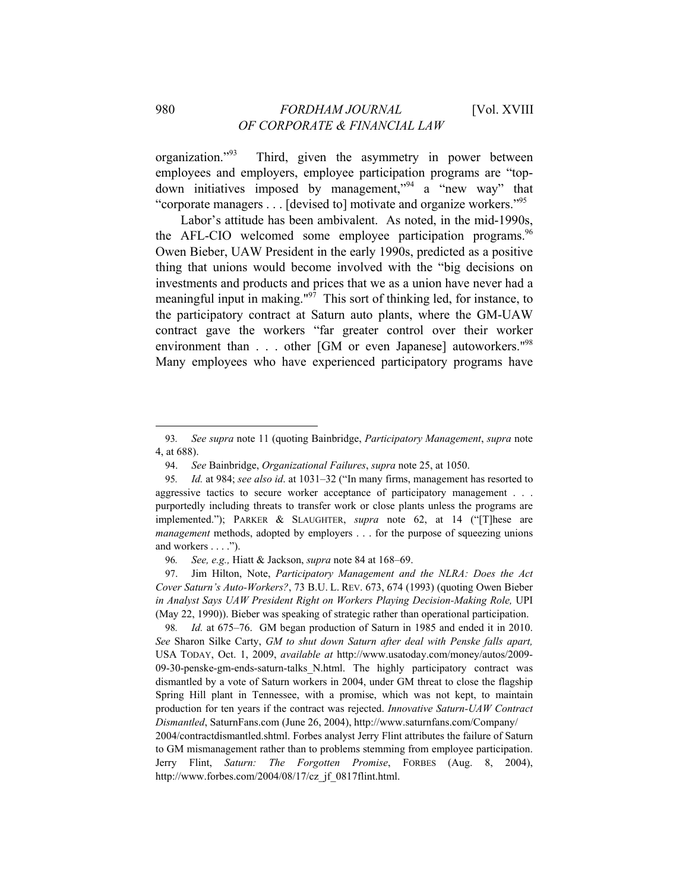organization."[93] Third, given the asymmetry in power between employees and employers, employee participation programs are "top-down initiatives imposed by management,"[94] a "new way" that "corporate managers . . . [devised to] motivate and organize workers."[95]

Labor's attitude has been ambivalent. As noted, in the mid-1990s, the AFL-CIO welcomed some employee participation programs.[96] Owen Bieber, UAW President in the early 1990s, predicted as a positive thing that unions would become involved with the "big decisions on investments and products and prices that we as a union have never had a meaningful input in making."[97] This sort of thinking led, for instance, to the participatory contract at Saturn auto plants, where the GM-UAW contract gave the workers "far greater control over their worker environment than . . . other [GM or even Japanese] autoworkers."[98] Many employees who have experienced participatory programs have

---

93. *See supra* note 11 (quoting Bainbridge, *Participatory Management*, *supra* note 4, at 688).

94. *See* Bainbridge, *Organizational Failures*, *supra* note 25, at 1050.

95. *Id.* at 984; *see also id.* at 1031–32 ("In many firms, management has resorted to aggressive tactics to secure worker acceptance of participatory management . . . purportedly including threats to transfer work or close plants unless the programs are implemented."); PARKER & SLAUGHTER, *supra* note 62, at 14 ("[T]hese are *management* methods, adopted by employers . . . for the purpose of squeezing unions and workers . . . .").

96. *See, e.g.,* Hiatt & Jackson, *supra* note 84 at 168–69.

97. Jim Hilton, Note, *Participatory Management and the NLRA: Does the Act Cover Saturn's Auto-Workers?*, 73 B.U. L. REV. 673, 674 (1993) (quoting Owen Bieber *in Analyst Says UAW President Right on Workers Playing Decision-Making Role,* UPI (May 22, 1990)). Bieber was speaking of strategic rather than operational participation.

98. *Id.* at 675–76. GM began production of Saturn in 1985 and ended it in 2010. *See* Sharon Silke Carty, *GM to shut down Saturn after deal with Penske falls apart,* USA TODAY, Oct. 1, 2009, *available at* http://www.usatoday.com/money/autos/2009-09-30-penske-gm-ends-saturn-talks_N.html. The highly participatory contract was dismantled by a vote of Saturn workers in 2004, under GM threat to close the flagship Spring Hill plant in Tennessee, with a promise, which was not kept, to maintain production for ten years if the contract was rejected. *Innovative Saturn-UAW Contract Dismantled*, SaturnFans.com (June 26, 2004), http://www.saturnfans.com/Company/2004/contractdismantled.shtml. Forbes analyst Jerry Flint attributes the failure of Saturn to GM mismanagement rather than to problems stemming from employee participation. Jerry Flint, *Saturn: The Forgotten Promise*, FORBES (Aug. 8, 2004), http://www.forbes.com/2004/08/17/cz_jf_0817flint.html.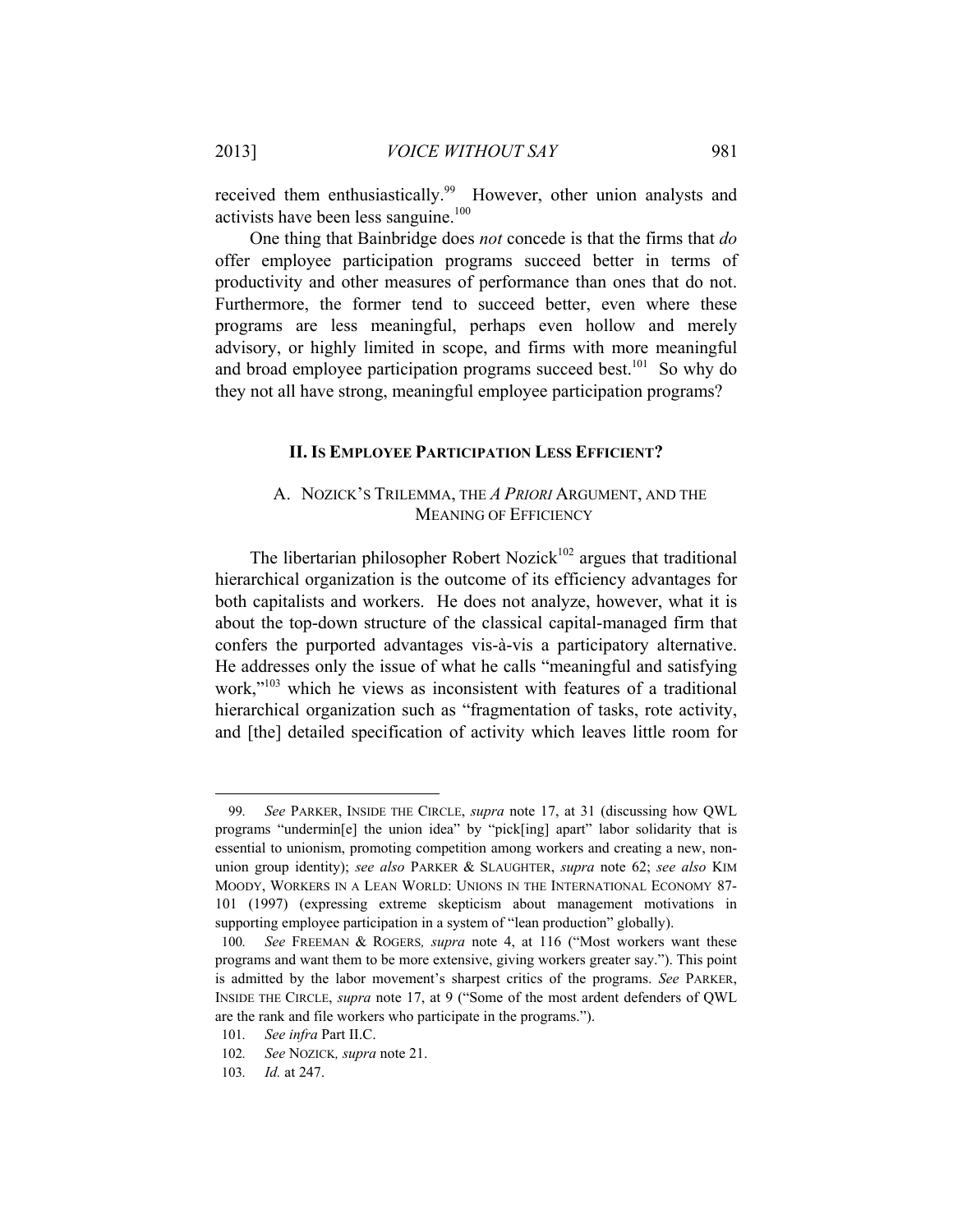received them enthusiastically.[99] However, other union analysts and activists have been less sanguine.[100]

One thing that Bainbridge does *not* concede is that the firms that *do* offer employee participation programs succeed better in terms of productivity and other measures of performance than ones that do not. Furthermore, the former tend to succeed better, even where these programs are less meaningful, perhaps even hollow and merely advisory, or highly limited in scope, and firms with more meaningful and broad employee participation programs succeed best.[101] So why do they not all have strong, meaningful employee participation programs?

## II. Is Employee Participation Less Efficient?

### A. Nozick's Trilemma, the *A Priori* Argument, and the Meaning of Efficiency

The libertarian philosopher Robert Nozick[102] argues that traditional hierarchical organization is the outcome of its efficiency advantages for both capitalists and workers. He does not analyze, however, what it is about the top-down structure of the classical capital-managed firm that confers the purported advantages vis-à-vis a participatory alternative. He addresses only the issue of what he calls "meaningful and satisfying work,"[103] which he views as inconsistent with features of a traditional hierarchical organization such as "fragmentation of tasks, rote activity, and [the] detailed specification of activity which leaves little room for

---

99. *See* Parker, Inside the Circle, *supra* note 17, at 31 (discussing how QWL programs "undermin[e] the union idea" by "pick[ing] apart" labor solidarity that is essential to unionism, promoting competition among workers and creating a new, non-union group identity); *see also* Parker & Slaughter, *supra* note 62; *see also* Kim Moody, Workers in a Lean World: Unions in the International Economy 87-101 (1997) (expressing extreme skepticism about management motivations in supporting employee participation in a system of "lean production" globally).

100. *See* Freeman & Rogers*, supra* note 4, at 116 ("Most workers want these programs and want them to be more extensive, giving workers greater say."). This point is admitted by the labor movement's sharpest critics of the programs. *See* Parker, Inside the Circle, *supra* note 17, at 9 ("Some of the most ardent defenders of QWL are the rank and file workers who participate in the programs.").

101. *See infra* Part II.C.

102. *See* Nozick*, supra* note 21.

103. *Id.* at 247.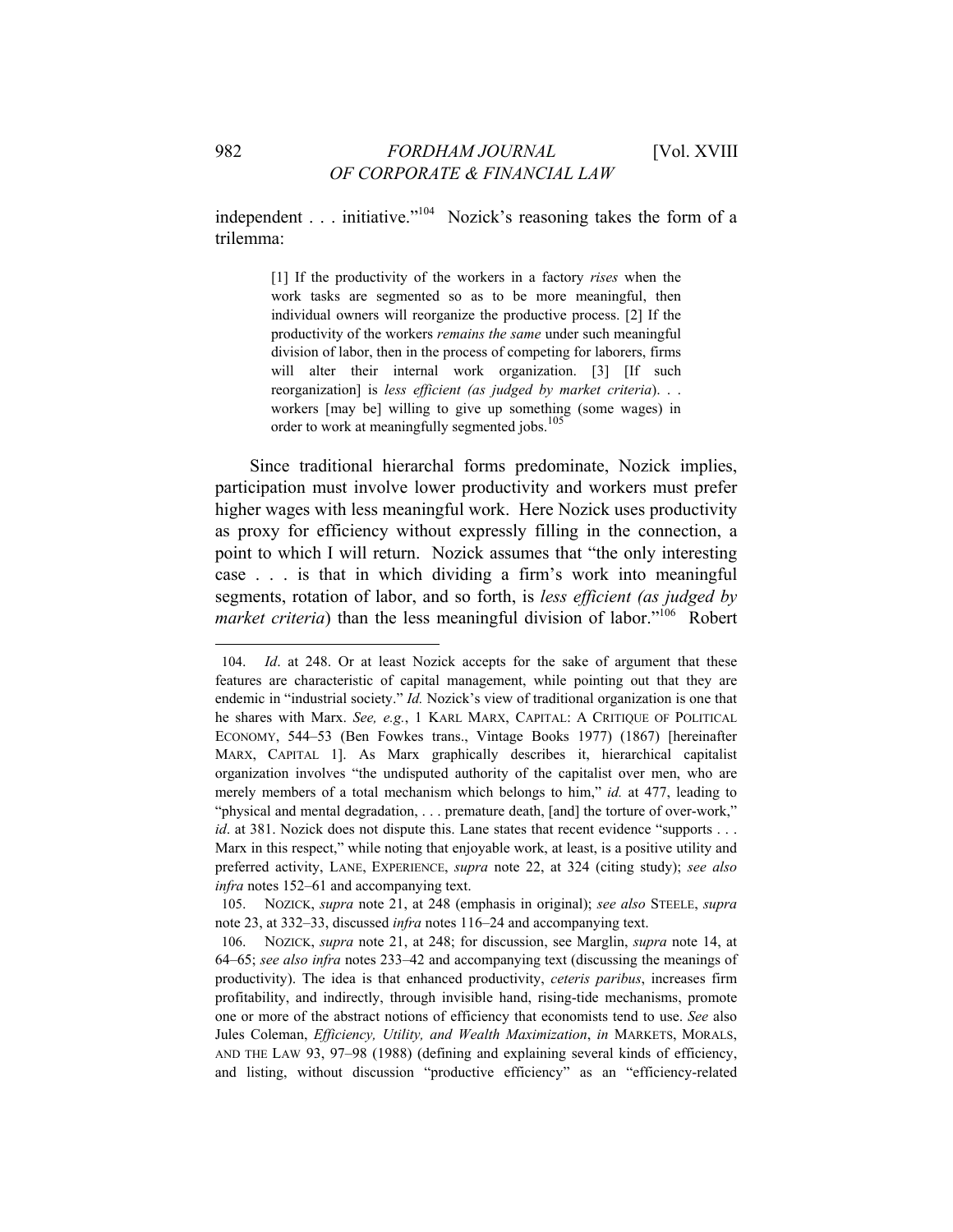independent . . . initiative."[104] Nozick's reasoning takes the form of a trilemma:

> [1] If the productivity of the workers in a factory *rises* when the work tasks are segmented so as to be more meaningful, then individual owners will reorganize the productive process. [2] If the productivity of the workers *remains the same* under such meaningful division of labor, then in the process of competing for laborers, firms will alter their internal work organization. [3] [If such reorganization] is *less efficient (as judged by market criteria)*. . . workers [may be] willing to give up something (some wages) in order to work at meaningfully segmented jobs.[105]

Since traditional hierarchal forms predominate, Nozick implies, participation must involve lower productivity and workers must prefer higher wages with less meaningful work. Here Nozick uses productivity as proxy for efficiency without expressly filling in the connection, a point to which I will return. Nozick assumes that "the only interesting case . . . is that in which dividing a firm's work into meaningful segments, rotation of labor, and so forth, is *less efficient (as judged by market criteria)* than the less meaningful division of labor."[106] Robert

---

104. *Id*. at 248. Or at least Nozick accepts for the sake of argument that these features are characteristic of capital management, while pointing out that they are endemic in "industrial society." *Id.* Nozick's view of traditional organization is one that he shares with Marx. *See, e.g.*, 1 KARL MARX, CAPITAL: A CRITIQUE OF POLITICAL ECONOMY, 544–53 (Ben Fowkes trans., Vintage Books 1977) (1867) [hereinafter MARX, CAPITAL 1]. As Marx graphically describes it, hierarchical capitalist organization involves "the undisputed authority of the capitalist over men, who are merely members of a total mechanism which belongs to him," *id.* at 477, leading to "physical and mental degradation, . . . premature death, [and] the torture of over-work," *id*. at 381. Nozick does not dispute this. Lane states that recent evidence "supports . . . Marx in this respect," while noting that enjoyable work, at least, is a positive utility and preferred activity, LANE, EXPERIENCE, *supra* note 22, at 324 (citing study); *see also infra* notes 152–61 and accompanying text.

105. NOZICK, *supra* note 21, at 248 (emphasis in original); *see also* STEELE, *supra* note 23, at 332–33, discussed *infra* notes 116–24 and accompanying text.

106. NOZICK, *supra* note 21, at 248; for discussion, see Marglin, *supra* note 14, at 64–65; *see also infra* notes 233–42 and accompanying text (discussing the meanings of productivity). The idea is that enhanced productivity, *ceteris paribus*, increases firm profitability, and indirectly, through invisible hand, rising-tide mechanisms, promote one or more of the abstract notions of efficiency that economists tend to use. *See* also Jules Coleman, *Efficiency, Utility, and Wealth Maximization*, *in* MARKETS, MORALS, AND THE LAW 93, 97–98 (1988) (defining and explaining several kinds of efficiency, and listing, without discussion "productive efficiency" as an "efficiency-related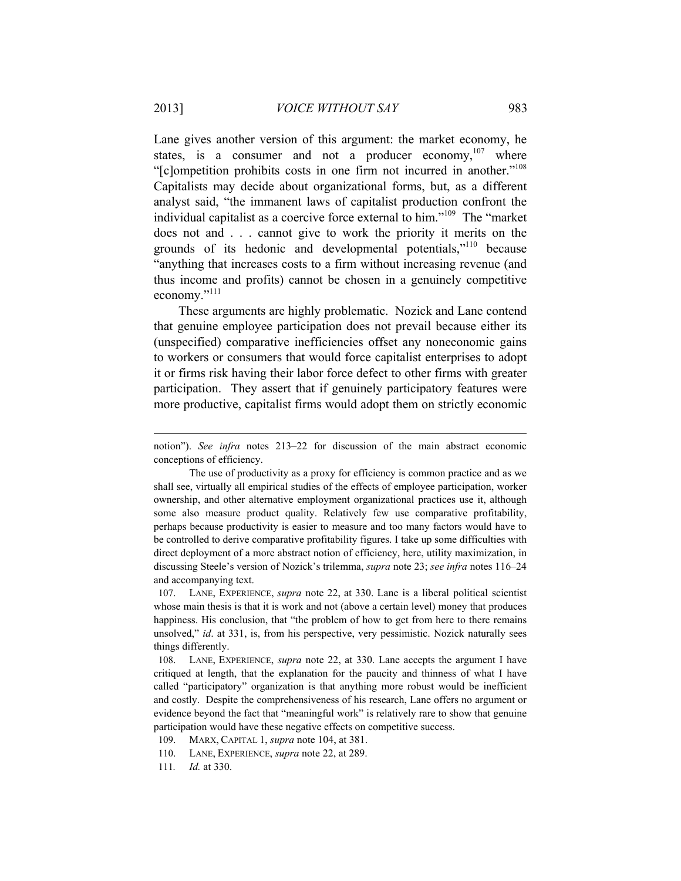Lane gives another version of this argument: the market economy, he states, is a consumer and not a producer economy,[107] where "[c]ompetition prohibits costs in one firm not incurred in another."[108] Capitalists may decide about organizational forms, but, as a different analyst said, "the immanent laws of capitalist production confront the individual capitalist as a coercive force external to him."[109] The "market does not and . . . cannot give to work the priority it merits on the grounds of its hedonic and developmental potentials,"[110] because "anything that increases costs to a firm without increasing revenue (and thus income and profits) cannot be chosen in a genuinely competitive economy."[111]

These arguments are highly problematic. Nozick and Lane contend that genuine employee participation does not prevail because either its (unspecified) comparative inefficiencies offset any noneconomic gains to workers or consumers that would force capitalist enterprises to adopt it or firms risk having their labor force defect to other firms with greater participation. They assert that if genuinely participatory features were more productive, capitalist firms would adopt them on strictly economic

---

notion"). *See infra* notes 213–22 for discussion of the main abstract economic conceptions of efficiency.

The use of productivity as a proxy for efficiency is common practice and as we shall see, virtually all empirical studies of the effects of employee participation, worker ownership, and other alternative employment organizational practices use it, although some also measure product quality. Relatively few use comparative profitability, perhaps because productivity is easier to measure and too many factors would have to be controlled to derive comparative profitability figures. I take up some difficulties with direct deployment of a more abstract notion of efficiency, here, utility maximization, in discussing Steele's version of Nozick's trilemma, *supra* note 23; *see infra* notes 116–24 and accompanying text.

107. LANE, EXPERIENCE, *supra* note 22, at 330. Lane is a liberal political scientist whose main thesis is that it is work and not (above a certain level) money that produces happiness. His conclusion, that "the problem of how to get from here to there remains unsolved," *id*. at 331, is, from his perspective, very pessimistic. Nozick naturally sees things differently.

108. LANE, EXPERIENCE, *supra* note 22, at 330. Lane accepts the argument I have critiqued at length, that the explanation for the paucity and thinness of what I have called "participatory" organization is that anything more robust would be inefficient and costly. Despite the comprehensiveness of his research, Lane offers no argument or evidence beyond the fact that "meaningful work" is relatively rare to show that genuine participation would have these negative effects on competitive success.

109. MARX, CAPITAL 1, *supra* note 104, at 381.

110. LANE, EXPERIENCE, *supra* note 22, at 289.

111. *Id.* at 330.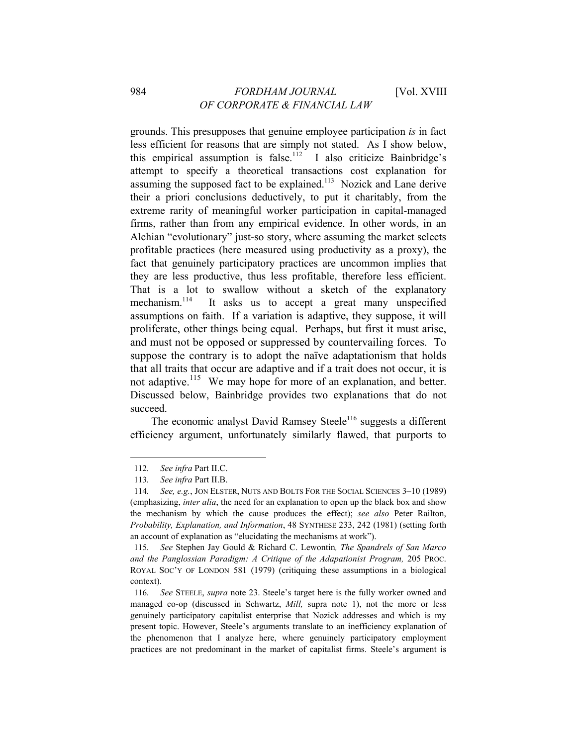grounds. This presupposes that genuine employee participation *is* in fact less efficient for reasons that are simply not stated. As I show below, this empirical assumption is false.[112] I also criticize Bainbridge's attempt to specify a theoretical transactions cost explanation for assuming the supposed fact to be explained.[113] Nozick and Lane derive their a priori conclusions deductively, to put it charitably, from the extreme rarity of meaningful worker participation in capital-managed firms, rather than from any empirical evidence. In other words, in an Alchian "evolutionary" just-so story, where assuming the market selects profitable practices (here measured using productivity as a proxy), the fact that genuinely participatory practices are uncommon implies that they are less productive, thus less profitable, therefore less efficient. That is a lot to swallow without a sketch of the explanatory mechanism.[114] It asks us to accept a great many unspecified assumptions on faith. If a variation is adaptive, they suppose, it will proliferate, other things being equal. Perhaps, but first it must arise, and must not be opposed or suppressed by countervailing forces. To suppose the contrary is to adopt the naïve adaptationism that holds that all traits that occur are adaptive and if a trait does not occur, it is not adaptive.[115] We may hope for more of an explanation, and better. Discussed below, Bainbridge provides two explanations that do not succeed.

The economic analyst David Ramsey Steele[116] suggests a different efficiency argument, unfortunately similarly flawed, that purports to

---

112. *See infra* Part II.C.

113. *See infra* Part II.B.

114. *See, e.g.*, JON ELSTER, NUTS AND BOLTS FOR THE SOCIAL SCIENCES 3–10 (1989) (emphasizing, *inter alia*, the need for an explanation to open up the black box and show the mechanism by which the cause produces the effect); *see also* Peter Railton, *Probability, Explanation, and Information*, 48 SYNTHESE 233, 242 (1981) (setting forth an account of explanation as "elucidating the mechanisms at work").

115. *See* Stephen Jay Gould & Richard C. Lewontin, *The Spandrels of San Marco and the Panglossian Paradigm: A Critique of the Adapationist Program,* 205 PROC. ROYAL SOC'Y OF LONDON 581 (1979) (critiquing these assumptions in a biological context).

116. *See* STEELE, *supra* note 23. Steele's target here is the fully worker owned and managed co-op (discussed in Schwartz, *Mill,* supra note 1), not the more or less genuinely participatory capitalist enterprise that Nozick addresses and which is my present topic. However, Steele's arguments translate to an inefficiency explanation of the phenomenon that I analyze here, where genuinely participatory employment practices are not predominant in the market of capitalist firms. Steele's argument is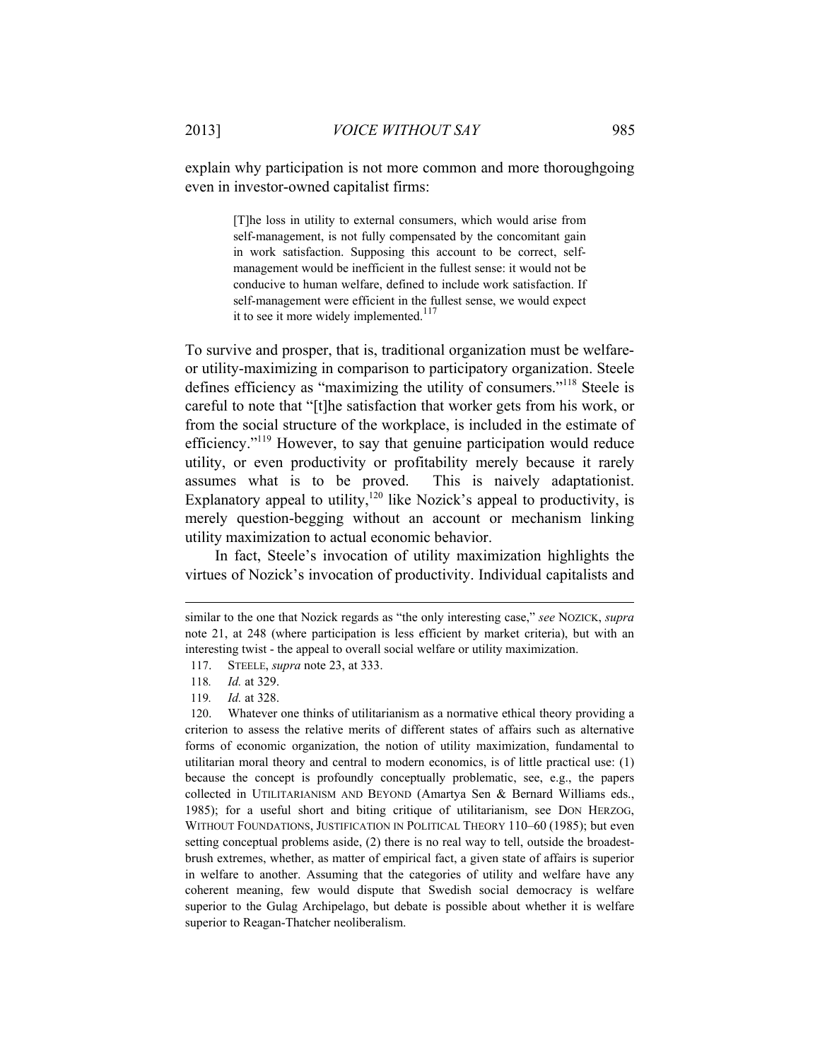explain why participation is not more common and more thoroughgoing even in investor-owned capitalist firms:

> [T]he loss in utility to external consumers, which would arise from self-management, is not fully compensated by the concomitant gain in work satisfaction. Supposing this account to be correct, self-management would be inefficient in the fullest sense: it would not be conducive to human welfare, defined to include work satisfaction. If self-management were efficient in the fullest sense, we would expect it to see it more widely implemented.[117]

To survive and prosper, that is, traditional organization must be welfare- or utility-maximizing in comparison to participatory organization. Steele defines efficiency as "maximizing the utility of consumers."[118] Steele is careful to note that "[t]he satisfaction that worker gets from his work, or from the social structure of the workplace, is included in the estimate of efficiency."[119] However, to say that genuine participation would reduce utility, or even productivity or profitability merely because it rarely assumes what is to be proved. This is naively adaptationist. Explanatory appeal to utility,[120] like Nozick's appeal to productivity, is merely question-begging without an account or mechanism linking utility maximization to actual economic behavior.

In fact, Steele's invocation of utility maximization highlights the virtues of Nozick's invocation of productivity. Individual capitalists and

---

similar to the one that Nozick regards as "the only interesting case," *see* NOZICK, *supra* note 21, at 248 (where participation is less efficient by market criteria), but with an interesting twist - the appeal to overall social welfare or utility maximization.

117. STEELE, *supra* note 23, at 333.

118. *Id.* at 329.

119. *Id.* at 328.

120. Whatever one thinks of utilitarianism as a normative ethical theory providing a criterion to assess the relative merits of different states of affairs such as alternative forms of economic organization, the notion of utility maximization, fundamental to utilitarian moral theory and central to modern economics, is of little practical use: (1) because the concept is profoundly conceptually problematic, see, e.g., the papers collected in UTILITARIANISM AND BEYOND (Amartya Sen & Bernard Williams eds., 1985); for a useful short and biting critique of utilitarianism, see DON HERZOG, WITHOUT FOUNDATIONS, JUSTIFICATION IN POLITICAL THEORY 110–60 (1985); but even setting conceptual problems aside, (2) there is no real way to tell, outside the broadest-brush extremes, whether, as matter of empirical fact, a given state of affairs is superior in welfare to another. Assuming that the categories of utility and welfare have any coherent meaning, few would dispute that Swedish social democracy is welfare superior to the Gulag Archipelago, but debate is possible about whether it is welfare superior to Reagan-Thatcher neoliberalism.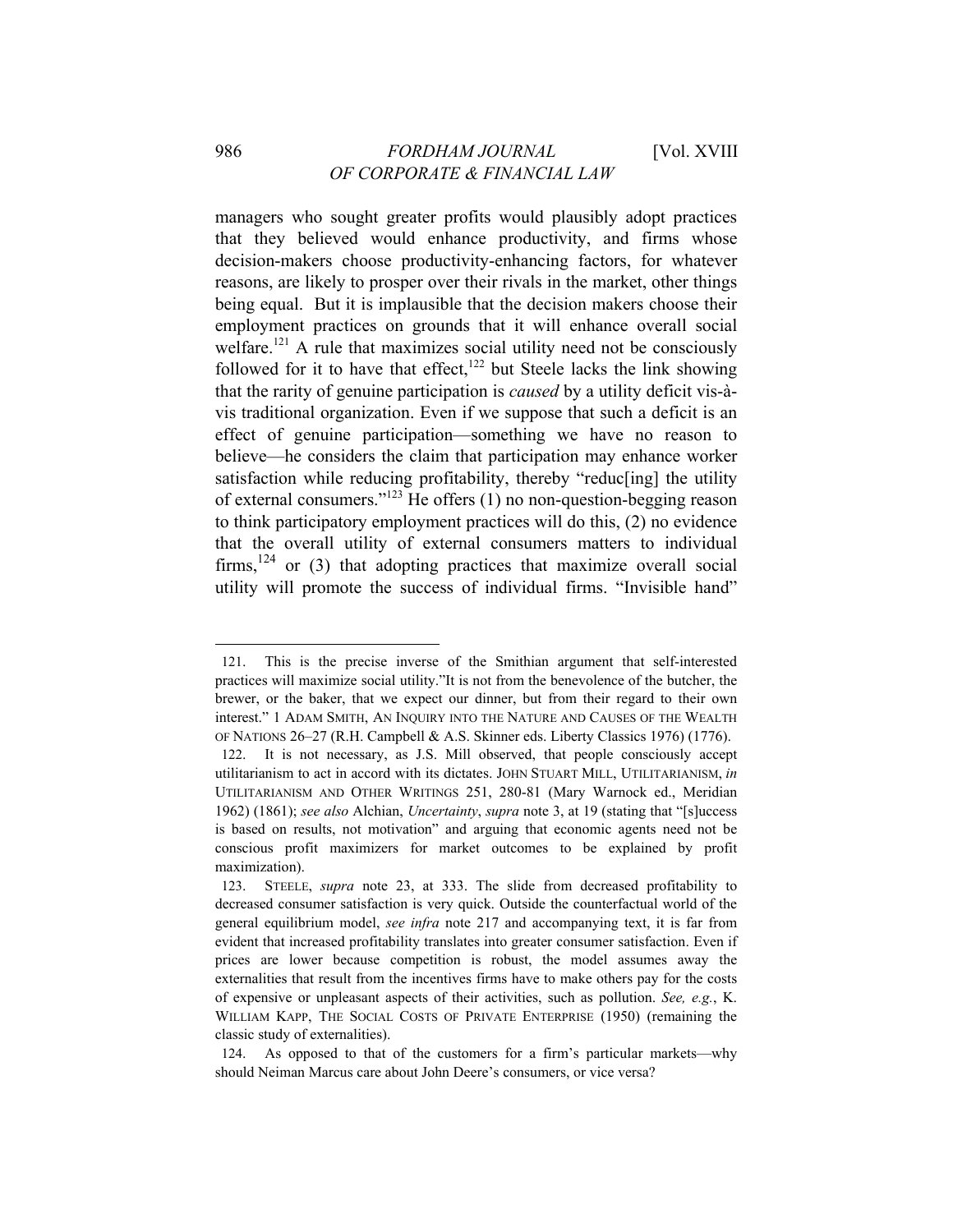managers who sought greater profits would plausibly adopt practices that they believed would enhance productivity, and firms whose decision-makers choose productivity-enhancing factors, for whatever reasons, are likely to prosper over their rivals in the market, other things being equal. But it is implausible that the decision makers choose their employment practices on grounds that it will enhance overall social welfare.[121] A rule that maximizes social utility need not be consciously followed for it to have that effect,[122] but Steele lacks the link showing that the rarity of genuine participation is *caused* by a utility deficit vis-à-vis traditional organization. Even if we suppose that such a deficit is an effect of genuine participation—something we have no reason to believe—he considers the claim that participation may enhance worker satisfaction while reducing profitability, thereby "reduc[ing] the utility of external consumers."[123] He offers (1) no non-question-begging reason to think participatory employment practices will do this, (2) no evidence that the overall utility of external consumers matters to individual firms,[124] or (3) that adopting practices that maximize overall social utility will promote the success of individual firms. "Invisible hand"

---

121. This is the precise inverse of the Smithian argument that self-interested practices will maximize social utility."It is not from the benevolence of the butcher, the brewer, or the baker, that we expect our dinner, but from their regard to their own interest." 1 ADAM SMITH, AN INQUIRY INTO THE NATURE AND CAUSES OF THE WEALTH OF NATIONS 26–27 (R.H. Campbell & A.S. Skinner eds. Liberty Classics 1976) (1776).

122. It is not necessary, as J.S. Mill observed, that people consciously accept utilitarianism to act in accord with its dictates. JOHN STUART MILL, UTILITARIANISM, *in* UTILITARIANISM AND OTHER WRITINGS 251, 280-81 (Mary Warnock ed., Meridian 1962) (1861); *see also* Alchian, *Uncertainty*, *supra* note 3, at 19 (stating that "[s]uccess is based on results, not motivation" and arguing that economic agents need not be conscious profit maximizers for market outcomes to be explained by profit maximization).

123. STEELE, *supra* note 23, at 333. The slide from decreased profitability to decreased consumer satisfaction is very quick. Outside the counterfactual world of the general equilibrium model, *see infra* note 217 and accompanying text, it is far from evident that increased profitability translates into greater consumer satisfaction. Even if prices are lower because competition is robust, the model assumes away the externalities that result from the incentives firms have to make others pay for the costs of expensive or unpleasant aspects of their activities, such as pollution. *See, e.g.*, K. WILLIAM KAPP, THE SOCIAL COSTS OF PRIVATE ENTERPRISE (1950) (remaining the classic study of externalities).

124. As opposed to that of the customers for a firm's particular markets—why should Neiman Marcus care about John Deere's consumers, or vice versa?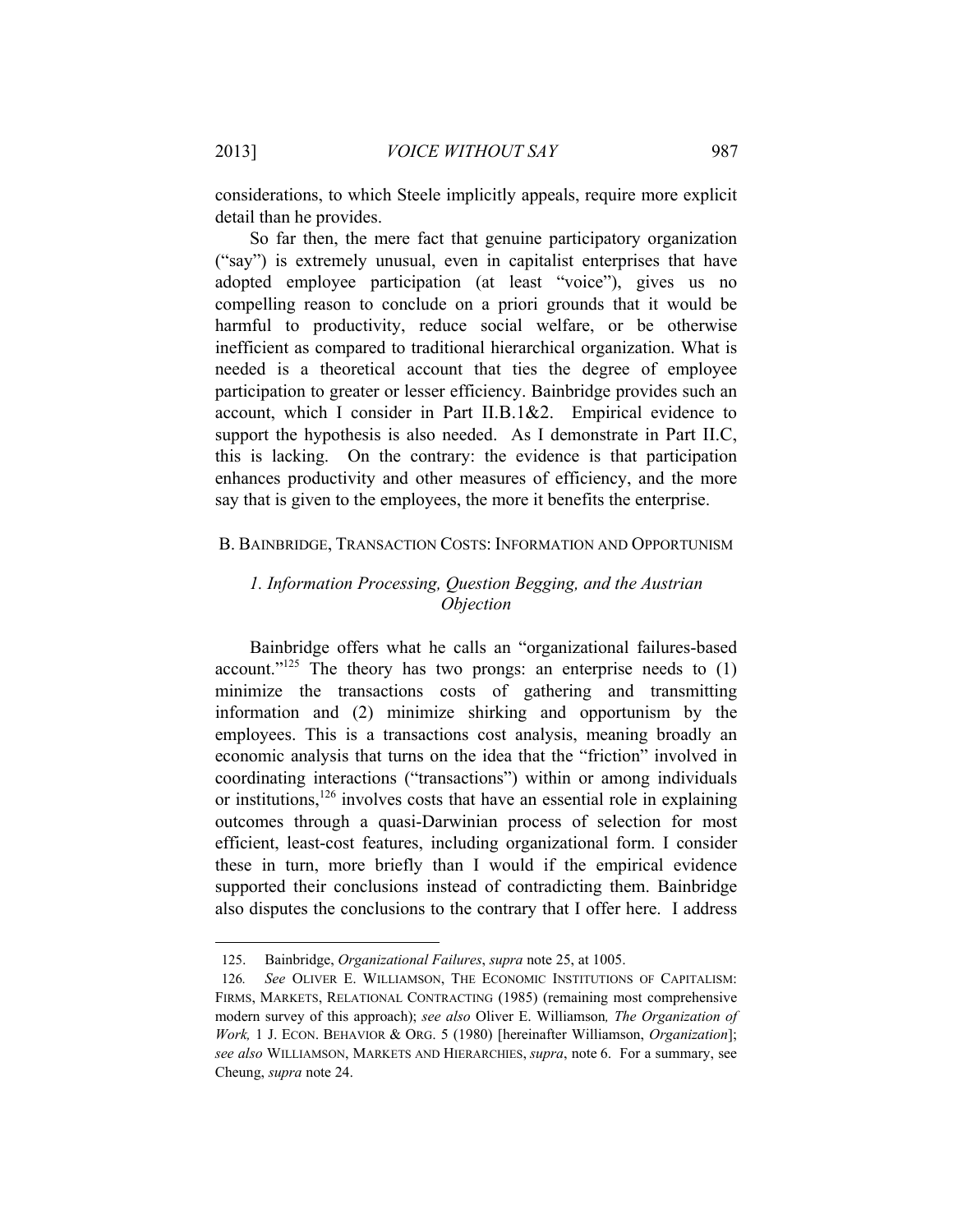considerations, to which Steele implicitly appeals, require more explicit detail than he provides.

So far then, the mere fact that genuine participatory organization ("say") is extremely unusual, even in capitalist enterprises that have adopted employee participation (at least "voice"), gives us no compelling reason to conclude on a priori grounds that it would be harmful to productivity, reduce social welfare, or be otherwise inefficient as compared to traditional hierarchical organization. What is needed is a theoretical account that ties the degree of employee participation to greater or lesser efficiency. Bainbridge provides such an account, which I consider in Part II.B.1&2. Empirical evidence to support the hypothesis is also needed. As I demonstrate in Part II.C, this is lacking. On the contrary: the evidence is that participation enhances productivity and other measures of efficiency, and the more say that is given to the employees, the more it benefits the enterprise.

## B. BAINBRIDGE, TRANSACTION COSTS: INFORMATION AND OPPORTUNISM

### *1. Information Processing, Question Begging, and the Austrian Objection*

Bainbridge offers what he calls an "organizational failures-based account."[125] The theory has two prongs: an enterprise needs to (1) minimize the transactions costs of gathering and transmitting information and (2) minimize shirking and opportunism by the employees. This is a transactions cost analysis, meaning broadly an economic analysis that turns on the idea that the "friction" involved in coordinating interactions ("transactions") within or among individuals or institutions,[126] involves costs that have an essential role in explaining outcomes through a quasi-Darwinian process of selection for most efficient, least-cost features, including organizational form. I consider these in turn, more briefly than I would if the empirical evidence supported their conclusions instead of contradicting them. Bainbridge also disputes the conclusions to the contrary that I offer here. I address

---

125. Bainbridge, *Organizational Failures*, *supra* note 25, at 1005.

126. *See* OLIVER E. WILLIAMSON, THE ECONOMIC INSTITUTIONS OF CAPITALISM: FIRMS, MARKETS, RELATIONAL CONTRACTING (1985) (remaining most comprehensive modern survey of this approach); *see also* Oliver E. Williamson*, The Organization of Work,* 1 J. ECON. BEHAVIOR & ORG. 5 (1980) [hereinafter Williamson, *Organization*]; *see also* WILLIAMSON, MARKETS AND HIERARCHIES, *supra*, note 6. For a summary, see Cheung, *supra* note 24.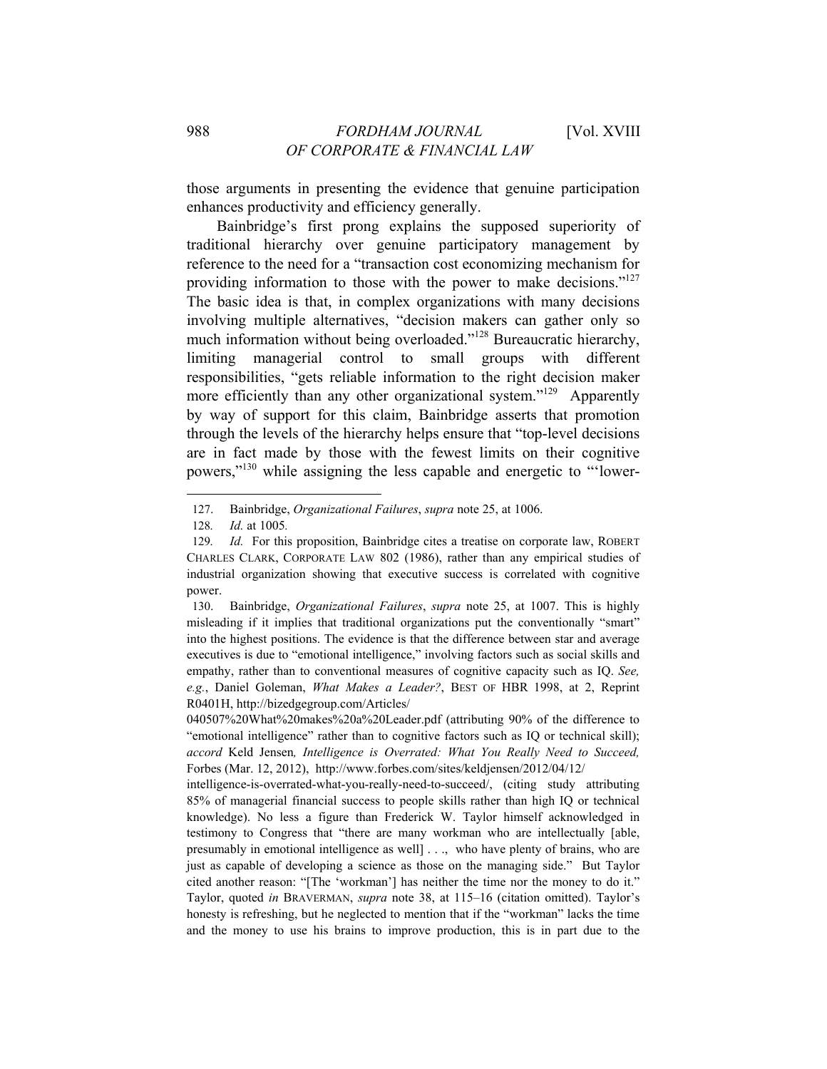those arguments in presenting the evidence that genuine participation enhances productivity and efficiency generally.

Bainbridge's first prong explains the supposed superiority of traditional hierarchy over genuine participatory management by reference to the need for a "transaction cost economizing mechanism for providing information to those with the power to make decisions."[127] The basic idea is that, in complex organizations with many decisions involving multiple alternatives, "decision makers can gather only so much information without being overloaded."[128] Bureaucratic hierarchy, limiting managerial control to small groups with different responsibilities, "gets reliable information to the right decision maker more efficiently than any other organizational system."[129] Apparently by way of support for this claim, Bainbridge asserts that promotion through the levels of the hierarchy helps ensure that "top-level decisions are in fact made by those with the fewest limits on their cognitive powers,"[130] while assigning the less capable and energetic to "'lower-

---

127. Bainbridge, *Organizational Failures*, *supra* note 25, at 1006.

128. *Id.* at 1005.

129. *Id.* For this proposition, Bainbridge cites a treatise on corporate law, ROBERT CHARLES CLARK, CORPORATE LAW 802 (1986), rather than any empirical studies of industrial organization showing that executive success is correlated with cognitive power.

130. Bainbridge, *Organizational Failures*, *supra* note 25, at 1007. This is highly misleading if it implies that traditional organizations put the conventionally "smart" into the highest positions. The evidence is that the difference between star and average executives is due to "emotional intelligence," involving factors such as social skills and empathy, rather than to conventional measures of cognitive capacity such as IQ. *See, e.g.*, Daniel Goleman, *What Makes a Leader?*, BEST OF HBR 1998, at 2, Reprint R0401H, http://bizedgegroup.com/Articles/040507%20What%20makes%20a%20Leader.pdf (attributing 90% of the difference to "emotional intelligence" rather than to cognitive factors such as IQ or technical skill); *accord* Keld Jensen*, Intelligence is Overrated: What You Really Need to Succeed,* Forbes (Mar. 12, 2012), http://www.forbes.com/sites/keldjensen/2012/04/12/intelligence-is-overrated-what-you-really-need-to-succeed/, (citing study attributing 85% of managerial financial success to people skills rather than high IQ or technical knowledge). No less a figure than Frederick W. Taylor himself acknowledged in testimony to Congress that "there are many workman who are intellectually [able, presumably in emotional intelligence as well] . . ., who have plenty of brains, who are just as capable of developing a science as those on the managing side." But Taylor cited another reason: "[The 'workman'] has neither the time nor the money to do it." Taylor, quoted *in* BRAVERMAN, *supra* note 38, at 115–16 (citation omitted). Taylor's honesty is refreshing, but he neglected to mention that if the "workman" lacks the time and the money to use his brains to improve production, this is in part due to the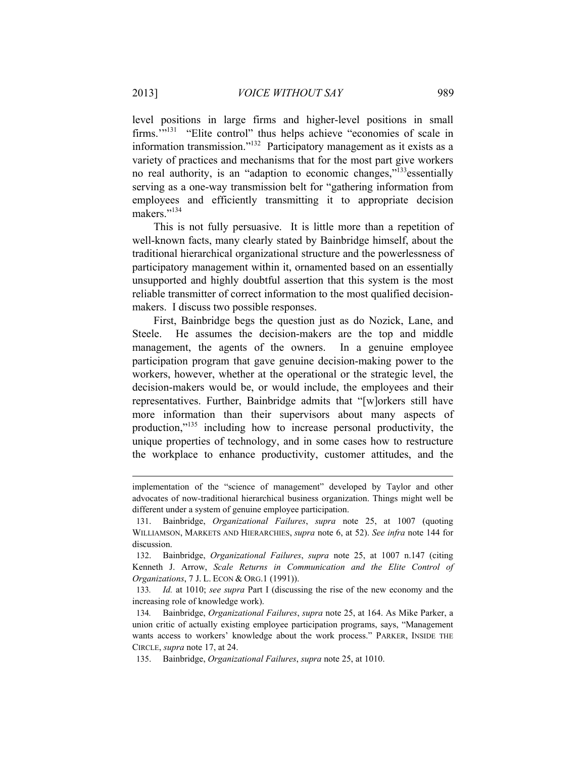level positions in large firms and higher-level positions in small firms.'"[131] "Elite control" thus helps achieve "economies of scale in information transmission."[132] Participatory management as it exists as a variety of practices and mechanisms that for the most part give workers no real authority, is an "adaption to economic changes,"[133] essentially serving as a one-way transmission belt for "gathering information from employees and efficiently transmitting it to appropriate decision makers."[134]

This is not fully persuasive. It is little more than a repetition of well-known facts, many clearly stated by Bainbridge himself, about the traditional hierarchical organizational structure and the powerlessness of participatory management within it, ornamented based on an essentially unsupported and highly doubtful assertion that this system is the most reliable transmitter of correct information to the most qualified decision-makers. I discuss two possible responses.

First, Bainbridge begs the question just as do Nozick, Lane, and Steele. He assumes the decision-makers are the top and middle management, the agents of the owners. In a genuine employee participation program that gave genuine decision-making power to the workers, however, whether at the operational or the strategic level, the decision-makers would be, or would include, the employees and their representatives. Further, Bainbridge admits that "[w]orkers still have more information than their supervisors about many aspects of production,"[135] including how to increase personal productivity, the unique properties of technology, and in some cases how to restructure the workplace to enhance productivity, customer attitudes, and the

---

implementation of the "science of management" developed by Taylor and other advocates of now-traditional hierarchical business organization. Things might well be different under a system of genuine employee participation.

131. Bainbridge, *Organizational Failures*, *supra* note 25, at 1007 (quoting WILLIAMSON, MARKETS AND HIERARCHIES, *supra* note 6, at 52). *See infra* note 144 for discussion.

132. Bainbridge, *Organizational Failures*, *supra* note 25, at 1007 n.147 (citing Kenneth J. Arrow, *Scale Returns in Communication and the Elite Control of Organizations*, 7 J. L. ECON & ORG.1 (1991)).

133. *Id.* at 1010; *see supra* Part I (discussing the rise of the new economy and the increasing role of knowledge work).

134. Bainbridge, *Organizational Failures*, *supra* note 25, at 164. As Mike Parker, a union critic of actually existing employee participation programs, says, "Management wants access to workers' knowledge about the work process." PARKER, INSIDE THE CIRCLE, *supra* note 17, at 24.

135. Bainbridge, *Organizational Failures*, *supra* note 25, at 1010.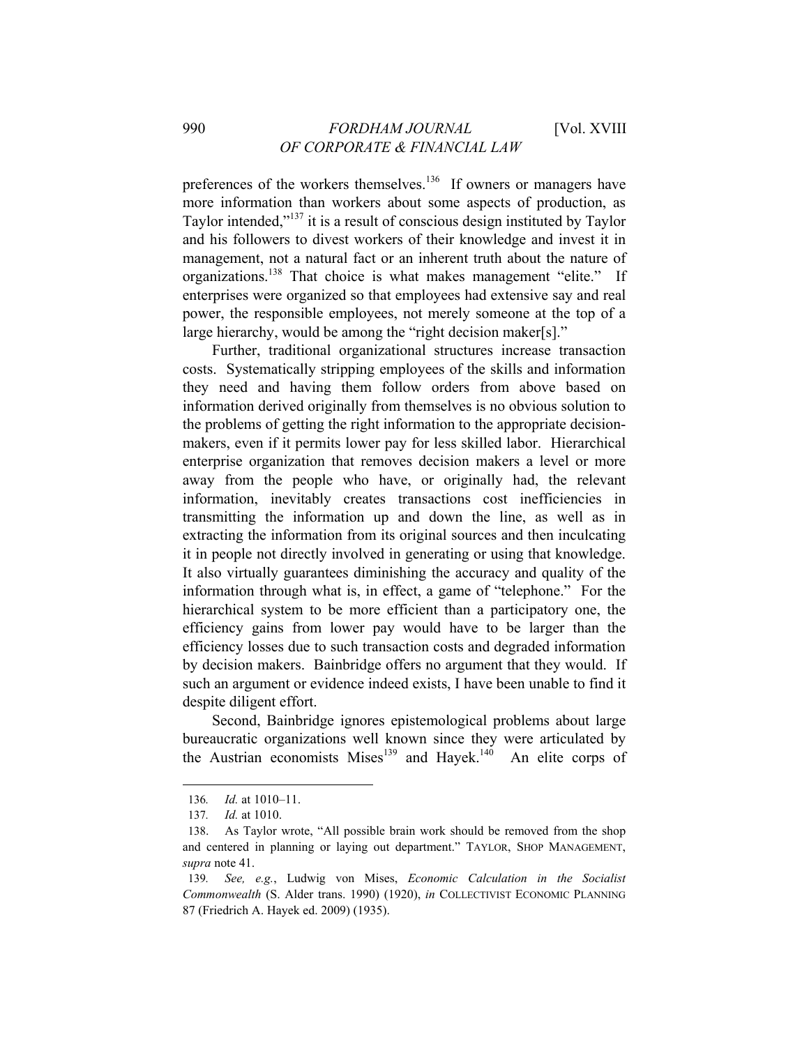preferences of the workers themselves.[136] If owners or managers have more information than workers about some aspects of production, as Taylor intended,"[137] it is a result of conscious design instituted by Taylor and his followers to divest workers of their knowledge and invest it in management, not a natural fact or an inherent truth about the nature of organizations.[138] That choice is what makes management "elite." If enterprises were organized so that employees had extensive say and real power, the responsible employees, not merely someone at the top of a large hierarchy, would be among the "right decision maker[s]."

Further, traditional organizational structures increase transaction costs. Systematically stripping employees of the skills and information they need and having them follow orders from above based on information derived originally from themselves is no obvious solution to the problems of getting the right information to the appropriate decision-makers, even if it permits lower pay for less skilled labor. Hierarchical enterprise organization that removes decision makers a level or more away from the people who have, or originally had, the relevant information, inevitably creates transactions cost inefficiencies in transmitting the information up and down the line, as well as in extracting the information from its original sources and then inculcating it in people not directly involved in generating or using that knowledge. It also virtually guarantees diminishing the accuracy and quality of the information through what is, in effect, a game of "telephone." For the hierarchical system to be more efficient than a participatory one, the efficiency gains from lower pay would have to be larger than the efficiency losses due to such transaction costs and degraded information by decision makers. Bainbridge offers no argument that they would. If such an argument or evidence indeed exists, I have been unable to find it despite diligent effort.

Second, Bainbridge ignores epistemological problems about large bureaucratic organizations well known since they were articulated by the Austrian economists Mises[139] and Hayek.[140] An elite corps of

---

136. *Id.* at 1010–11.

137. *Id.* at 1010.

138. As Taylor wrote, "All possible brain work should be removed from the shop and centered in planning or laying out department." TAYLOR, SHOP MANAGEMENT, *supra* note 41.

139. *See, e.g.*, Ludwig von Mises, *Economic Calculation in the Socialist Commonwealth* (S. Alder trans. 1990) (1920), *in* COLLECTIVIST ECONOMIC PLANNING 87 (Friedrich A. Hayek ed. 2009) (1935).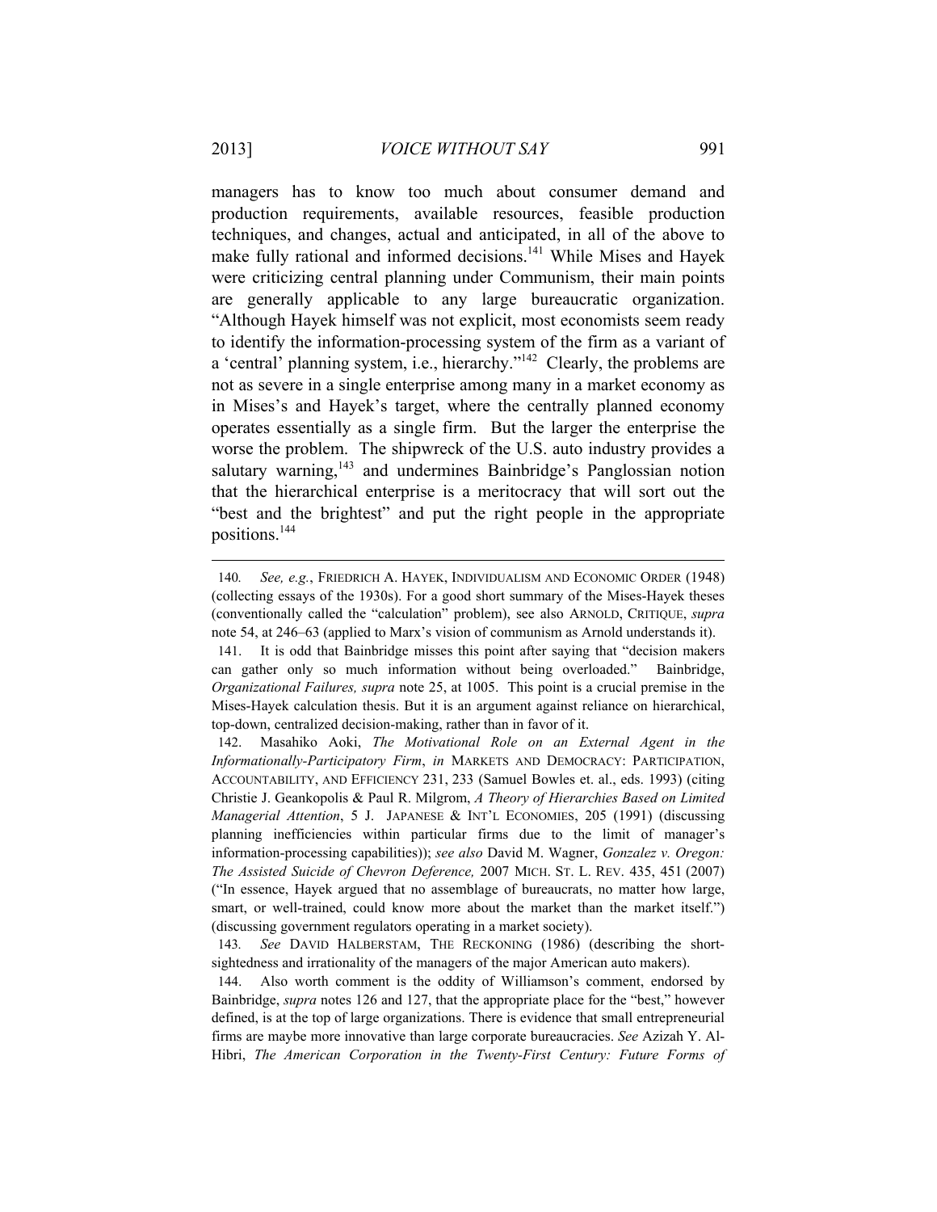managers has to know too much about consumer demand and production requirements, available resources, feasible production techniques, and changes, actual and anticipated, in all of the above to make fully rational and informed decisions.[141] While Mises and Hayek were criticizing central planning under Communism, their main points are generally applicable to any large bureaucratic organization. "Although Hayek himself was not explicit, most economists seem ready to identify the information-processing system of the firm as a variant of a 'central' planning system, i.e., hierarchy."[142] Clearly, the problems are not as severe in a single enterprise among many in a market economy as in Mises's and Hayek's target, where the centrally planned economy operates essentially as a single firm. But the larger the enterprise the worse the problem. The shipwreck of the U.S. auto industry provides a salutary warning,[143] and undermines Bainbridge's Panglossian notion that the hierarchical enterprise is a meritocracy that will sort out the "best and the brightest" and put the right people in the appropriate positions.[144]

---

140. *See, e.g.*, FRIEDRICH A. HAYEK, INDIVIDUALISM AND ECONOMIC ORDER (1948) (collecting essays of the 1930s). For a good short summary of the Mises-Hayek theses (conventionally called the "calculation" problem), see also ARNOLD, CRITIQUE, *supra* note 54, at 246–63 (applied to Marx's vision of communism as Arnold understands it).

141. It is odd that Bainbridge misses this point after saying that "decision makers can gather only so much information without being overloaded." Bainbridge, *Organizational Failures, supra* note 25, at 1005. This point is a crucial premise in the Mises-Hayek calculation thesis. But it is an argument against reliance on hierarchical, top-down, centralized decision-making, rather than in favor of it.

142. Masahiko Aoki, *The Motivational Role on an External Agent in the Informationally-Participatory Firm*, *in* MARKETS AND DEMOCRACY: PARTICIPATION, ACCOUNTABILITY, AND EFFICIENCY 231, 233 (Samuel Bowles et. al., eds. 1993) (citing Christie J. Geankopolis & Paul R. Milgrom, *A Theory of Hierarchies Based on Limited Managerial Attention*, 5 J. JAPANESE & INT'L ECONOMIES, 205 (1991) (discussing planning inefficiencies within particular firms due to the limit of manager's information-processing capabilities)); *see also* David M. Wagner, *Gonzalez v. Oregon: The Assisted Suicide of Chevron Deference,* 2007 MICH. ST. L. REV. 435, 451 (2007) ("In essence, Hayek argued that no assemblage of bureaucrats, no matter how large, smart, or well-trained, could know more about the market than the market itself.") (discussing government regulators operating in a market society).

143. *See* DAVID HALBERSTAM, THE RECKONING (1986) (describing the short-sightedness and irrationality of the managers of the major American auto makers).

144. Also worth comment is the oddity of Williamson's comment, endorsed by Bainbridge, *supra* notes 126 and 127, that the appropriate place for the "best," however defined, is at the top of large organizations. There is evidence that small entrepreneurial firms are maybe more innovative than large corporate bureaucracies. *See* Azizah Y. Al-Hibri, *The American Corporation in the Twenty-First Century: Future Forms of*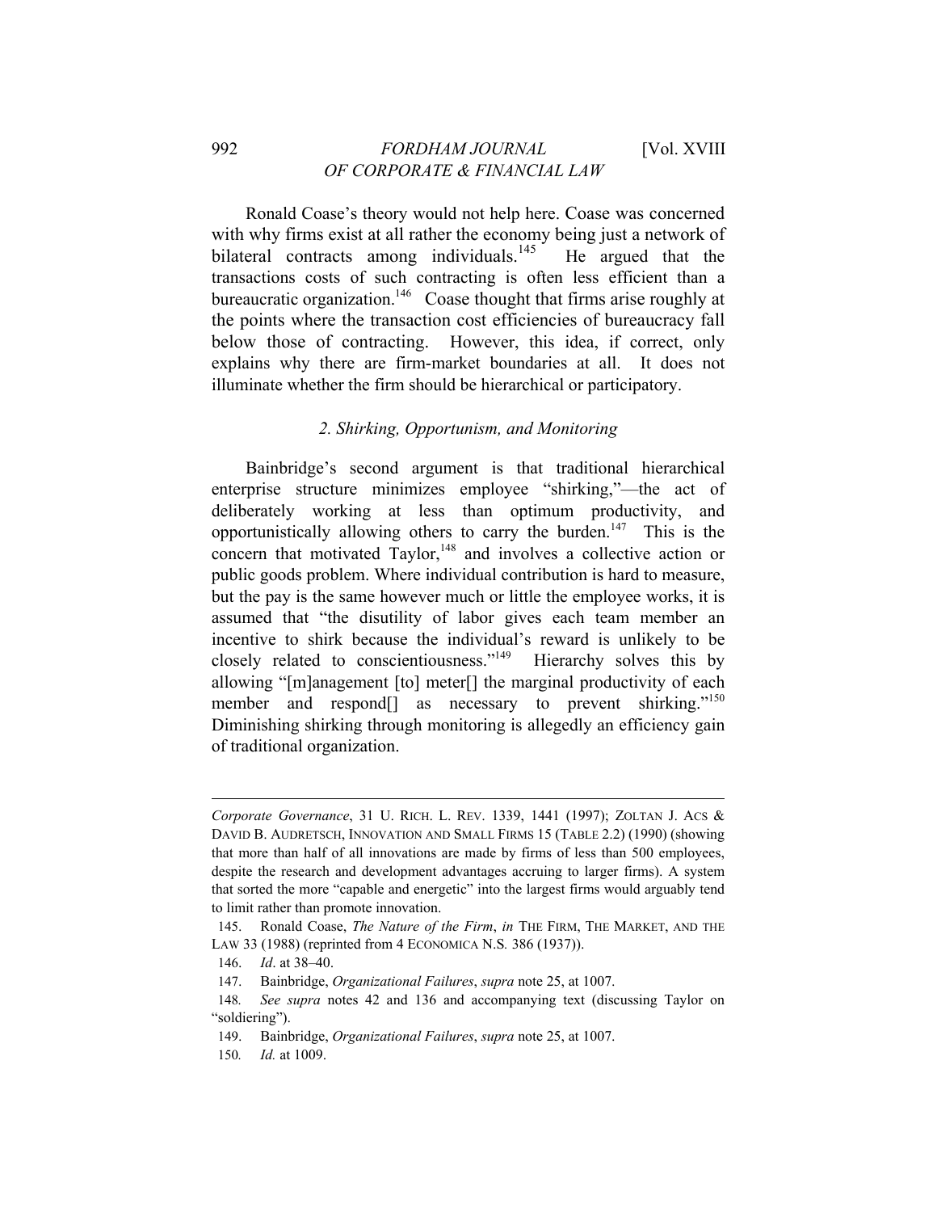Ronald Coase's theory would not help here. Coase was concerned with why firms exist at all rather the economy being just a network of bilateral contracts among individuals.[145] He argued that the transactions costs of such contracting is often less efficient than a bureaucratic organization.[146] Coase thought that firms arise roughly at the points where the transaction cost efficiencies of bureaucracy fall below those of contracting. However, this idea, if correct, only explains why there are firm-market boundaries at all. It does not illuminate whether the firm should be hierarchical or participatory.

### *2. Shirking, Opportunism, and Monitoring*

Bainbridge's second argument is that traditional hierarchical enterprise structure minimizes employee "shirking,"—the act of deliberately working at less than optimum productivity, and opportunistically allowing others to carry the burden.[147] This is the concern that motivated Taylor,[148] and involves a collective action or public goods problem. Where individual contribution is hard to measure, but the pay is the same however much or little the employee works, it is assumed that "the disutility of labor gives each team member an incentive to shirk because the individual's reward is unlikely to be closely related to conscientiousness."[149] Hierarchy solves this by allowing "[m]anagement [to] meter[] the marginal productivity of each member and respond[] as necessary to prevent shirking."[150] Diminishing shirking through monitoring is allegedly an efficiency gain of traditional organization.

---

*Corporate Governance*, 31 U. RICH. L. REV. 1339, 1441 (1997); ZOLTAN J. ACS & DAVID B. AUDRETSCH, INNOVATION AND SMALL FIRMS 15 (TABLE 2.2) (1990) (showing that more than half of all innovations are made by firms of less than 500 employees, despite the research and development advantages accruing to larger firms). A system that sorted the more "capable and energetic" into the largest firms would arguably tend to limit rather than promote innovation.

145. Ronald Coase, *The Nature of the Firm*, *in* THE FIRM, THE MARKET, AND THE LAW 33 (1988) (reprinted from 4 ECONOMICA N.S. 386 (1937)).

146. *Id*. at 38–40.

147. Bainbridge, *Organizational Failures*, *supra* note 25, at 1007.

148. *See supra* notes 42 and 136 and accompanying text (discussing Taylor on "soldiering").

149. Bainbridge, *Organizational Failures*, *supra* note 25, at 1007.

150. *Id.* at 1009.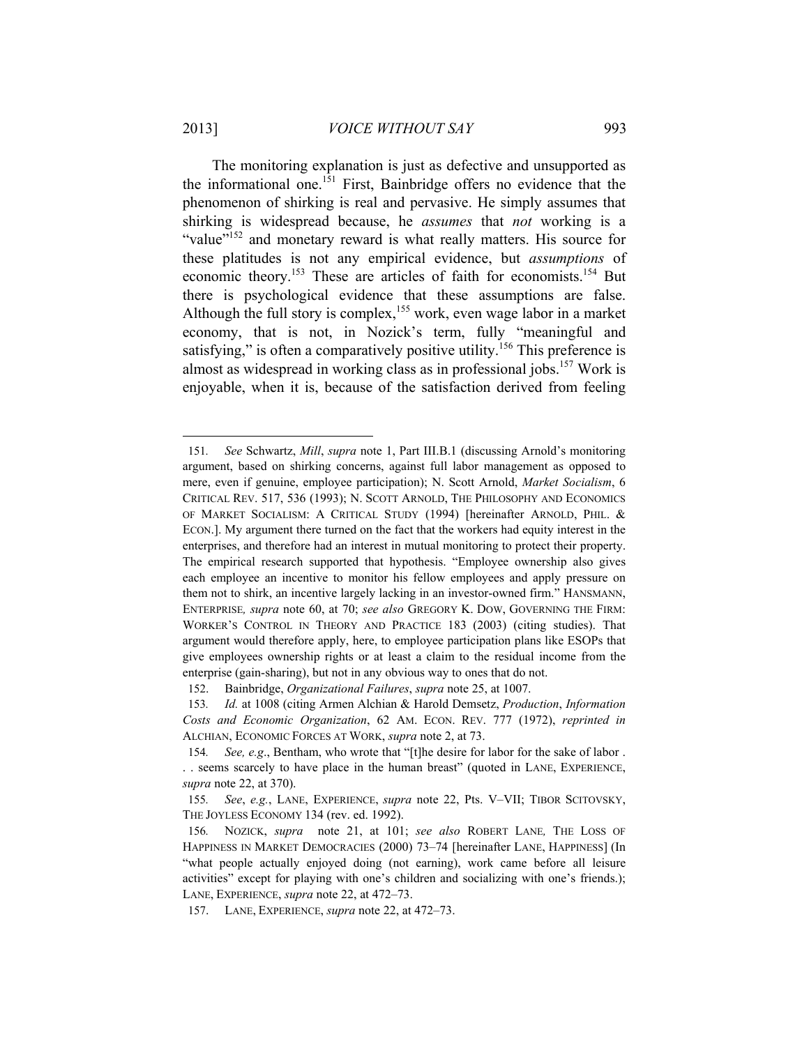The monitoring explanation is just as defective and unsupported as the informational one.[151] First, Bainbridge offers no evidence that the phenomenon of shirking is real and pervasive. He simply assumes that shirking is widespread because, he *assumes* that *not* working is a "value"[152] and monetary reward is what really matters. His source for these platitudes is not any empirical evidence, but *assumptions* of economic theory.[153] These are articles of faith for economists.[154] But there is psychological evidence that these assumptions are false. Although the full story is complex,[155] work, even wage labor in a market economy, that is not, in Nozick's term, fully "meaningful and satisfying," is often a comparatively positive utility.[156] This preference is almost as widespread in working class as in professional jobs.[157] Work is enjoyable, when it is, because of the satisfaction derived from feeling

---

151. *See* Schwartz, *Mill*, *supra* note 1, Part III.B.1 (discussing Arnold's monitoring argument, based on shirking concerns, against full labor management as opposed to mere, even if genuine, employee participation); N. Scott Arnold, *Market Socialism*, 6 CRITICAL REV. 517, 536 (1993); N. SCOTT ARNOLD, THE PHILOSOPHY AND ECONOMICS OF MARKET SOCIALISM: A CRITICAL STUDY (1994) [hereinafter ARNOLD, PHIL. & ECON.]. My argument there turned on the fact that the workers had equity interest in the enterprises, and therefore had an interest in mutual monitoring to protect their property. The empirical research supported that hypothesis. "Employee ownership also gives each employee an incentive to monitor his fellow employees and apply pressure on them not to shirk, an incentive largely lacking in an investor-owned firm." HANSMANN, ENTERPRISE, *supra* note 60, at 70; *see also* GREGORY K. DOW, GOVERNING THE FIRM: WORKER'S CONTROL IN THEORY AND PRACTICE 183 (2003) (citing studies). That argument would therefore apply, here, to employee participation plans like ESOPs that give employees ownership rights or at least a claim to the residual income from the enterprise (gain-sharing), but not in any obvious way to ones that do not.

152. Bainbridge, *Organizational Failures*, *supra* note 25, at 1007.

153. *Id.* at 1008 (citing Armen Alchian & Harold Demsetz, *Production*, *Information Costs and Economic Organization*, 62 AM. ECON. REV. 777 (1972), *reprinted in* ALCHIAN, ECONOMIC FORCES AT WORK, *supra* note 2, at 73.

154. *See, e.g*., Bentham, who wrote that "[t]he desire for labor for the sake of labor . . . seems scarcely to have place in the human breast" (quoted in LANE, EXPERIENCE, *supra* note 22, at 370).

155. *See*, *e.g.*, LANE, EXPERIENCE, *supra* note 22, Pts. V–VII; TIBOR SCITOVSKY, THE JOYLESS ECONOMY 134 (rev. ed. 1992).

156. NOZICK, *supra* note 21, at 101; *see also* ROBERT LANE, THE LOSS OF HAPPINESS IN MARKET DEMOCRACIES (2000) 73–74 [hereinafter LANE, HAPPINESS] (In "what people actually enjoyed doing (not earning), work came before all leisure activities" except for playing with one's children and socializing with one's friends.); LANE, EXPERIENCE, *supra* note 22, at 472–73.

157. LANE, EXPERIENCE, *supra* note 22, at 472–73.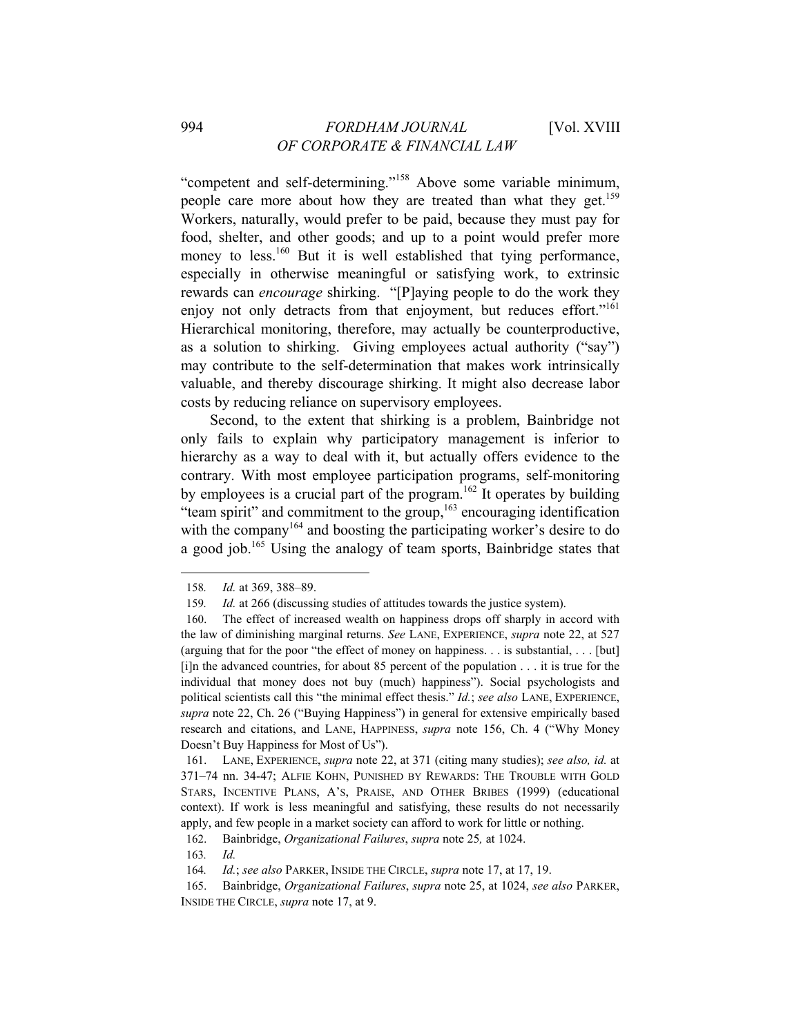"competent and self-determining."[158] Above some variable minimum, people care more about how they are treated than what they get.[159] Workers, naturally, would prefer to be paid, because they must pay for food, shelter, and other goods; and up to a point would prefer more money to less.[160] But it is well established that tying performance, especially in otherwise meaningful or satisfying work, to extrinsic rewards can *encourage* shirking. "[P]aying people to do the work they enjoy not only detracts from that enjoyment, but reduces effort."[161] Hierarchical monitoring, therefore, may actually be counterproductive, as a solution to shirking. Giving employees actual authority ("say") may contribute to the self-determination that makes work intrinsically valuable, and thereby discourage shirking. It might also decrease labor costs by reducing reliance on supervisory employees.

Second, to the extent that shirking is a problem, Bainbridge not only fails to explain why participatory management is inferior to hierarchy as a way to deal with it, but actually offers evidence to the contrary. With most employee participation programs, self-monitoring by employees is a crucial part of the program.[162] It operates by building "team spirit" and commitment to the group,[163] encouraging identification with the company[164] and boosting the participating worker's desire to do a good job.[165] Using the analogy of team sports, Bainbridge states that

---

158. *Id.* at 369, 388–89.

159. *Id.* at 266 (discussing studies of attitudes towards the justice system).

160. The effect of increased wealth on happiness drops off sharply in accord with the law of diminishing marginal returns. *See* LANE, EXPERIENCE, *supra* note 22, at 527 (arguing that for the poor "the effect of money on happiness. . . is substantial, . . . [but] [i]n the advanced countries, for about 85 percent of the population . . . it is true for the individual that money does not buy (much) happiness"). Social psychologists and political scientists call this "the minimal effect thesis." *Id.*; *see also* LANE, EXPERIENCE, *supra* note 22, Ch. 26 ("Buying Happiness") in general for extensive empirically based research and citations, and LANE, HAPPINESS, *supra* note 156, Ch. 4 ("Why Money Doesn't Buy Happiness for Most of Us").

161. LANE, EXPERIENCE, *supra* note 22, at 371 (citing many studies); *see also, id.* at 371–74 nn. 34-47; ALFIE KOHN, PUNISHED BY REWARDS: THE TROUBLE WITH GOLD STARS, INCENTIVE PLANS, A'S, PRAISE, AND OTHER BRIBES (1999) (educational context). If work is less meaningful and satisfying, these results do not necessarily apply, and few people in a market society can afford to work for little or nothing.

162. Bainbridge, *Organizational Failures*, *supra* note 25*,* at 1024.

163. *Id.*

164. *Id.*; *see also* PARKER, INSIDE THE CIRCLE, *supra* note 17, at 17, 19.

165. Bainbridge, *Organizational Failures*, *supra* note 25, at 1024, *see also* PARKER, INSIDE THE CIRCLE, *supra* note 17, at 9.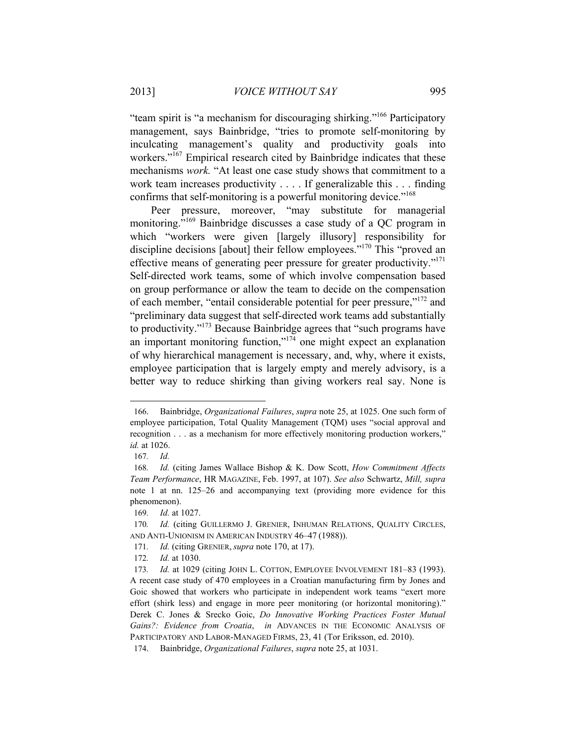"team spirit is "a mechanism for discouraging shirking."[166] Participatory management, says Bainbridge, "tries to promote self-monitoring by inculcating management's quality and productivity goals into workers."[167] Empirical research cited by Bainbridge indicates that these mechanisms *work.* "At least one case study shows that commitment to a work team increases productivity . . . . If generalizable this . . . finding confirms that self-monitoring is a powerful monitoring device."[168]

Peer pressure, moreover, "may substitute for managerial monitoring."[169] Bainbridge discusses a case study of a QC program in which "workers were given [largely illusory] responsibility for discipline decisions [about] their fellow employees."[170] This "proved an effective means of generating peer pressure for greater productivity."[171] Self-directed work teams, some of which involve compensation based on group performance or allow the team to decide on the compensation of each member, "entail considerable potential for peer pressure,"[172] and "preliminary data suggest that self-directed work teams add substantially to productivity."[173] Because Bainbridge agrees that "such programs have an important monitoring function,"[174] one might expect an explanation of why hierarchical management is necessary, and, why, where it exists, employee participation that is largely empty and merely advisory, is a better way to reduce shirking than giving workers real say. None is

---

166. Bainbridge, *Organizational Failures*, *supra* note 25, at 1025. One such form of employee participation, Total Quality Management (TQM) uses "social approval and recognition . . . as a mechanism for more effectively monitoring production workers," *id.* at 1026.

167. *Id.*

168. *Id.* (citing James Wallace Bishop & K. Dow Scott, *How Commitment Affects Team Performance*, HR MAGAZINE, Feb. 1997, at 107). *See also* Schwartz, *Mill, supra* note 1 at nn. 125–26 and accompanying text (providing more evidence for this phenomenon).

169. *Id.* at 1027.

170. *Id.* (citing GUILLERMO J. GRENIER, INHUMAN RELATIONS, QUALITY CIRCLES, AND ANTI-UNIONISM IN AMERICAN INDUSTRY 46–47 (1988)).

171. *Id.* (citing GRENIER, *supra* note 170, at 17).

172. *Id.* at 1030.

173. *Id.* at 1029 (citing JOHN L. COTTON, EMPLOYEE INVOLVEMENT 181–83 (1993). A recent case study of 470 employees in a Croatian manufacturing firm by Jones and Goic showed that workers who participate in independent work teams "exert more effort (shirk less) and engage in more peer monitoring (or horizontal monitoring)." Derek C. Jones & Srecko Goic, *Do Innovative Working Practices Foster Mutual Gains?: Evidence from Croatia*, *in* ADVANCES IN THE ECONOMIC ANALYSIS OF PARTICIPATORY AND LABOR-MANAGED FIRMS, 23, 41 (Tor Eriksson, ed. 2010).

174. Bainbridge, *Organizational Failures*, *supra* note 25, at 1031.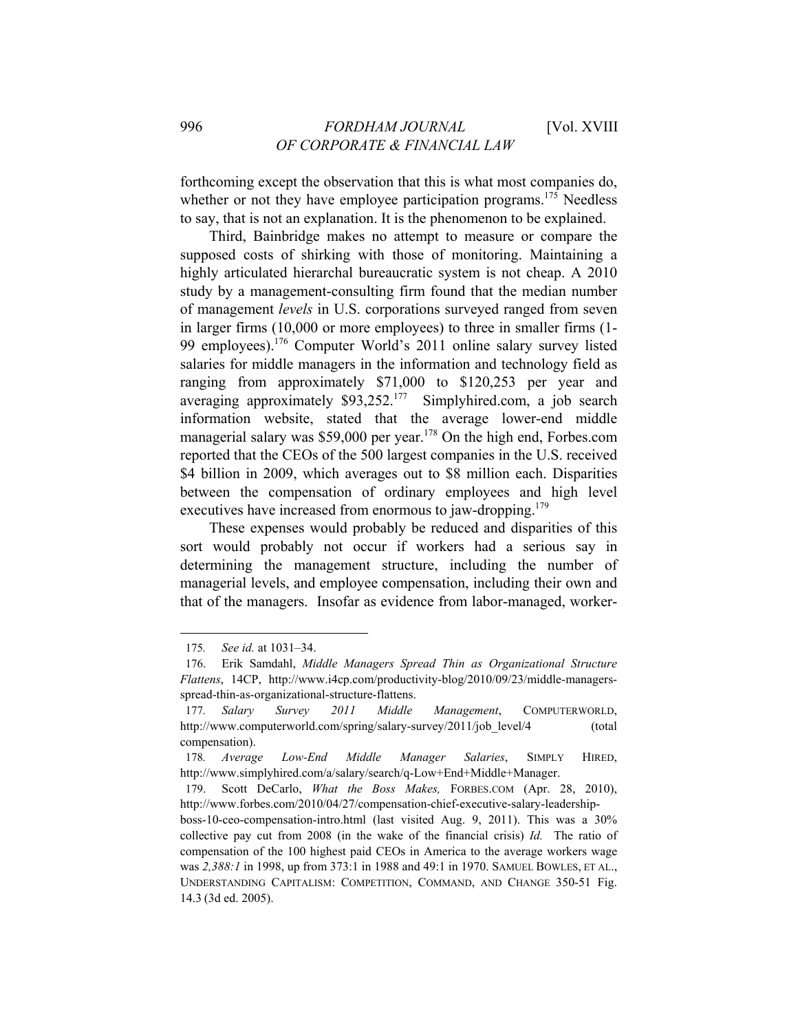forthcoming except the observation that this is what most companies do, whether or not they have employee participation programs.[175] Needless to say, that is not an explanation. It is the phenomenon to be explained.

Third, Bainbridge makes no attempt to measure or compare the supposed costs of shirking with those of monitoring. Maintaining a highly articulated hierarchal bureaucratic system is not cheap. A 2010 study by a management-consulting firm found that the median number of management *levels* in U.S. corporations surveyed ranged from seven in larger firms (10,000 or more employees) to three in smaller firms (1-99 employees).[176] Computer World's 2011 online salary survey listed salaries for middle managers in the information and technology field as ranging from approximately $71,000 to $120,253 per year and averaging approximately $93,252.[177] Simplyhired.com, a job search information website, stated that the average lower-end middle managerial salary was $59,000 per year.[178] On the high end, Forbes.com reported that the CEOs of the 500 largest companies in the U.S. received $4 billion in 2009, which averages out to $8 million each. Disparities between the compensation of ordinary employees and high level executives have increased from enormous to jaw-dropping.[179]

These expenses would probably be reduced and disparities of this sort would probably not occur if workers had a serious say in determining the management structure, including the number of managerial levels, and employee compensation, including their own and that of the managers. Insofar as evidence from labor-managed, worker-

---

175. *See id.* at 1031–34.

176. Erik Samdahl, *Middle Managers Spread Thin as Organizational Structure Flattens*, 14CP, http://www.i4cp.com/productivity-blog/2010/09/23/middle-managers-spread-thin-as-organizational-structure-flattens.

177. *Salary Survey 2011 Middle Management*, COMPUTERWORLD, http://www.computerworld.com/spring/salary-survey/2011/job_level/4 (total compensation).

178. *Average Low-End Middle Manager Salaries*, SIMPLY HIRED, http://www.simplyhired.com/a/salary/search/q-Low+End+Middle+Manager.

179. Scott DeCarlo, *What the Boss Makes,* FORBES.COM (Apr. 28, 2010), http://www.forbes.com/2010/04/27/compensation-chief-executive-salary-leadership-boss-10-ceo-compensation-intro.html (last visited Aug. 9, 2011). This was a 30% collective pay cut from 2008 (in the wake of the financial crisis) *Id.* The ratio of compensation of the 100 highest paid CEOs in America to the average workers wage was *2,388:1* in 1998, up from 373:1 in 1988 and 49:1 in 1970. SAMUEL BOWLES, ET AL., UNDERSTANDING CAPITALISM: COMPETITION, COMMAND, AND CHANGE 350-51 Fig. 14.3 (3d ed. 2005).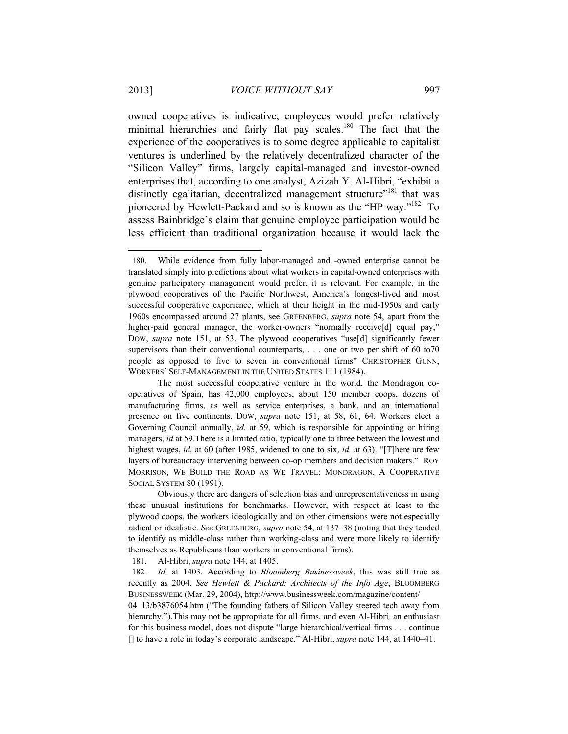owned cooperatives is indicative, employees would prefer relatively minimal hierarchies and fairly flat pay scales.[180] The fact that the experience of the cooperatives is to some degree applicable to capitalist ventures is underlined by the relatively decentralized character of the "Silicon Valley" firms, largely capital-managed and investor-owned enterprises that, according to one analyst, Azizah Y. Al-Hibri, "exhibit a distinctly egalitarian, decentralized management structure"[181] that was pioneered by Hewlett-Packard and so is known as the "HP way."[182] To assess Bainbridge's claim that genuine employee participation would be less efficient than traditional organization because it would lack the

---

180. While evidence from fully labor-managed and -owned enterprise cannot be translated simply into predictions about what workers in capital-owned enterprises with genuine participatory management would prefer, it is relevant. For example, in the plywood cooperatives of the Pacific Northwest, America's longest-lived and most successful cooperative experience, which at their height in the mid-1950s and early 1960s encompassed around 27 plants, see GREENBERG, *supra* note 54, apart from the higher-paid general manager, the worker-owners "normally receive[d] equal pay," DOW, *supra* note 151, at 53. The plywood cooperatives "use[d] significantly fewer supervisors than their conventional counterparts, . . . one or two per shift of 60 to70 people as opposed to five to seven in conventional firms" CHRISTOPHER GUNN, WORKERS' SELF-MANAGEMENT IN THE UNITED STATES 111 (1984).

The most successful cooperative venture in the world, the Mondragon co-operatives of Spain, has 42,000 employees, about 150 member coops, dozens of manufacturing firms, as well as service enterprises, a bank, and an international presence on five continents. DOW, *supra* note 151, at 58, 61, 64. Workers elect a Governing Council annually, *id.* at 59, which is responsible for appointing or hiring managers, *id.*at 59.There is a limited ratio, typically one to three between the lowest and highest wages, *id.* at 60 (after 1985, widened to one to six, *id.* at 63). "[T]here are few layers of bureaucracy intervening between co-op members and decision makers." ROY MORRISON, WE BUILD THE ROAD AS WE TRAVEL: MONDRAGON, A COOPERATIVE SOCIAL SYSTEM 80 (1991).

Obviously there are dangers of selection bias and unrepresentativeness in using these unusual institutions for benchmarks. However, with respect at least to the plywood coops, the workers ideologically and on other dimensions were not especially radical or idealistic. *See* GREENBERG, *supra* note 54, at 137–38 (noting that they tended to identify as middle-class rather than working-class and were more likely to identify themselves as Republicans than workers in conventional firms).

181. Al-Hibri, *supra* note 144, at 1405.

182. *Id.* at 1403. According to *Bloomberg Businessweek*, this was still true as recently as 2004. *See Hewlett & Packard: Architects of the Info Age*, BLOOMBERG BUSINESSWEEK (Mar. 29, 2004), http://www.businessweek.com/magazine/content/04_13/b3876054.htm ("The founding fathers of Silicon Valley steered tech away from hierarchy.").This may not be appropriate for all firms, and even Al-Hibri*,* an enthusiast for this business model, does not dispute "large hierarchical/vertical firms . . . continue [] to have a role in today's corporate landscape." Al-Hibri, *supra* note 144, at 1440–41.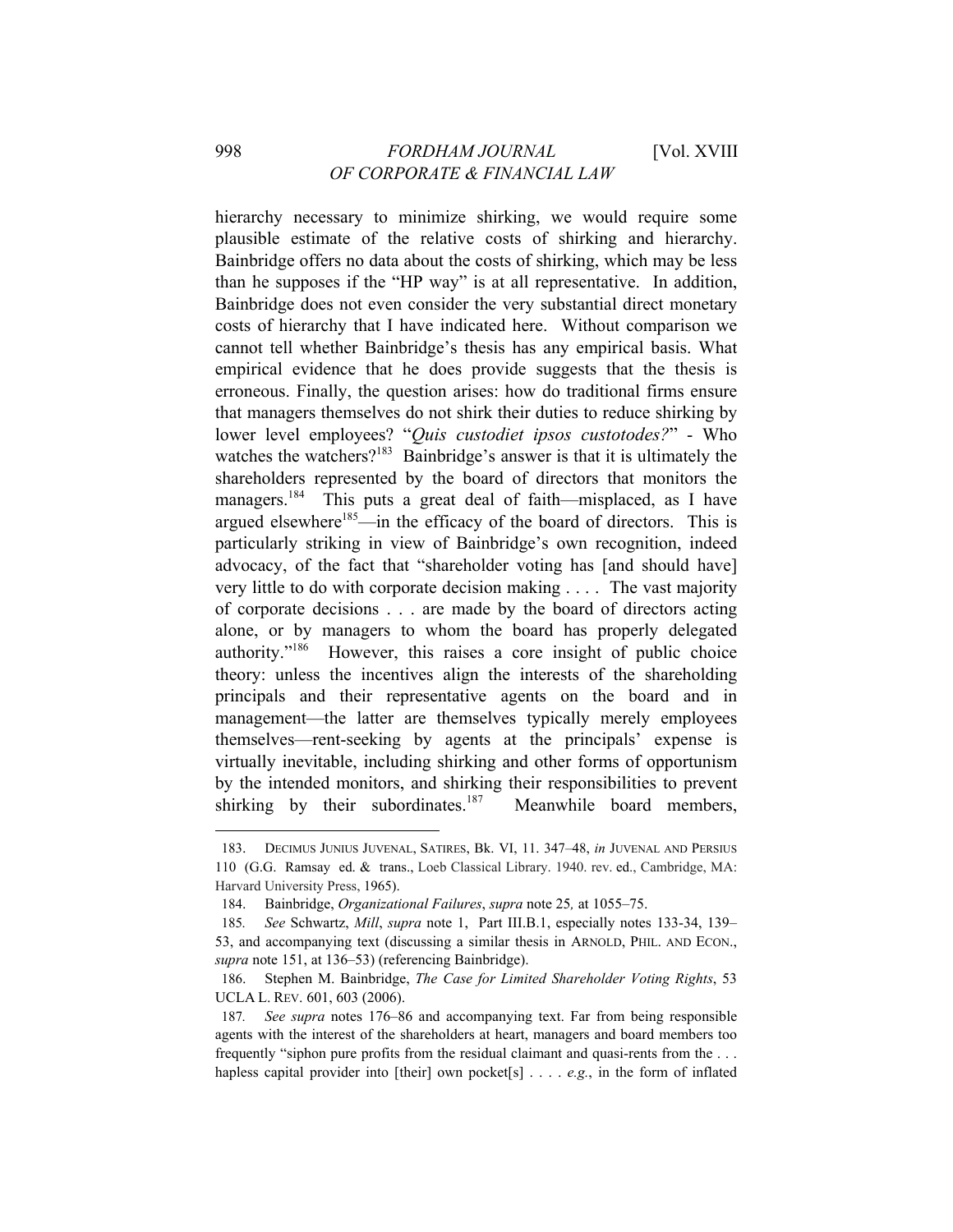hierarchy necessary to minimize shirking, we would require some plausible estimate of the relative costs of shirking and hierarchy. Bainbridge offers no data about the costs of shirking, which may be less than he supposes if the "HP way" is at all representative. In addition, Bainbridge does not even consider the very substantial direct monetary costs of hierarchy that I have indicated here. Without comparison we cannot tell whether Bainbridge's thesis has any empirical basis. What empirical evidence that he does provide suggests that the thesis is erroneous. Finally, the question arises: how do traditional firms ensure that managers themselves do not shirk their duties to reduce shirking by lower level employees? "*Quis custodiet ipsos custotodes?*" - Who watches the watchers?[183] Bainbridge's answer is that it is ultimately the shareholders represented by the board of directors that monitors the managers.[184] This puts a great deal of faith—misplaced, as I have argued elsewhere[185]—in the efficacy of the board of directors. This is particularly striking in view of Bainbridge's own recognition, indeed advocacy, of the fact that "shareholder voting has [and should have] very little to do with corporate decision making . . . . The vast majority of corporate decisions . . . are made by the board of directors acting alone, or by managers to whom the board has properly delegated authority."[186] However, this raises a core insight of public choice theory: unless the incentives align the interests of the shareholding principals and their representative agents on the board and in management—the latter are themselves typically merely employees themselves—rent-seeking by agents at the principals' expense is virtually inevitable, including shirking and other forms of opportunism by the intended monitors, and shirking their responsibilities to prevent shirking by their subordinates.[187] Meanwhile board members,

---

183. DECIMUS JUNIUS JUVENAL, SATIRES, Bk. VI, 11. 347–48, *in* JUVENAL AND PERSIUS 110 (G.G. Ramsay ed. & trans., Loeb Classical Library. 1940. rev. ed., Cambridge, MA: Harvard University Press, 1965).

184. Bainbridge, *Organizational Failures*, *supra* note 25*,* at 1055–75.

185. *See* Schwartz, *Mill*, *supra* note 1, Part III.B.1, especially notes 133-34, 139–53, and accompanying text (discussing a similar thesis in ARNOLD, PHIL. AND ECON., *supra* note 151, at 136–53) (referencing Bainbridge).

186. Stephen M. Bainbridge, *The Case for Limited Shareholder Voting Rights*, 53 UCLA L. REV. 601, 603 (2006).

187. *See supra* notes 176–86 and accompanying text. Far from being responsible agents with the interest of the shareholders at heart, managers and board members too frequently "siphon pure profits from the residual claimant and quasi-rents from the . . . hapless capital provider into [their] own pocket[s] . . . . *e.g.*, in the form of inflated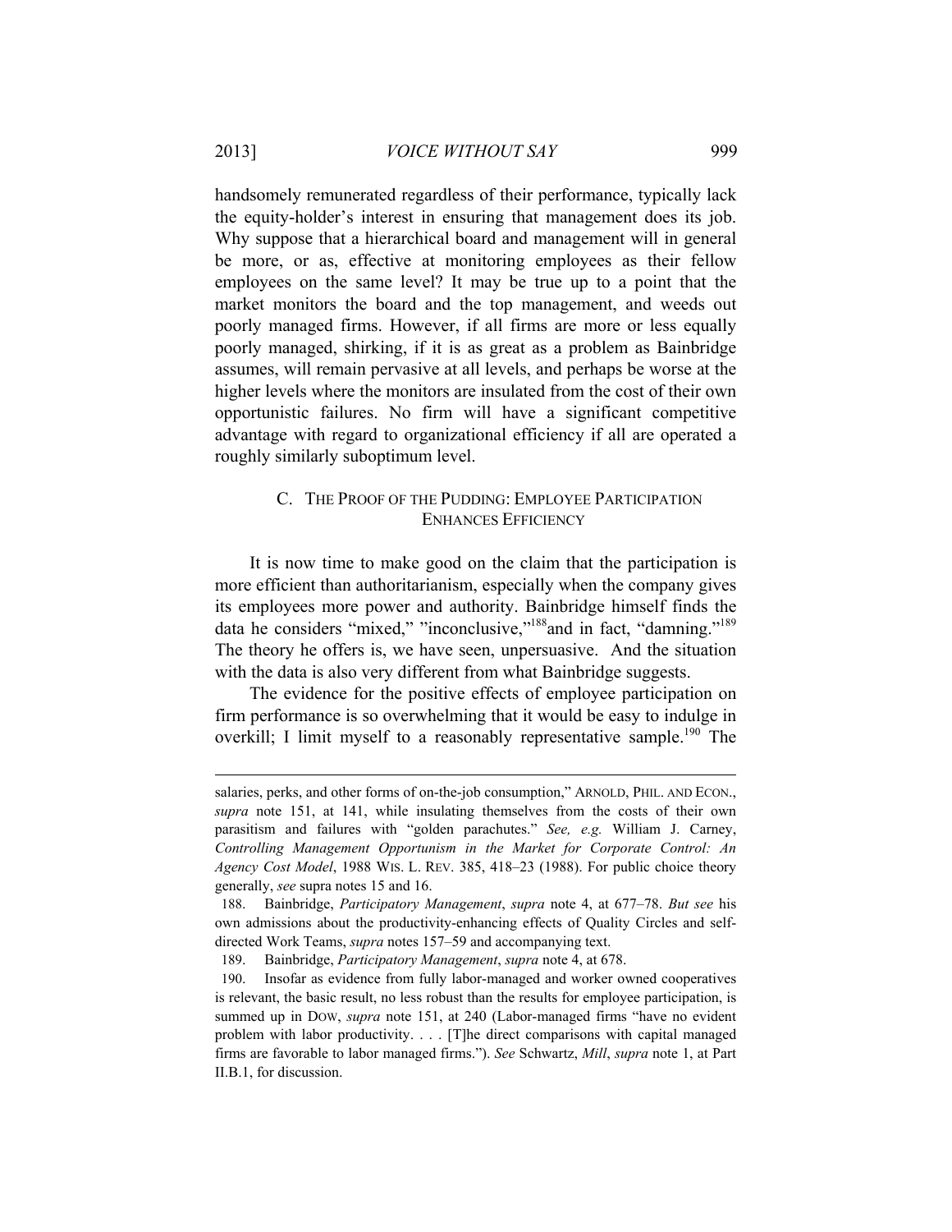handsomely remunerated regardless of their performance, typically lack the equity-holder's interest in ensuring that management does its job. Why suppose that a hierarchical board and management will in general be more, or as, effective at monitoring employees as their fellow employees on the same level? It may be true up to a point that the market monitors the board and the top management, and weeds out poorly managed firms. However, if all firms are more or less equally poorly managed, shirking, if it is as great as a problem as Bainbridge assumes, will remain pervasive at all levels, and perhaps be worse at the higher levels where the monitors are insulated from the cost of their own opportunistic failures. No firm will have a significant competitive advantage with regard to organizational efficiency if all are operated a roughly similarly suboptimum level.

### C. THE PROOF OF THE PUDDING: EMPLOYEE PARTICIPATION ENHANCES EFFICIENCY

It is now time to make good on the claim that the participation is more efficient than authoritarianism, especially when the company gives its employees more power and authority. Bainbridge himself finds the data he considers "mixed," "inconclusive,"[188]and in fact, "damning."[189] The theory he offers is, we have seen, unpersuasive. And the situation with the data is also very different from what Bainbridge suggests.

The evidence for the positive effects of employee participation on firm performance is so overwhelming that it would be easy to indulge in overkill; I limit myself to a reasonably representative sample.[190] The

---

salaries, perks, and other forms of on-the-job consumption," ARNOLD, PHIL. AND ECON., *supra* note 151, at 141, while insulating themselves from the costs of their own parasitism and failures with "golden parachutes." *See, e.g.* William J. Carney, *Controlling Management Opportunism in the Market for Corporate Control: An Agency Cost Model*, 1988 WIS. L. REV. 385, 418–23 (1988). For public choice theory generally, *see* supra notes 15 and 16.

188. Bainbridge, *Participatory Management*, *supra* note 4, at 677–78. *But see* his own admissions about the productivity-enhancing effects of Quality Circles and self-directed Work Teams, *supra* notes 157–59 and accompanying text.

189. Bainbridge, *Participatory Management*, *supra* note 4, at 678.

190. Insofar as evidence from fully labor-managed and worker owned cooperatives is relevant, the basic result, no less robust than the results for employee participation, is summed up in DOW, *supra* note 151, at 240 (Labor-managed firms "have no evident problem with labor productivity. . . . [T]he direct comparisons with capital managed firms are favorable to labor managed firms."). *See* Schwartz, *Mill*, *supra* note 1, at Part II.B.1, for discussion.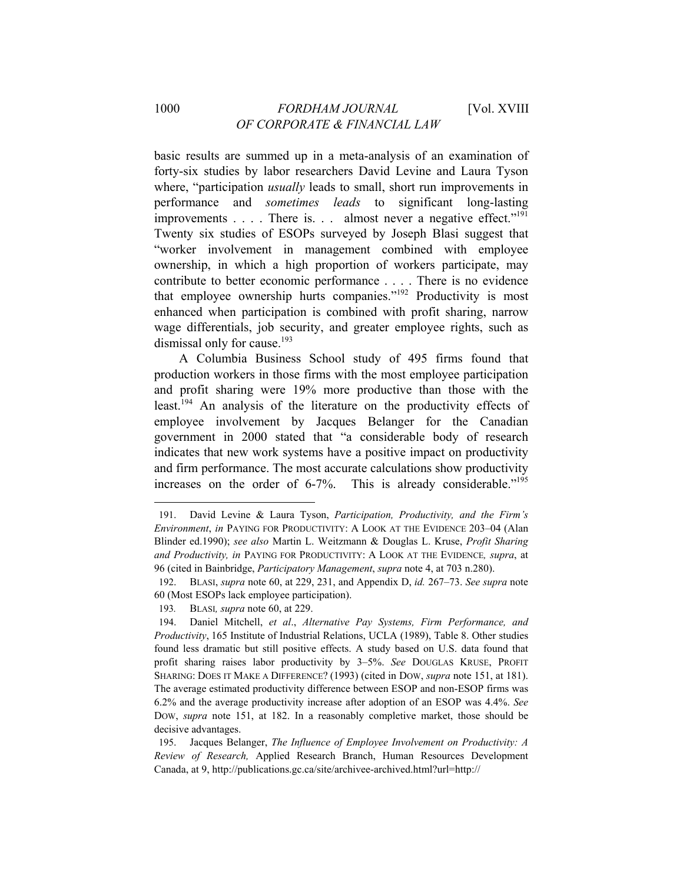basic results are summed up in a meta-analysis of an examination of forty-six studies by labor researchers David Levine and Laura Tyson where, "participation *usually* leads to small, short run improvements in performance and *sometimes leads* to significant long-lasting improvements . . . . There is. . . almost never a negative effect."[191] Twenty six studies of ESOPs surveyed by Joseph Blasi suggest that "worker involvement in management combined with employee ownership, in which a high proportion of workers participate, may contribute to better economic performance . . . . There is no evidence that employee ownership hurts companies."[192] Productivity is most enhanced when participation is combined with profit sharing, narrow wage differentials, job security, and greater employee rights, such as dismissal only for cause.[193]

A Columbia Business School study of 495 firms found that production workers in those firms with the most employee participation and profit sharing were 19% more productive than those with the least.[194] An analysis of the literature on the productivity effects of employee involvement by Jacques Belanger for the Canadian government in 2000 stated that "a considerable body of research indicates that new work systems have a positive impact on productivity and firm performance. The most accurate calculations show productivity increases on the order of 6-7%. This is already considerable."[195]

---

191. David Levine & Laura Tyson, *Participation, Productivity, and the Firm's Environment*, *in* PAYING FOR PRODUCTIVITY: A LOOK AT THE EVIDENCE 203–04 (Alan Blinder ed.1990); *see also* Martin L. Weitzmann & Douglas L. Kruse, *Profit Sharing and Productivity, in* PAYING FOR PRODUCTIVITY: A LOOK AT THE EVIDENCE*, supra*, at 96 (cited in Bainbridge, *Participatory Management*, *supra* note 4, at 703 n.280).

192. BLASI, *supra* note 60, at 229, 231, and Appendix D, *id.* 267–73. *See supra* note 60 (Most ESOPs lack employee participation).

193. BLASI*, supra* note 60, at 229.

194. Daniel Mitchell, *et al*., *Alternative Pay Systems, Firm Performance, and Productivity*, 165 Institute of Industrial Relations, UCLA (1989), Table 8. Other studies found less dramatic but still positive effects. A study based on U.S. data found that profit sharing raises labor productivity by 3–5%. *See* DOUGLAS KRUSE, PROFIT SHARING: DOES IT MAKE A DIFFERENCE? (1993) (cited in DOW, *supra* note 151, at 181). The average estimated productivity difference between ESOP and non-ESOP firms was 6.2% and the average productivity increase after adoption of an ESOP was 4.4%. *See* DOW, *supra* note 151, at 182. In a reasonably completive market, those should be decisive advantages.

195. Jacques Belanger, *The Influence of Employee Involvement on Productivity: A Review of Research,* Applied Research Branch, Human Resources Development Canada, at 9, http://publications.gc.ca/site/archivee-archived.html?url=http://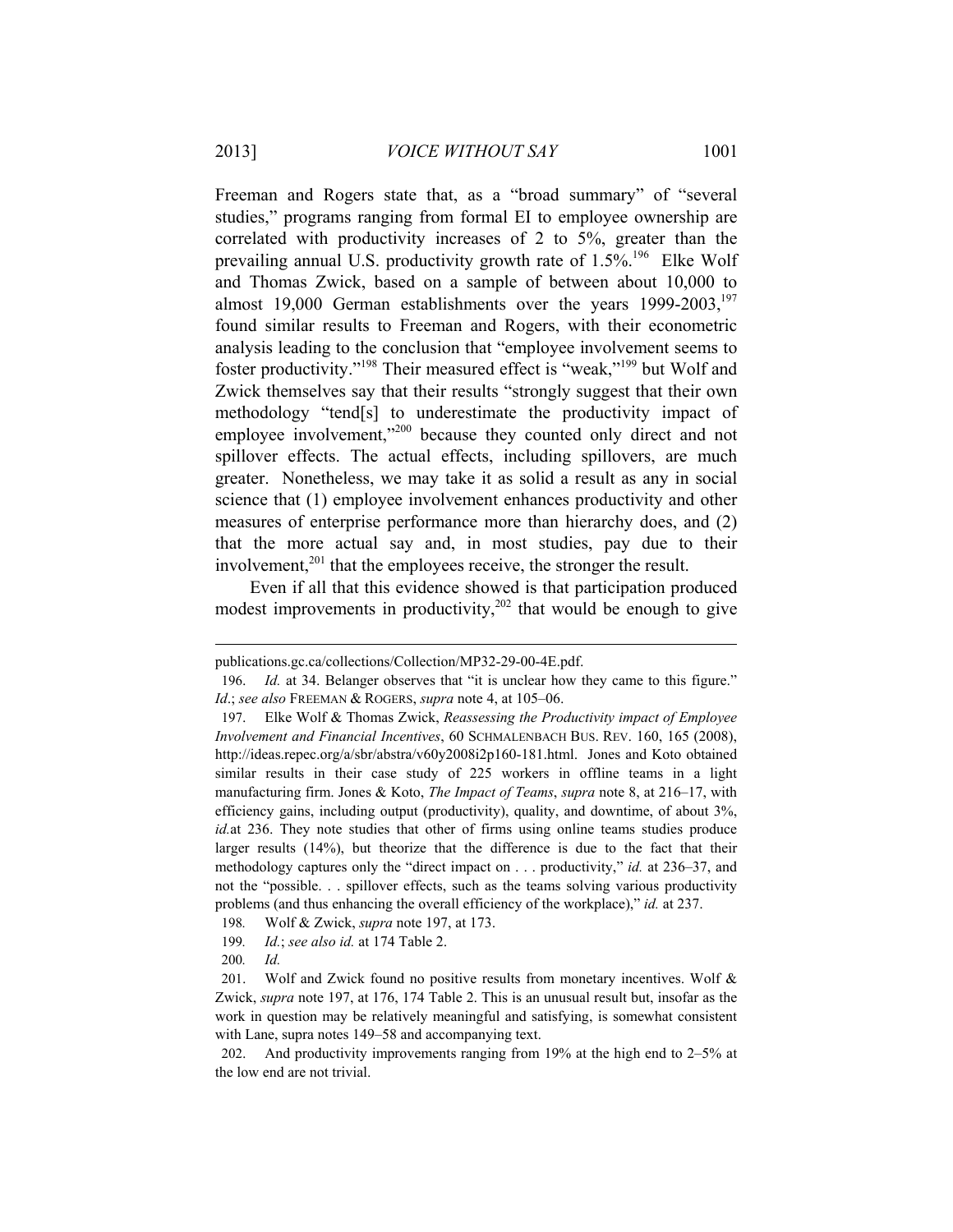Freeman and Rogers state that, as a "broad summary" of "several studies," programs ranging from formal EI to employee ownership are correlated with productivity increases of 2 to 5%, greater than the prevailing annual U.S. productivity growth rate of 1.5%.[196] Elke Wolf and Thomas Zwick, based on a sample of between about 10,000 to almost 19,000 German establishments over the years 1999-2003,[197] found similar results to Freeman and Rogers, with their econometric analysis leading to the conclusion that "employee involvement seems to foster productivity."[198] Their measured effect is "weak,"[199] but Wolf and Zwick themselves say that their results "strongly suggest that their own methodology "tend[s] to underestimate the productivity impact of employee involvement,"[200] because they counted only direct and not spillover effects. The actual effects, including spillovers, are much greater. Nonetheless, we may take it as solid a result as any in social science that (1) employee involvement enhances productivity and other measures of enterprise performance more than hierarchy does, and (2) that the more actual say and, in most studies, pay due to their involvement,[201] that the employees receive, the stronger the result.

Even if all that this evidence showed is that participation produced modest improvements in productivity,[202] that would be enough to give

---

publications.gc.ca/collections/Collection/MP32-29-00-4E.pdf.

196. *Id.* at 34. Belanger observes that "it is unclear how they came to this figure." *Id*.; *see also* FREEMAN & ROGERS, *supra* note 4, at 105–06.

197. Elke Wolf & Thomas Zwick, *Reassessing the Productivity impact of Employee Involvement and Financial Incentives*, 60 SCHMALENBACH BUS. REV. 160, 165 (2008), http://ideas.repec.org/a/sbr/abstra/v60y2008i2p160-181.html. Jones and Koto obtained similar results in their case study of 225 workers in offline teams in a light manufacturing firm. Jones & Koto, *The Impact of Teams*, *supra* note 8, at 216–17, with efficiency gains, including output (productivity), quality, and downtime, of about 3%, *id.*at 236. They note studies that other of firms using online teams studies produce larger results (14%), but theorize that the difference is due to the fact that their methodology captures only the "direct impact on . . . productivity," *id.* at 236–37, and not the "possible. . . spillover effects, such as the teams solving various productivity problems (and thus enhancing the overall efficiency of the workplace)," *id.* at 237.

198. Wolf & Zwick, *supra* note 197, at 173.

199. *Id.*; *see also id.* at 174 Table 2.

200. *Id.*

201. Wolf and Zwick found no positive results from monetary incentives. Wolf & Zwick, *supra* note 197, at 176, 174 Table 2. This is an unusual result but, insofar as the work in question may be relatively meaningful and satisfying, is somewhat consistent with Lane, supra notes 149–58 and accompanying text.

202. And productivity improvements ranging from 19% at the high end to 2–5% at the low end are not trivial.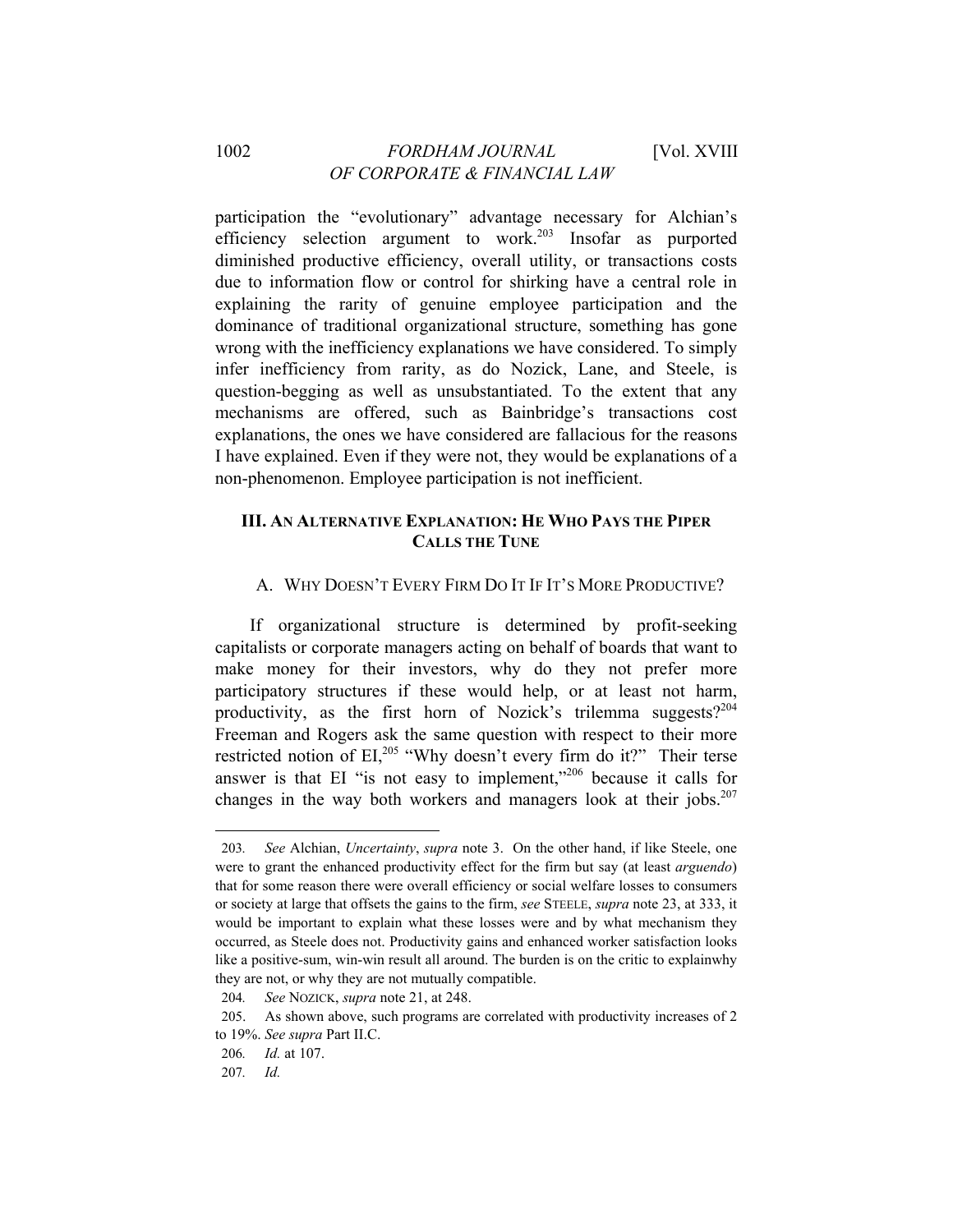participation the "evolutionary" advantage necessary for Alchian's efficiency selection argument to work.[203] Insofar as purported diminished productive efficiency, overall utility, or transactions costs due to information flow or control for shirking have a central role in explaining the rarity of genuine employee participation and the dominance of traditional organizational structure, something has gone wrong with the inefficiency explanations we have considered. To simply infer inefficiency from rarity, as do Nozick, Lane, and Steele, is question-begging as well as unsubstantiated. To the extent that any mechanisms are offered, such as Bainbridge's transactions cost explanations, the ones we have considered are fallacious for the reasons I have explained. Even if they were not, they would be explanations of a non-phenomenon. Employee participation is not inefficient.

## III. AN ALTERNATIVE EXPLANATION: HE WHO PAYS THE PIPER CALLS THE TUNE

### A. WHY DOESN'T EVERY FIRM DO IT IF IT'S MORE PRODUCTIVE?

If organizational structure is determined by profit-seeking capitalists or corporate managers acting on behalf of boards that want to make money for their investors, why do they not prefer more participatory structures if these would help, or at least not harm, productivity, as the first horn of Nozick's trilemma suggests?[204] Freeman and Rogers ask the same question with respect to their more restricted notion of EI,[205] "Why doesn't every firm do it?" Their terse answer is that EI "is not easy to implement,"[206] because it calls for changes in the way both workers and managers look at their jobs.[207]

---

203. *See* Alchian, *Uncertainty*, *supra* note 3. On the other hand, if like Steele, one were to grant the enhanced productivity effect for the firm but say (at least *arguendo*) that for some reason there were overall efficiency or social welfare losses to consumers or society at large that offsets the gains to the firm, *see* STEELE, *supra* note 23, at 333, it would be important to explain what these losses were and by what mechanism they occurred, as Steele does not. Productivity gains and enhanced worker satisfaction looks like a positive-sum, win-win result all around. The burden is on the critic to explainwhy they are not, or why they are not mutually compatible.

204. *See* NOZICK, *supra* note 21, at 248.

205. As shown above, such programs are correlated with productivity increases of 2 to 19%. *See supra* Part II.C.

206. *Id.* at 107.

207. *Id.*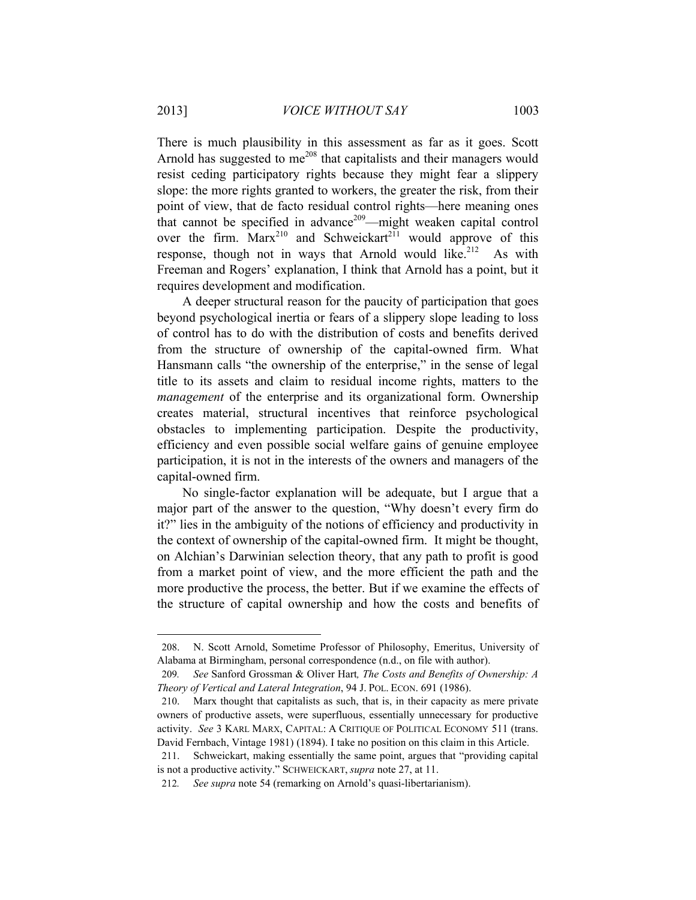There is much plausibility in this assessment as far as it goes. Scott Arnold has suggested to me[208] that capitalists and their managers would resist ceding participatory rights because they might fear a slippery slope: the more rights granted to workers, the greater the risk, from their point of view, that de facto residual control rights—here meaning ones that cannot be specified in advance[209]—might weaken capital control over the firm. Marx[210] and Schweickart[211] would approve of this response, though not in ways that Arnold would like.[212] As with Freeman and Rogers' explanation, I think that Arnold has a point, but it requires development and modification.

A deeper structural reason for the paucity of participation that goes beyond psychological inertia or fears of a slippery slope leading to loss of control has to do with the distribution of costs and benefits derived from the structure of ownership of the capital-owned firm. What Hansmann calls "the ownership of the enterprise," in the sense of legal title to its assets and claim to residual income rights, matters to the *management* of the enterprise and its organizational form. Ownership creates material, structural incentives that reinforce psychological obstacles to implementing participation. Despite the productivity, efficiency and even possible social welfare gains of genuine employee participation, it is not in the interests of the owners and managers of the capital-owned firm.

No single-factor explanation will be adequate, but I argue that a major part of the answer to the question, "Why doesn't every firm do it?" lies in the ambiguity of the notions of efficiency and productivity in the context of ownership of the capital-owned firm. It might be thought, on Alchian's Darwinian selection theory, that any path to profit is good from a market point of view, and the more efficient the path and the more productive the process, the better. But if we examine the effects of the structure of capital ownership and how the costs and benefits of

---

208. N. Scott Arnold, Sometime Professor of Philosophy, Emeritus, University of Alabama at Birmingham, personal correspondence (n.d., on file with author).

209. *See* Sanford Grossman & Oliver Hart*, The Costs and Benefits of Ownership: A Theory of Vertical and Lateral Integration*, 94 J. POL. ECON. 691 (1986).

210. Marx thought that capitalists as such, that is, in their capacity as mere private owners of productive assets, were superfluous, essentially unnecessary for productive activity. *See* 3 KARL MARX, CAPITAL: A CRITIQUE OF POLITICAL ECONOMY 511 (trans. David Fernbach, Vintage 1981) (1894). I take no position on this claim in this Article.

211. Schweickart, making essentially the same point, argues that "providing capital is not a productive activity." SCHWEICKART, *supra* note 27, at 11.

212. *See supra* note 54 (remarking on Arnold's quasi-libertarianism).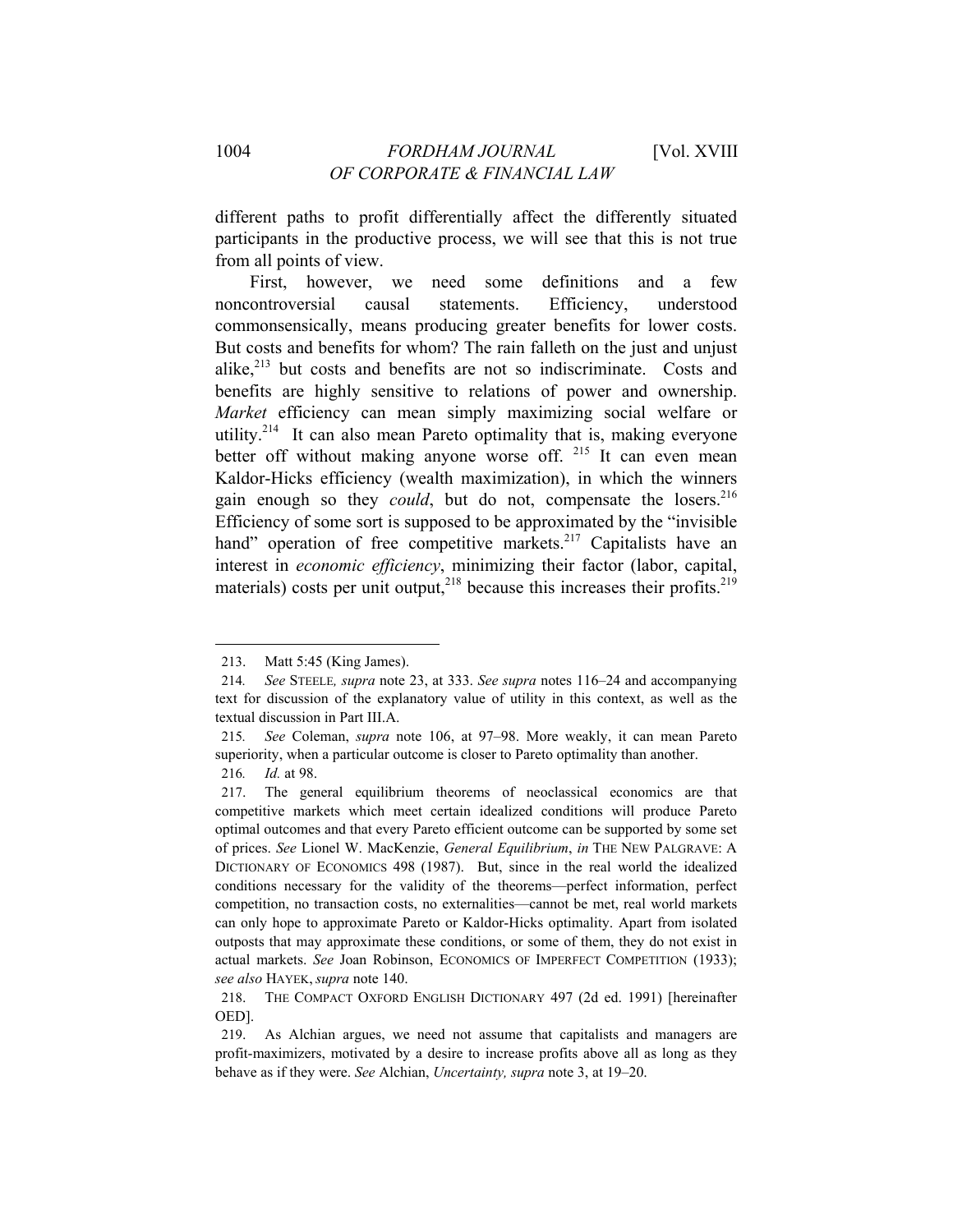different paths to profit differentially affect the differently situated participants in the productive process, we will see that this is not true from all points of view.

First, however, we need some definitions and a few noncontroversial causal statements. Efficiency, understood noncommonsensically, means producing greater benefits for lower costs. But costs and benefits for whom? The rain falleth on the just and unjust alike,[213] but costs and benefits are not so indiscriminate. Costs and benefits are highly sensitive to relations of power and ownership. *Market* efficiency can mean simply maximizing social welfare or utility.[214] It can also mean Pareto optimality that is, making everyone better off without making anyone worse off. [215] It can even mean Kaldor-Hicks efficiency (wealth maximization), in which the winners gain enough so they *could*, but do not, compensate the losers.[216] Efficiency of some sort is supposed to be approximated by the "invisible hand" operation of free competitive markets.[217] Capitalists have an interest in *economic efficiency*, minimizing their factor (labor, capital, materials) costs per unit output,[218] because this increases their profits.[219]

---

213. Matt 5:45 (King James).

214. *See* STEELE*, supra* note 23, at 333. *See supra* notes 116–24 and accompanying text for discussion of the explanatory value of utility in this context, as well as the textual discussion in Part III.A.

215. *See* Coleman, *supra* note 106, at 97–98. More weakly, it can mean Pareto superiority, when a particular outcome is closer to Pareto optimality than another.

216. *Id.* at 98.

217. The general equilibrium theorems of neoclassical economics are that competitive markets which meet certain idealized conditions will produce Pareto optimal outcomes and that every Pareto efficient outcome can be supported by some set of prices. *See* Lionel W. MacKenzie, *General Equilibrium*, *in* THE NEW PALGRAVE: A DICTIONARY OF ECONOMICS 498 (1987). But, since in the real world the idealized conditions necessary for the validity of the theorems—perfect information, perfect competition, no transaction costs, no externalities—cannot be met, real world markets can only hope to approximate Pareto or Kaldor-Hicks optimality. Apart from isolated outposts that may approximate these conditions, or some of them, they do not exist in actual markets. *See* Joan Robinson, ECONOMICS OF IMPERFECT COMPETITION (1933); *see also* HAYEK, *supra* note 140.

218. THE COMPACT OXFORD ENGLISH DICTIONARY 497 (2d ed. 1991) [hereinafter OED].

219. As Alchian argues, we need not assume that capitalists and managers are profit-maximizers, motivated by a desire to increase profits above all as long as they behave as if they were. *See* Alchian, *Uncertainty, supra* note 3, at 19–20.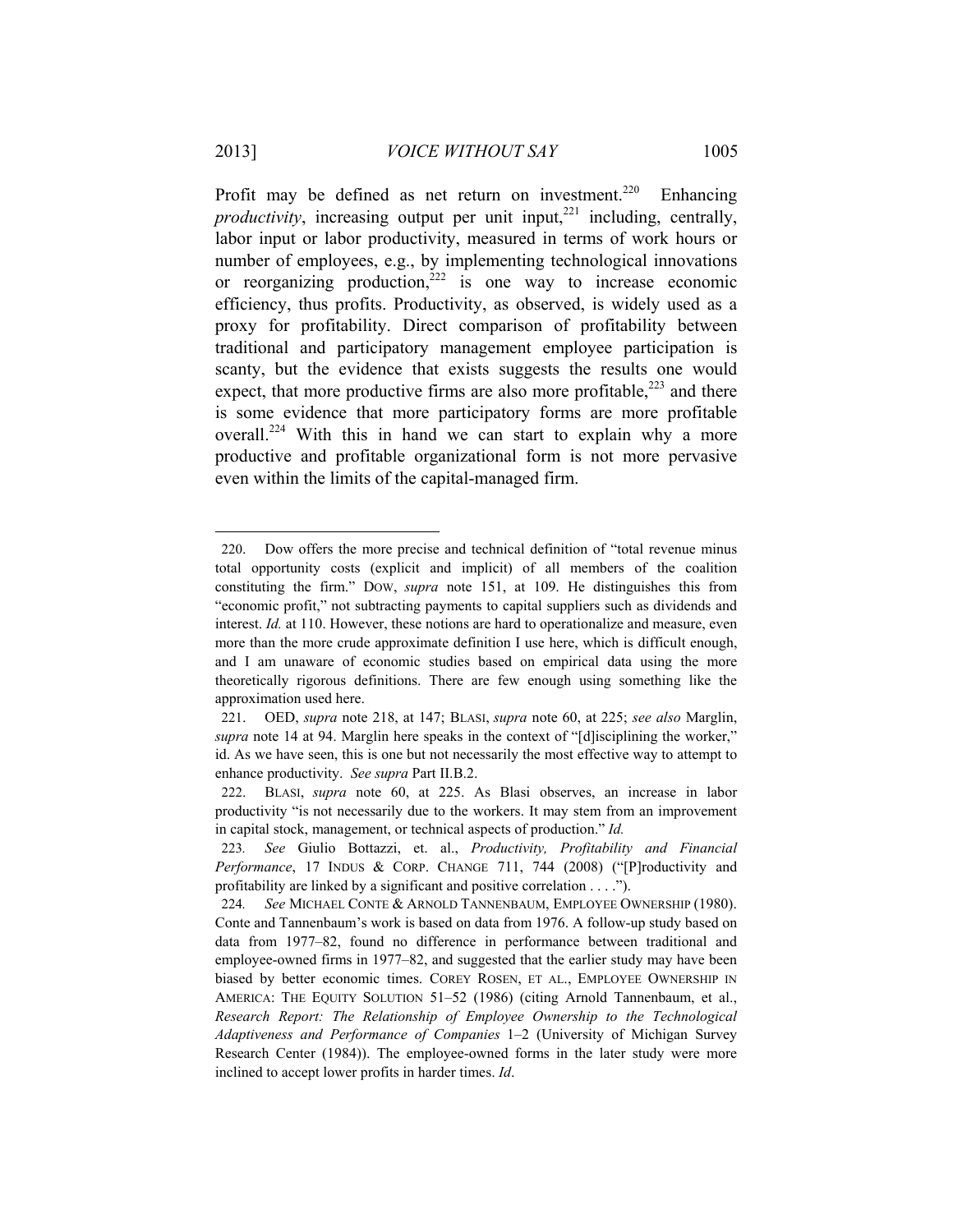Profit may be defined as net return on investment.[220] Enhancing *productivity*, increasing output per unit input,[221] including, centrally, labor input or labor productivity, measured in terms of work hours or number of employees, e.g., by implementing technological innovations or reorganizing production,[222] is one way to increase economic efficiency, thus profits. Productivity, as observed, is widely used as a proxy for profitability. Direct comparison of profitability between traditional and participatory management employee participation is scanty, but the evidence that exists suggests the results one would expect, that more productive firms are also more profitable,[223] and there is some evidence that more participatory forms are more profitable overall.[224] With this in hand we can start to explain why a more productive and profitable organizational form is not more pervasive even within the limits of the capital-managed firm.

---

220. Dow offers the more precise and technical definition of "total revenue minus total opportunity costs (explicit and implicit) of all members of the coalition constituting the firm." DOW, *supra* note 151, at 109. He distinguishes this from "economic profit," not subtracting payments to capital suppliers such as dividends and interest. *Id.* at 110. However, these notions are hard to operationalize and measure, even more than the more crude approximate definition I use here, which is difficult enough, and I am unaware of economic studies based on empirical data using the more theoretically rigorous definitions. There are few enough using something like the approximation used here.

221. OED, *supra* note 218, at 147; BLASI, *supra* note 60, at 225; *see also* Marglin, *supra* note 14 at 94. Marglin here speaks in the context of "[d]isciplining the worker," id. As we have seen, this is one but not necessarily the most effective way to attempt to enhance productivity. *See supra* Part II.B.2.

222. BLASI, *supra* note 60, at 225. As Blasi observes, an increase in labor productivity "is not necessarily due to the workers. It may stem from an improvement in capital stock, management, or technical aspects of production." *Id.*

223. *See* Giulio Bottazzi, et. al., *Productivity, Profitability and Financial Performance*, 17 INDUS & CORP. CHANGE 711, 744 (2008) ("[P]roductivity and profitability are linked by a significant and positive correlation . . . .").

224. *See* MICHAEL CONTE & ARNOLD TANNENBAUM, EMPLOYEE OWNERSHIP (1980). Conte and Tannenbaum's work is based on data from 1976. A follow-up study based on data from 1977–82, found no difference in performance between traditional and employee-owned firms in 1977–82, and suggested that the earlier study may have been biased by better economic times. COREY ROSEN, ET AL., EMPLOYEE OWNERSHIP IN AMERICA: THE EQUITY SOLUTION 51–52 (1986) (citing Arnold Tannenbaum, et al., *Research Report: The Relationship of Employee Ownership to the Technological Adaptiveness and Performance of Companies* 1–2 (University of Michigan Survey Research Center (1984)). The employee-owned forms in the later study were more inclined to accept lower profits in harder times. *Id*.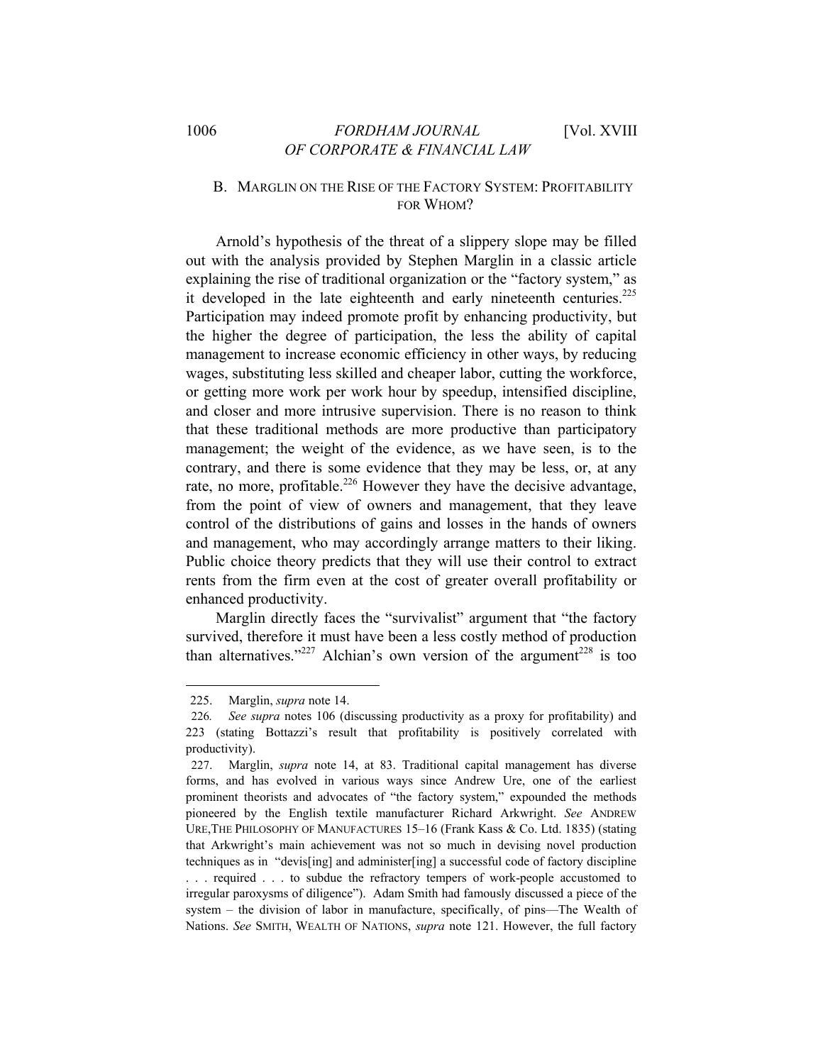## B. MARGLIN ON THE RISE OF THE FACTORY SYSTEM: PROFITABILITY FOR WHOM?

Arnold's hypothesis of the threat of a slippery slope may be filled out with the analysis provided by Stephen Marglin in a classic article explaining the rise of traditional organization or the "factory system," as it developed in the late eighteenth and early nineteenth centuries.[225] Participation may indeed promote profit by enhancing productivity, but the higher the degree of participation, the less the ability of capital management to increase economic efficiency in other ways, by reducing wages, substituting less skilled and cheaper labor, cutting the workforce, or getting more work per work hour by speedup, intensified discipline, and closer and more intrusive supervision. There is no reason to think that these traditional methods are more productive than participatory management; the weight of the evidence, as we have seen, is to the contrary, and there is some evidence that they may be less, or, at any rate, no more, profitable.[226] However they have the decisive advantage, from the point of view of owners and management, that they leave control of the distributions of gains and losses in the hands of owners and management, who may accordingly arrange matters to their liking. Public choice theory predicts that they will use their control to extract rents from the firm even at the cost of greater overall profitability or enhanced productivity.

Marglin directly faces the "survivalist" argument that "the factory survived, therefore it must have been a less costly method of production than alternatives."[227] Alchian's own version of the argument[228] is too

---

225. Marglin, *supra* note 14.

226. *See supra* notes 106 (discussing productivity as a proxy for profitability) and 223 (stating Bottazzi's result that profitability is positively correlated with productivity).

227. Marglin, *supra* note 14, at 83. Traditional capital management has diverse forms, and has evolved in various ways since Andrew Ure, one of the earliest prominent theorists and advocates of "the factory system," expounded the methods pioneered by the English textile manufacturer Richard Arkwright. *See* ANDREW URE, THE PHILOSOPHY OF MANUFACTURES 15–16 (Frank Kass & Co. Ltd. 1835) (stating that Arkwright's main achievement was not so much in devising novel production techniques as in "devis[ing] and administer[ing] a successful code of factory discipline . . . required . . . to subdue the refractory tempers of work-people accustomed to irregular paroxysms of diligence"). Adam Smith had famously discussed a piece of the system – the division of labor in manufacture, specifically, of pins—The Wealth of Nations. *See* SMITH, WEALTH OF NATIONS, *supra* note 121. However, the full factory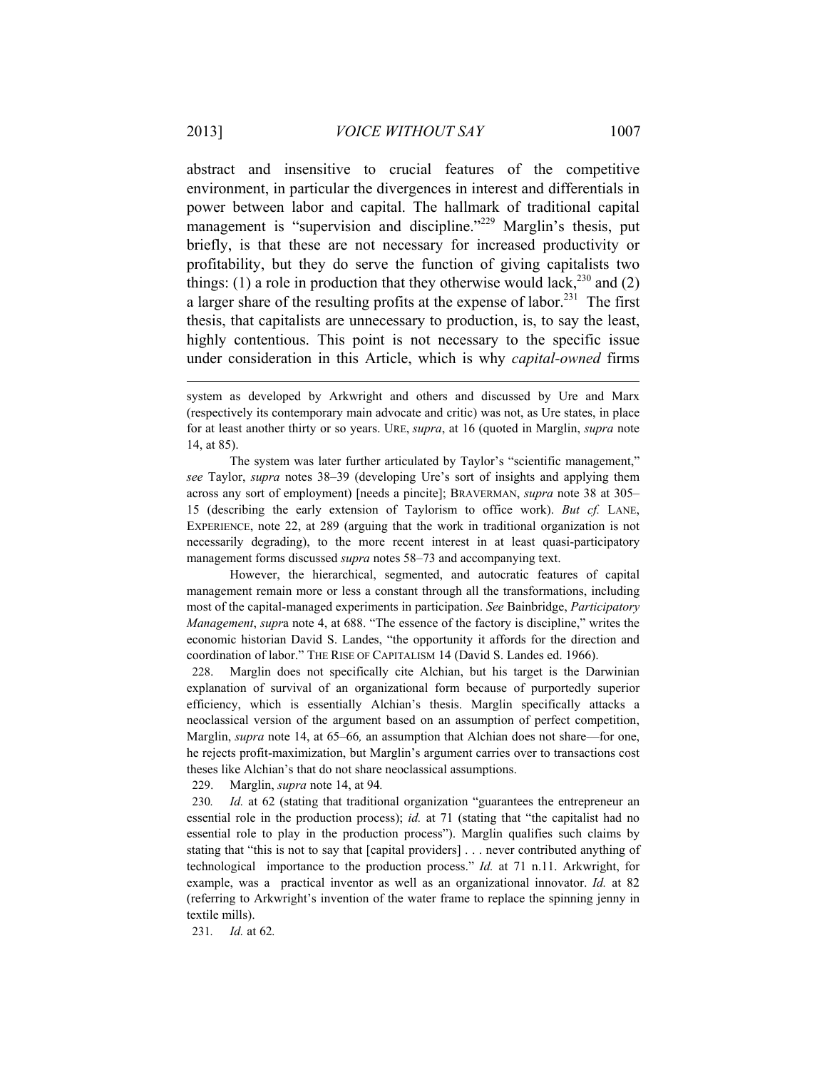abstract and insensitive to crucial features of the competitive environment, in particular the divergences in interest and differentials in power between labor and capital. The hallmark of traditional capital management is "supervision and discipline."[229] Marglin's thesis, put briefly, is that these are not necessary for increased productivity or profitability, but they do serve the function of giving capitalists two things: (1) a role in production that they otherwise would lack,[230] and (2) a larger share of the resulting profits at the expense of labor.[231] The first thesis, that capitalists are unnecessary to production, is, to say the least, highly contentious. This point is not necessary to the specific issue under consideration in this Article, which is why *capital-owned* firms

---

system as developed by Arkwright and others and discussed by Ure and Marx (respectively its contemporary main advocate and critic) was not, as Ure states, in place for at least another thirty or so years. URE, *supra*, at 16 (quoted in Marglin, *supra* note 14, at 85).

The system was later further articulated by Taylor's "scientific management," *see* Taylor, *supra* notes 38–39 (developing Ure's sort of insights and applying them across any sort of employment) [needs a pincite]; BRAVERMAN, *supra* note 38 at 305–15 (describing the early extension of Taylorism to office work). *But cf.* LANE, EXPERIENCE, note 22, at 289 (arguing that the work in traditional organization is not necessarily degrading), to the more recent interest in at least quasi-participatory management forms discussed *supra* notes 58–73 and accompanying text.

However, the hierarchical, segmented, and autocratic features of capital management remain more or less a constant through all the transformations, including most of the capital-managed experiments in participation. *See* Bainbridge, *Participatory Management*, *supra* note 4, at 688. "The essence of the factory is discipline," writes the economic historian David S. Landes, "the opportunity it affords for the direction and coordination of labor." THE RISE OF CAPITALISM 14 (David S. Landes ed. 1966).

228. Marglin does not specifically cite Alchian, but his target is the Darwinian explanation of survival of an organizational form because of purportedly superior efficiency, which is essentially Alchian's thesis. Marglin specifically attacks a neoclassical version of the argument based on an assumption of perfect competition, Marglin, *supra* note 14, at 65–66*,* an assumption that Alchian does not share—for one, he rejects profit-maximization, but Marglin's argument carries over to transactions cost theses like Alchian's that do not share neoclassical assumptions.

229. Marglin, *supra* note 14, at 94*.*

230*. Id.* at 62 (stating that traditional organization "guarantees the entrepreneur an essential role in the production process); *id.* at 71 (stating that "the capitalist had no essential role to play in the production process"). Marglin qualifies such claims by stating that "this is not to say that [capital providers] . . . never contributed anything of technological importance to the production process." *Id.* at 71 n.11. Arkwright, for example, was a practical inventor as well as an organizational innovator. *Id.* at 82 (referring to Arkwright's invention of the water frame to replace the spinning jenny in textile mills).

231*. Id.* at 62*.*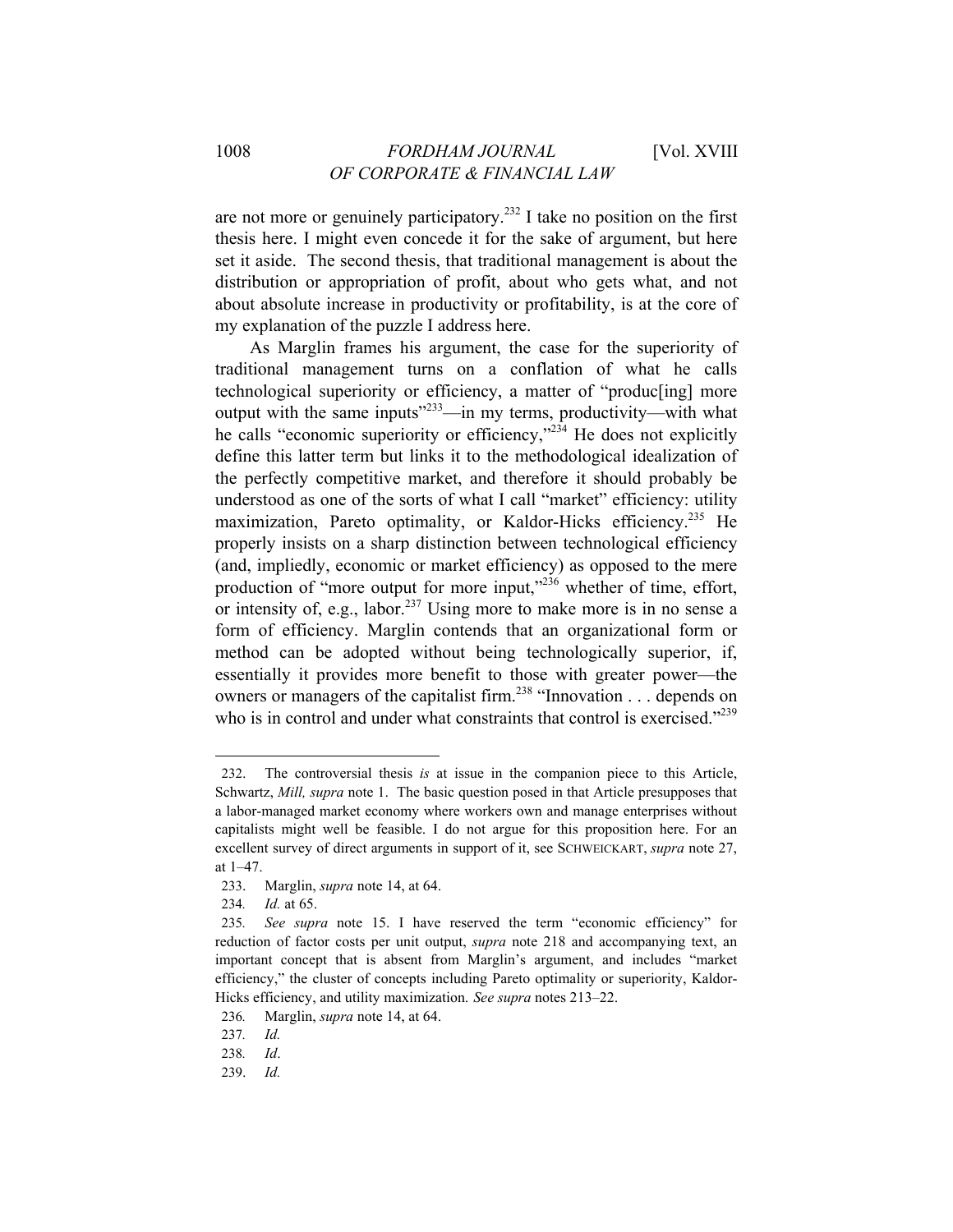are not more or genuinely participatory.[232] I take no position on the first thesis here. I might even concede it for the sake of argument, but here set it aside. The second thesis, that traditional management is about the distribution or appropriation of profit, about who gets what, and not about absolute increase in productivity or profitability, is at the core of my explanation of the puzzle I address here.

As Marglin frames his argument, the case for the superiority of traditional management turns on a conflation of what he calls technological superiority or efficiency, a matter of "produc[ing] more output with the same inputs"[233]—in my terms, productivity—with what he calls "economic superiority or efficiency,"[234] He does not explicitly define this latter term but links it to the methodological idealization of the perfectly competitive market, and therefore it should probably be understood as one of the sorts of what I call "market" efficiency: utility maximization, Pareto optimality, or Kaldor-Hicks efficiency.[235] He properly insists on a sharp distinction between technological efficiency (and, impliedly, economic or market efficiency) as opposed to the mere production of "more output for more input,"[236] whether of time, effort, or intensity of, e.g., labor.[237] Using more to make more is in no sense a form of efficiency. Marglin contends that an organizational form or method can be adopted without being technologically superior, if, essentially it provides more benefit to those with greater power—the owners or managers of the capitalist firm.[238] "Innovation . . . depends on who is in control and under what constraints that control is exercised."[239]

---

232. The controversial thesis *is* at issue in the companion piece to this Article, Schwartz, *Mill, supra* note 1. The basic question posed in that Article presupposes that a labor-managed market economy where workers own and manage enterprises without capitalists might well be feasible. I do not argue for this proposition here. For an excellent survey of direct arguments in support of it, see SCHWEICKART, *supra* note 27, at 1–47.

233. Marglin, *supra* note 14, at 64.

234. *Id.* at 65.

235. *See supra* note 15. I have reserved the term "economic efficiency" for reduction of factor costs per unit output, *supra* note 218 and accompanying text, an important concept that is absent from Marglin's argument, and includes "market efficiency," the cluster of concepts including Pareto optimality or superiority, Kaldor-Hicks efficiency, and utility maximization. *See supra* notes 213–22.

236. Marglin, *supra* note 14, at 64.

237. *Id.*

238. *Id*.

239. *Id.*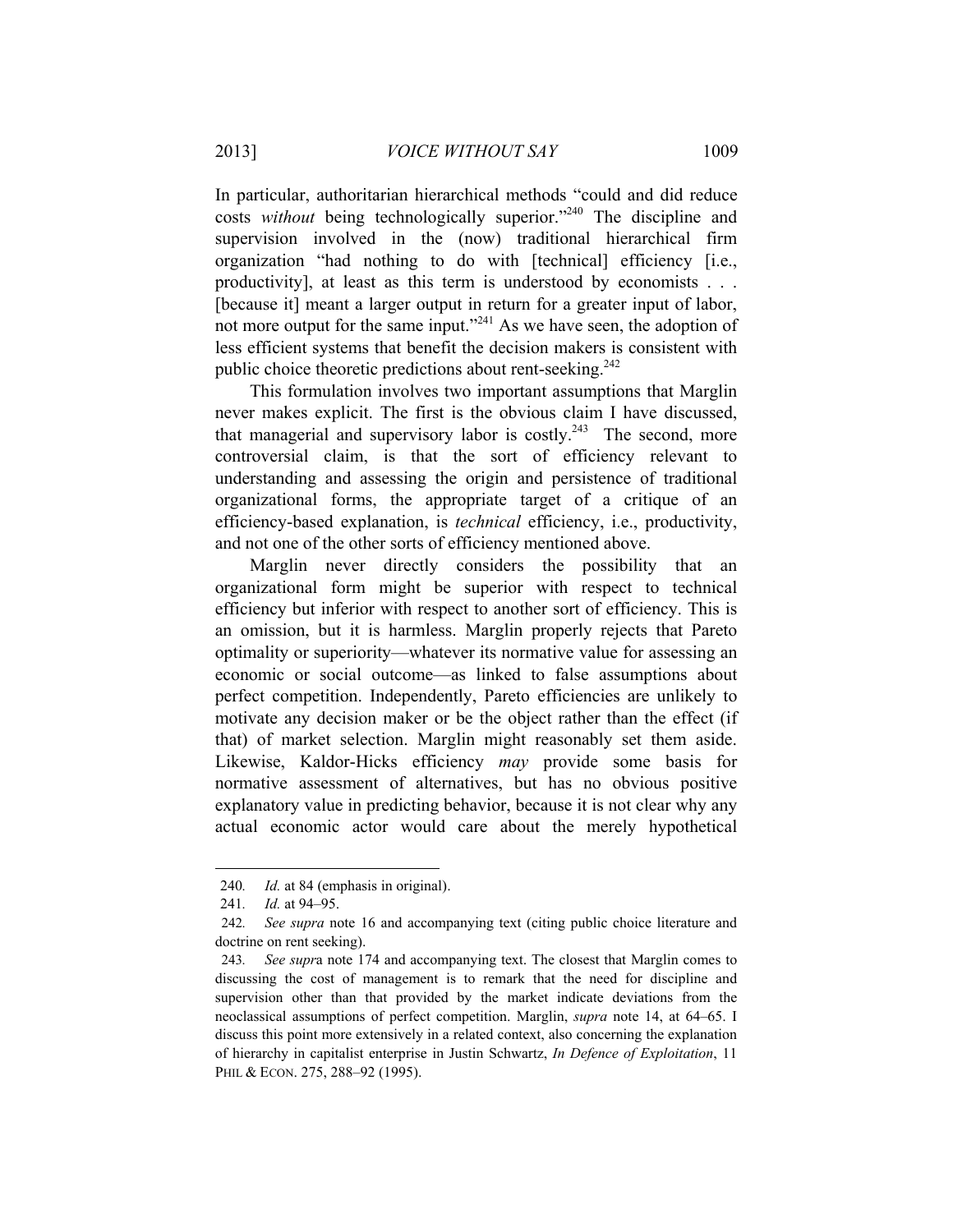In particular, authoritarian hierarchical methods "could and did reduce costs *without* being technologically superior."[240] The discipline and supervision involved in the (now) traditional hierarchical firm organization "had nothing to do with [technical] efficiency [i.e., productivity], at least as this term is understood by economists . . . [because it] meant a larger output in return for a greater input of labor, not more output for the same input."[241] As we have seen, the adoption of less efficient systems that benefit the decision makers is consistent with public choice theoretic predictions about rent-seeking.[242]

This formulation involves two important assumptions that Marglin never makes explicit. The first is the obvious claim I have discussed, that managerial and supervisory labor is costly.[243] The second, more controversial claim, is that the sort of efficiency relevant to understanding and assessing the origin and persistence of traditional organizational forms, the appropriate target of a critique of an efficiency-based explanation, is *technical* efficiency, i.e., productivity, and not one of the other sorts of efficiency mentioned above.

Marglin never directly considers the possibility that an organizational form might be superior with respect to technical efficiency but inferior with respect to another sort of efficiency. This is an omission, but it is harmless. Marglin properly rejects that Pareto optimality or superiority—whatever its normative value for assessing an economic or social outcome—as linked to false assumptions about perfect competition. Independently, Pareto efficiencies are unlikely to motivate any decision maker or be the object rather than the effect (if that) of market selection. Marglin might reasonably set them aside. Likewise, Kaldor-Hicks efficiency *may* provide some basis for normative assessment of alternatives, but has no obvious positive explanatory value in predicting behavior, because it is not clear why any actual economic actor would care about the merely hypothetical

---

240. *Id.* at 84 (emphasis in original).

241. *Id.* at 94–95.

242. *See supra* note 16 and accompanying text (citing public choice literature and doctrine on rent seeking).

243. *See supr*a note 174 and accompanying text. The closest that Marglin comes to discussing the cost of management is to remark that the need for discipline and supervision other than that provided by the market indicate deviations from the neoclassical assumptions of perfect competition. Marglin, *supra* note 14, at 64–65. I discuss this point more extensively in a related context, also concerning the explanation of hierarchy in capitalist enterprise in Justin Schwartz, *In Defence of Exploitation*, 11 PHIL & ECON. 275, 288–92 (1995).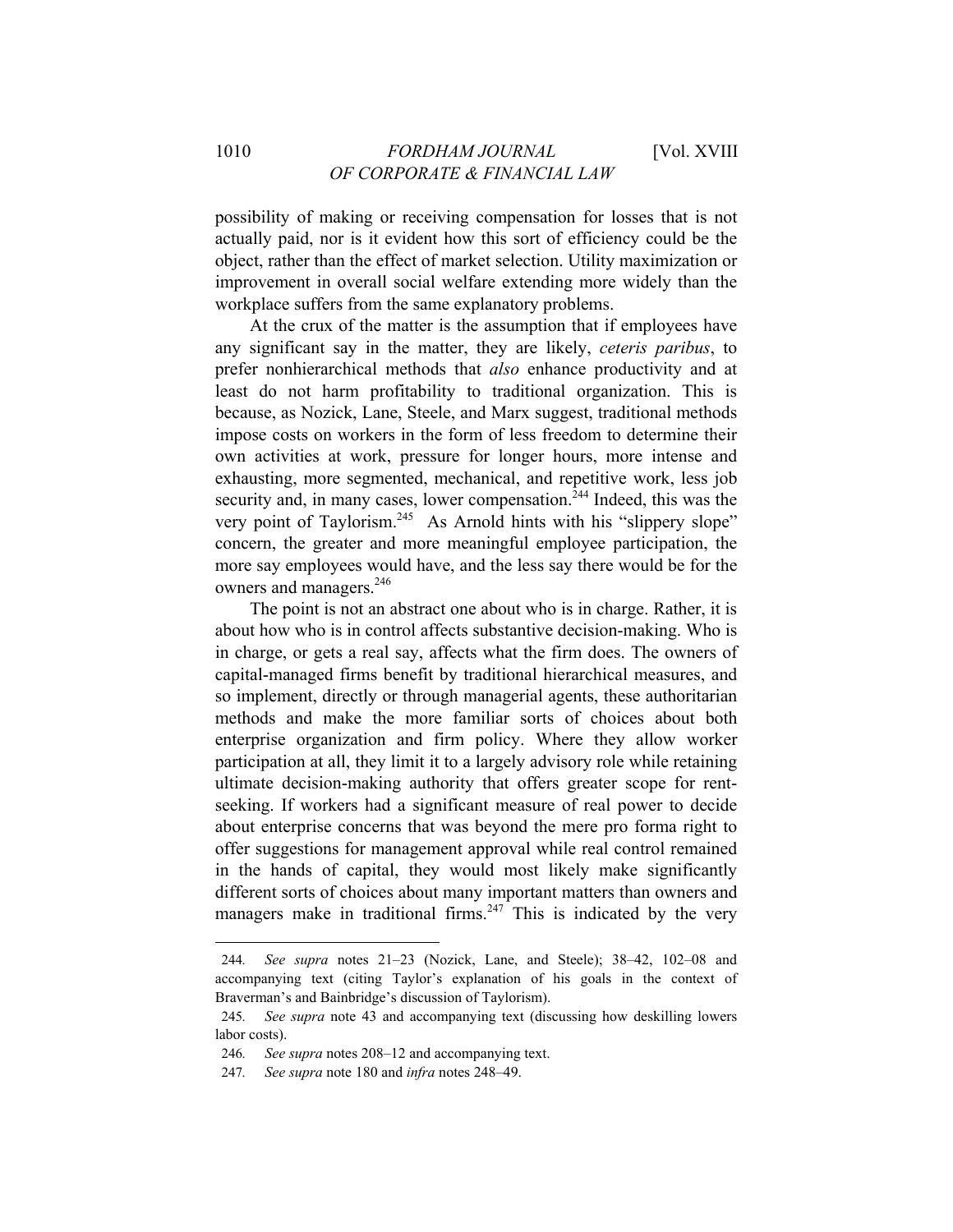possibility of making or receiving compensation for losses that is not actually paid, nor is it evident how this sort of efficiency could be the object, rather than the effect of market selection. Utility maximization or improvement in overall social welfare extending more widely than the workplace suffers from the same explanatory problems.

At the crux of the matter is the assumption that if employees have any significant say in the matter, they are likely, *ceteris paribus*, to prefer nonhierarchical methods that *also* enhance productivity and at least do not harm profitability to traditional organization. This is because, as Nozick, Lane, Steele, and Marx suggest, traditional methods impose costs on workers in the form of less freedom to determine their own activities at work, pressure for longer hours, more intense and exhausting, more segmented, mechanical, and repetitive work, less job security and, in many cases, lower compensation.[244] Indeed, this was the very point of Taylorism.[245] As Arnold hints with his "slippery slope" concern, the greater and more meaningful employee participation, the more say employees would have, and the less say there would be for the owners and managers.[246]

The point is not an abstract one about who is in charge. Rather, it is about how who is in control affects substantive decision-making. Who is in charge, or gets a real say, affects what the firm does. The owners of capital-managed firms benefit by traditional hierarchical measures, and so implement, directly or through managerial agents, these authoritarian methods and make the more familiar sorts of choices about both enterprise organization and firm policy. Where they allow worker participation at all, they limit it to a largely advisory role while retaining ultimate decision-making authority that offers greater scope for rent-seeking. If workers had a significant measure of real power to decide about enterprise concerns that was beyond the mere pro forma right to offer suggestions for management approval while real control remained in the hands of capital, they would most likely make significantly different sorts of choices about many important matters than owners and managers make in traditional firms.[247] This is indicated by the very

---

244. *See supra* notes 21–23 (Nozick, Lane, and Steele); 38–42, 102–08 and accompanying text (citing Taylor's explanation of his goals in the context of Braverman's and Bainbridge's discussion of Taylorism).

245. *See supra* note 43 and accompanying text (discussing how deskilling lowers labor costs).

246. *See supra* notes 208–12 and accompanying text.

247. *See supra* note 180 and *infra* notes 248–49.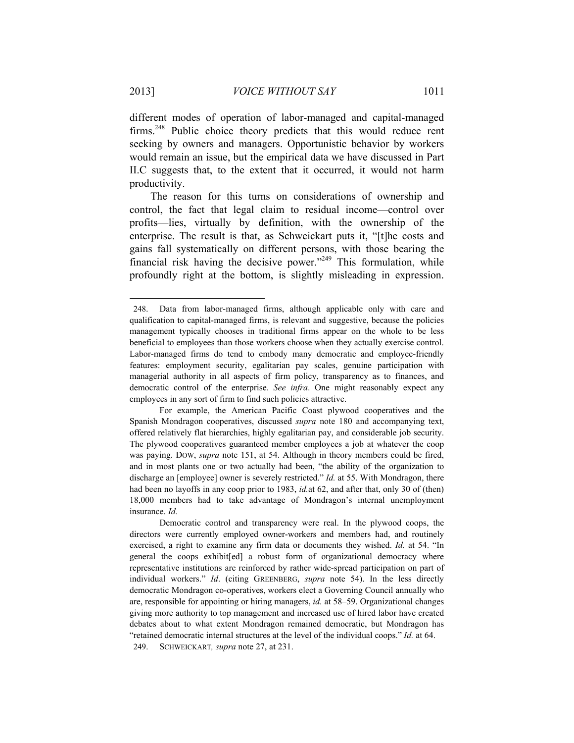different modes of operation of labor-managed and capital-managed firms.[248] Public choice theory predicts that this would reduce rent seeking by owners and managers. Opportunistic behavior by workers would remain an issue, but the empirical data we have discussed in Part II.C suggests that, to the extent that it occurred, it would not harm productivity.

The reason for this turns on considerations of ownership and control, the fact that legal claim to residual income—control over profits—lies, virtually by definition, with the ownership of the enterprise. The result is that, as Schweickart puts it, "[t]he costs and gains fall systematically on different persons, with those bearing the financial risk having the decisive power."[249] This formulation, while profoundly right at the bottom, is slightly misleading in expression.

---

248. Data from labor-managed firms, although applicable only with care and qualification to capital-managed firms, is relevant and suggestive, because the policies management typically chooses in traditional firms appear on the whole to be less beneficial to employees than those workers choose when they actually exercise control. Labor-managed firms do tend to embody many democratic and employee-friendly features: employment security, egalitarian pay scales, genuine participation with managerial authority in all aspects of firm policy, transparency as to finances, and democratic control of the enterprise. *See infra*. One might reasonably expect any employees in any sort of firm to find such policies attractive.

For example, the American Pacific Coast plywood cooperatives and the Spanish Mondragon cooperatives, discussed *supra* note 180 and accompanying text, offered relatively flat hierarchies, highly egalitarian pay, and considerable job security. The plywood cooperatives guaranteed member employees a job at whatever the coop was paying. DOW, *supra* note 151, at 54. Although in theory members could be fired, and in most plants one or two actually had been, "the ability of the organization to discharge an [employee] owner is severely restricted." *Id.* at 55. With Mondragon, there had been no layoffs in any coop prior to 1983, *id.*at 62, and after that, only 30 of (then) 18,000 members had to take advantage of Mondragon's internal unemployment insurance. *Id.*

Democratic control and transparency were real. In the plywood coops, the directors were currently employed owner-workers and members had, and routinely exercised, a right to examine any firm data or documents they wished. *Id.* at 54. "In general the coops exhibit[ed] a robust form of organizational democracy where representative institutions are reinforced by rather wide-spread participation on part of individual workers." *Id*. (citing GREENBERG, *supra* note 54). In the less directly democratic Mondragon co-operatives, workers elect a Governing Council annually who are, responsible for appointing or hiring managers, *id.* at 58–59. Organizational changes giving more authority to top management and increased use of hired labor have created debates about to what extent Mondragon remained democratic, but Mondragon has "retained democratic internal structures at the level of the individual coops." *Id.* at 64.

249. SCHWEICKART*, supra* note 27, at 231.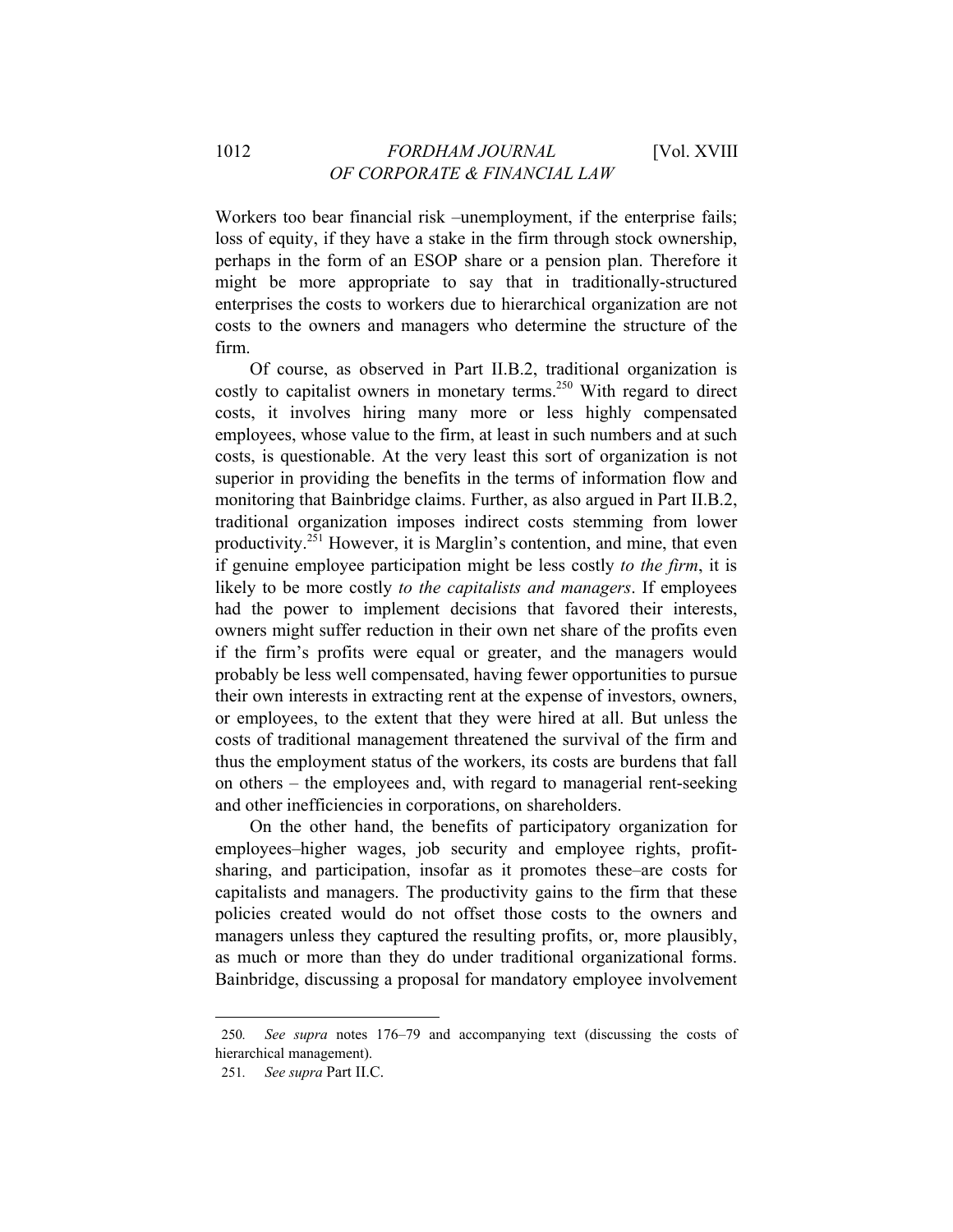Workers too bear financial risk –unemployment, if the enterprise fails; loss of equity, if they have a stake in the firm through stock ownership, perhaps in the form of an ESOP share or a pension plan. Therefore it might be more appropriate to say that in traditionally-structured enterprises the costs to workers due to hierarchical organization are not costs to the owners and managers who determine the structure of the firm.

Of course, as observed in Part II.B.2, traditional organization is costly to capitalist owners in monetary terms.[250] With regard to direct costs, it involves hiring many more or less highly compensated employees, whose value to the firm, at least in such numbers and at such costs, is questionable. At the very least this sort of organization is not superior in providing the benefits in the terms of information flow and monitoring that Bainbridge claims. Further, as also argued in Part II.B.2, traditional organization imposes indirect costs stemming from lower productivity.[251] However, it is Marglin's contention, and mine, that even if genuine employee participation might be less costly *to the firm*, it is likely to be more costly *to the capitalists and managers*. If employees had the power to implement decisions that favored their interests, owners might suffer reduction in their own net share of the profits even if the firm's profits were equal or greater, and the managers would probably be less well compensated, having fewer opportunities to pursue their own interests in extracting rent at the expense of investors, owners, or employees, to the extent that they were hired at all. But unless the costs of traditional management threatened the survival of the firm and thus the employment status of the workers, its costs are burdens that fall on others – the employees and, with regard to managerial rent-seeking and other inefficiencies in corporations, on shareholders.

On the other hand, the benefits of participatory organization for employees–higher wages, job security and employee rights, profit-sharing, and participation, insofar as it promotes these–are costs for capitalists and managers. The productivity gains to the firm that these policies created would do not offset those costs to the owners and managers unless they captured the resulting profits, or, more plausibly, as much or more than they do under traditional organizational forms. Bainbridge, discussing a proposal for mandatory employee involvement

---

250. *See supra* notes 176–79 and accompanying text (discussing the costs of hierarchical management).

251. *See supra* Part II.C.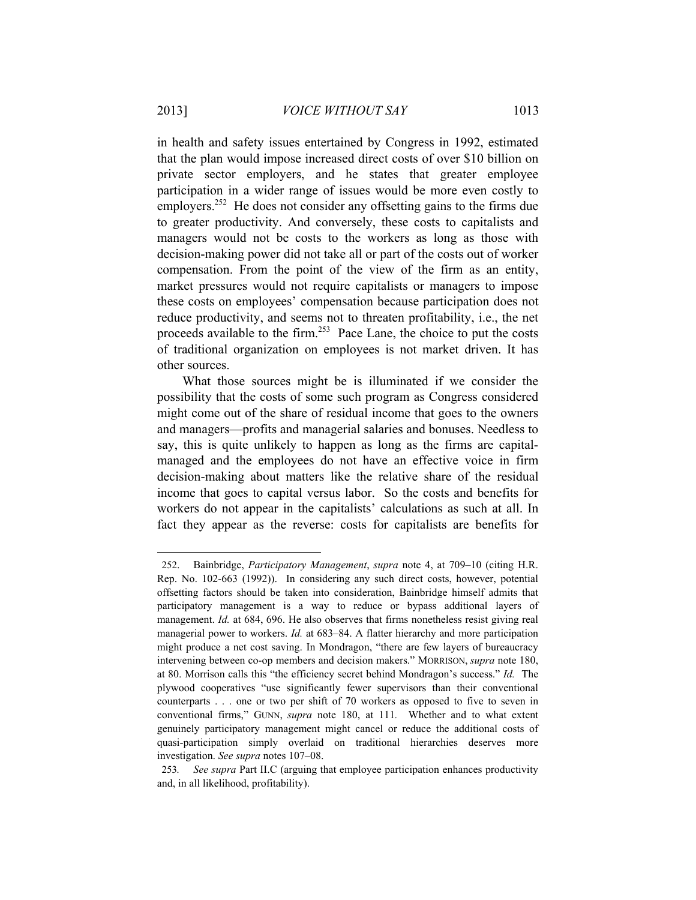in health and safety issues entertained by Congress in 1992, estimated that the plan would impose increased direct costs of over $10 billion on private sector employers, and he states that greater employee participation in a wider range of issues would be more even costly to employers.[252] He does not consider any offsetting gains to the firms due to greater productivity. And conversely, these costs to capitalists and managers would not be costs to the workers as long as those with decision-making power did not take all or part of the costs out of worker compensation. From the point of the view of the firm as an entity, market pressures would not require capitalists or managers to impose these costs on employees' compensation because participation does not reduce productivity, and seems not to threaten profitability, i.e., the net proceeds available to the firm.[253] Pace Lane, the choice to put the costs of traditional organization on employees is not market driven. It has other sources.

What those sources might be is illuminated if we consider the possibility that the costs of some such program as Congress considered might come out of the share of residual income that goes to the owners and managers—profits and managerial salaries and bonuses. Needless to say, this is quite unlikely to happen as long as the firms are capital-managed and the employees do not have an effective voice in firm decision-making about matters like the relative share of the residual income that goes to capital versus labor. So the costs and benefits for workers do not appear in the capitalists' calculations as such at all. In fact they appear as the reverse: costs for capitalists are benefits for

---

252. Bainbridge, *Participatory Management*, *supra* note 4, at 709–10 (citing H.R. Rep. No. 102-663 (1992)). In considering any such direct costs, however, potential offsetting factors should be taken into consideration, Bainbridge himself admits that participatory management is a way to reduce or bypass additional layers of management. *Id.* at 684, 696. He also observes that firms nonetheless resist giving real managerial power to workers. *Id.* at 683–84. A flatter hierarchy and more participation might produce a net cost saving. In Mondragon, "there are few layers of bureaucracy intervening between co-op members and decision makers." MORRISON, *supra* note 180, at 80. Morrison calls this "the efficiency secret behind Mondragon's success." *Id.* The plywood cooperatives "use significantly fewer supervisors than their conventional counterparts . . . one or two per shift of 70 workers as opposed to five to seven in conventional firms," GUNN, *supra* note 180, at 111. Whether and to what extent genuinely participatory management might cancel or reduce the additional costs of quasi-participation simply overlaid on traditional hierarchies deserves more investigation. *See supra* notes 107–08.

253. *See supra* Part II.C (arguing that employee participation enhances productivity and, in all likelihood, profitability).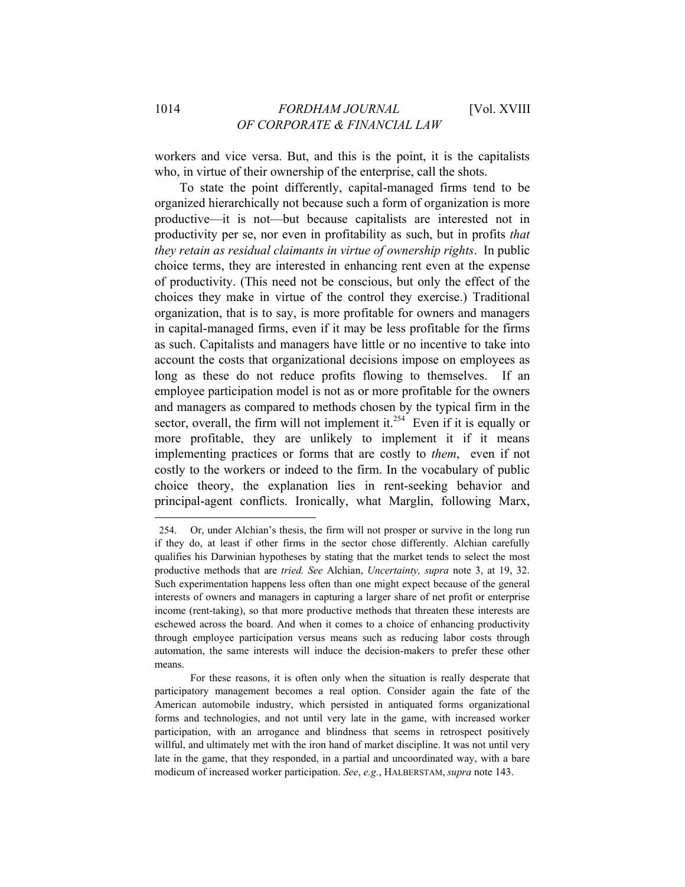workers and vice versa. But, and this is the point, it is the capitalists who, in virtue of their ownership of the enterprise, call the shots.

To state the point differently, capital-managed firms tend to be organized hierarchically not because such a form of organization is more productive—it is not—but because capitalists are interested not in productivity per se, nor even in profitability as such, but in profits *that they retain as residual claimants in virtue of ownership rights*. In public choice terms, they are interested in enhancing rent even at the expense of productivity. (This need not be conscious, but only the effect of the choices they make in virtue of the control they exercise.) Traditional organization, that is to say, is more profitable for owners and managers in capital-managed firms, even if it may be less profitable for the firms as such. Capitalists and managers have little or no incentive to take into account the costs that organizational decisions impose on employees as long as these do not reduce profits flowing to themselves. If an employee participation model is not as or more profitable for the owners and managers as compared to methods chosen by the typical firm in the sector, overall, the firm will not implement it.[254] Even if it is equally or more profitable, they are unlikely to implement it if it means implementing practices or forms that are costly to *them*, even if not costly to the workers or indeed to the firm. In the vocabulary of public choice theory, the explanation lies in rent-seeking behavior and principal-agent conflicts. Ironically, what Marglin, following Marx,

---

254. Or, under Alchian's thesis, the firm will not prosper or survive in the long run if they do, at least if other firms in the sector chose differently. Alchian carefully qualifies his Darwinian hypotheses by stating that the market tends to select the most productive methods that are *tried. See* Alchian, *Uncertainty, supra* note 3, at 19, 32. Such experimentation happens less often than one might expect because of the general interests of owners and managers in capturing a larger share of net profit or enterprise income (rent-taking), so that more productive methods that threaten these interests are eschewed across the board. And when it comes to a choice of enhancing productivity through employee participation versus means such as reducing labor costs through automation, the same interests will induce the decision-makers to prefer these other means.

For these reasons, it is often only when the situation is really desperate that participatory management becomes a real option. Consider again the fate of the American automobile industry, which persisted in antiquated forms organizational forms and technologies, and not until very late in the game, with increased worker participation, with an arrogance and blindness that seems in retrospect positively willful, and ultimately met with the iron hand of market discipline. It was not until very late in the game, that they responded, in a partial and uncoordinated way, with a bare modicum of increased worker participation. *See*, *e.g.*, HALBERSTAM, *supra* note 143.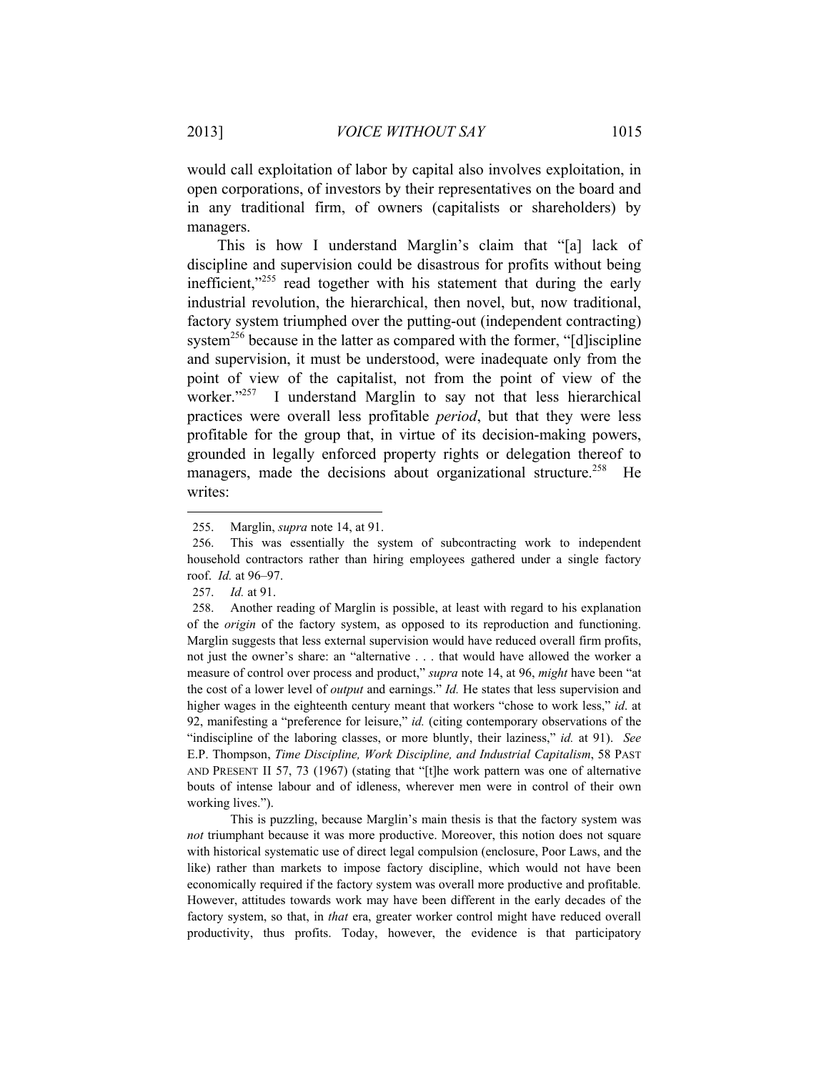would call exploitation of labor by capital also involves exploitation, in open corporations, of investors by their representatives on the board and in any traditional firm, of owners (capitalists or shareholders) by managers.

This is how I understand Marglin's claim that "[a] lack of discipline and supervision could be disastrous for profits without being inefficient,"[255] read together with his statement that during the early industrial revolution, the hierarchical, then novel, but, now traditional, factory system triumphed over the putting-out (independent contracting) system[256] because in the latter as compared with the former, "[d]iscipline and supervision, it must be understood, were inadequate only from the point of view of the capitalist, not from the point of view of the worker."[257] I understand Marglin to say not that less hierarchical practices were overall less profitable *period*, but that they were less profitable for the group that, in virtue of its decision-making powers, grounded in legally enforced property rights or delegation thereof to managers, made the decisions about organizational structure.[258] He writes:

---

255. Marglin, *supra* note 14, at 91.

256. This was essentially the system of subcontracting work to independent household contractors rather than hiring employees gathered under a single factory roof. *Id.* at 96–97.

257. *Id.* at 91.

258. Another reading of Marglin is possible, at least with regard to his explanation of the *origin* of the factory system, as opposed to its reproduction and functioning. Marglin suggests that less external supervision would have reduced overall firm profits, not just the owner's share: an "alternative . . . that would have allowed the worker a measure of control over process and product," *supra* note 14, at 96, *might* have been "at the cost of a lower level of *output* and earnings." *Id.* He states that less supervision and higher wages in the eighteenth century meant that workers "chose to work less," *id*. at 92, manifesting a "preference for leisure," *id.* (citing contemporary observations of the "indiscipline of the laboring classes, or more bluntly, their laziness," *id.* at 91). *See* E.P. Thompson, *Time Discipline, Work Discipline, and Industrial Capitalism*, 58 PAST AND PRESENT II 57, 73 (1967) (stating that "[t]he work pattern was one of alternative bouts of intense labour and of idleness, wherever men were in control of their own working lives.").

This is puzzling, because Marglin's main thesis is that the factory system was *not* triumphant because it was more productive. Moreover, this notion does not square with historical systematic use of direct legal compulsion (enclosure, Poor Laws, and the like) rather than markets to impose factory discipline, which would not have been economically required if the factory system was overall more productive and profitable. However, attitudes towards work may have been different in the early decades of the factory system, so that, in *that* era, greater worker control might have reduced overall productivity, thus profits. Today, however, the evidence is that participatory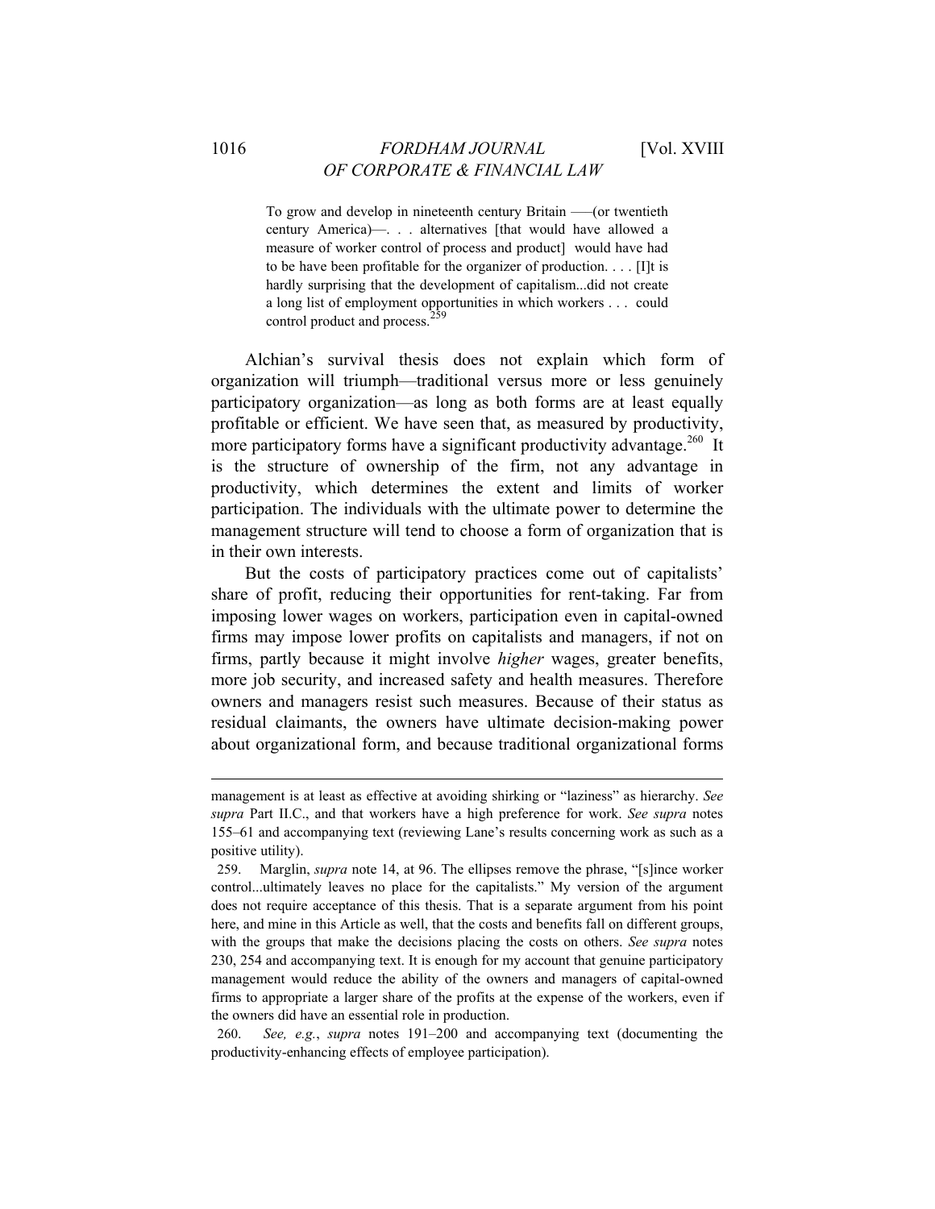> To grow and develop in nineteenth century Britain —–(or twentieth century America)—. . . alternatives [that would have allowed a measure of worker control of process and product] would have had to be have been profitable for the organizer of production. . . . [I]t is hardly surprising that the development of capitalism...did not create a long list of employment opportunities in which workers . . . could control product and process.[259]

Alchian's survival thesis does not explain which form of organization will triumph—traditional versus more or less genuinely participatory organization—as long as both forms are at least equally profitable or efficient. We have seen that, as measured by productivity, more participatory forms have a significant productivity advantage.[260] It is the structure of ownership of the firm, not any advantage in productivity, which determines the extent and limits of worker participation. The individuals with the ultimate power to determine the management structure will tend to choose a form of organization that is in their own interests.

But the costs of participatory practices come out of capitalists' share of profit, reducing their opportunities for rent-taking. Far from imposing lower wages on workers, participation even in capital-owned firms may impose lower profits on capitalists and managers, if not on firms, partly because it might involve *higher* wages, greater benefits, more job security, and increased safety and health measures. Therefore owners and managers resist such measures. Because of their status as residual claimants, the owners have ultimate decision-making power about organizational form, and because traditional organizational forms

---

management is at least as effective at avoiding shirking or "laziness" as hierarchy. *See supra* Part II.C., and that workers have a high preference for work. *See supra* notes 155–61 and accompanying text (reviewing Lane's results concerning work as such as a positive utility).

259. Marglin, *supra* note 14, at 96. The ellipses remove the phrase, "[s]ince worker control...ultimately leaves no place for the capitalists." My version of the argument does not require acceptance of this thesis. That is a separate argument from his point here, and mine in this Article as well, that the costs and benefits fall on different groups, with the groups that make the decisions placing the costs on others. *See supra* notes 230, 254 and accompanying text. It is enough for my account that genuine participatory management would reduce the ability of the owners and managers of capital-owned firms to appropriate a larger share of the profits at the expense of the workers, even if the owners did have an essential role in production.

260. *See, e.g.*, *supra* notes 191–200 and accompanying text (documenting the productivity-enhancing effects of employee participation).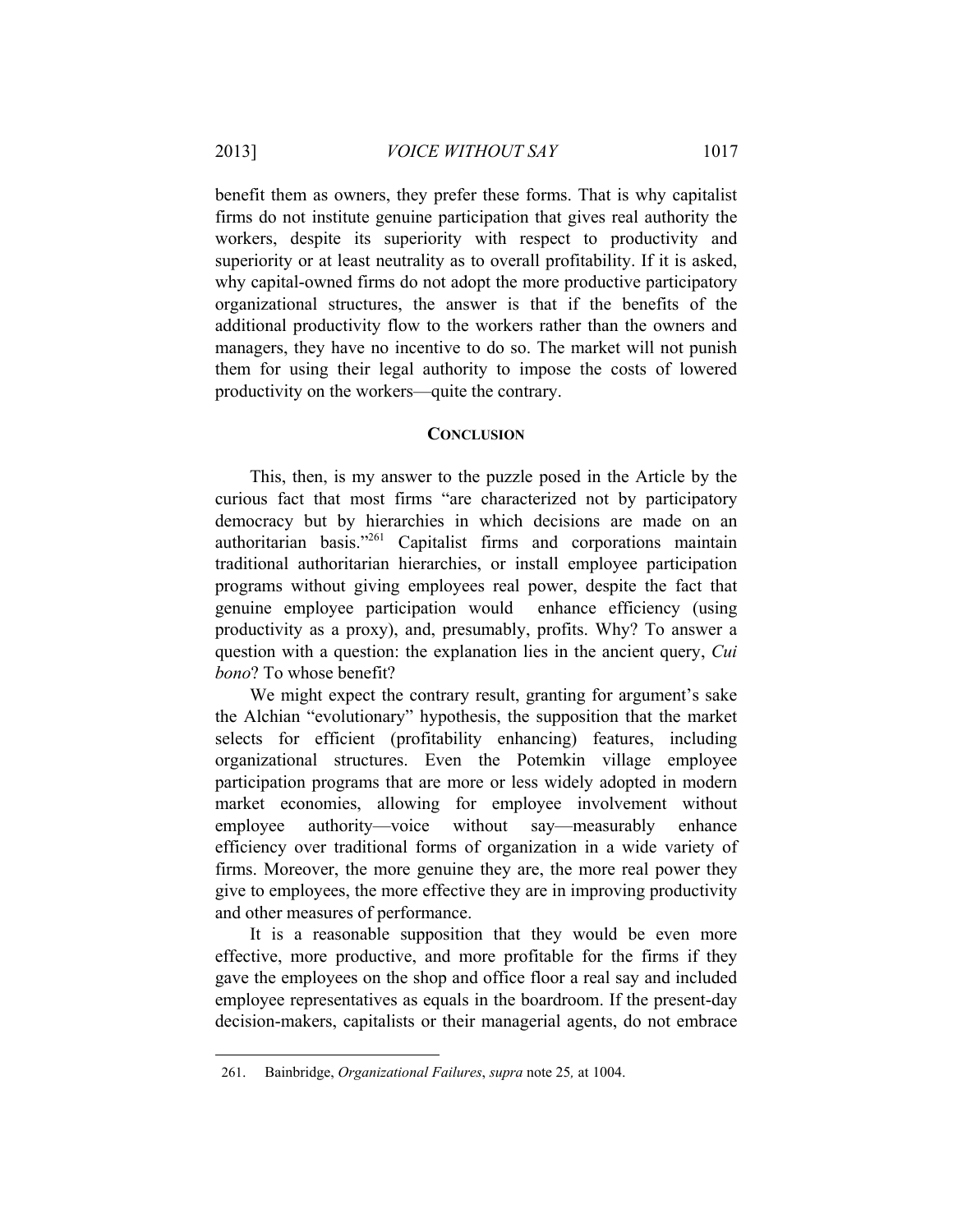benefit them as owners, they prefer these forms. That is why capitalist firms do not institute genuine participation that gives real authority the workers, despite its superiority with respect to productivity and superiority or at least neutrality as to overall profitability. If it is asked, why capital-owned firms do not adopt the more productive participatory organizational structures, the answer is that if the benefits of the additional productivity flow to the workers rather than the owners and managers, they have no incentive to do so. The market will not punish them for using their legal authority to impose the costs of lowered productivity on the workers—quite the contrary.

## CONCLUSION

This, then, is my answer to the puzzle posed in the Article by the curious fact that most firms "are characterized not by participatory democracy but by hierarchies in which decisions are made on an authoritarian basis."[261] Capitalist firms and corporations maintain traditional authoritarian hierarchies, or install employee participation programs without giving employees real power, despite the fact that genuine employee participation would enhance efficiency (using productivity as a proxy), and, presumably, profits. Why? To answer a question with a question: the explanation lies in the ancient query, *Cui bono*? To whose benefit?

We might expect the contrary result, granting for argument's sake the Alchian "evolutionary" hypothesis, the supposition that the market selects for efficient (profitability enhancing) features, including organizational structures. Even the Potemkin village employee participation programs that are more or less widely adopted in modern market economies, allowing for employee involvement without employee authority—voice without say—measurably enhance efficiency over traditional forms of organization in a wide variety of firms. Moreover, the more genuine they are, the more real power they give to employees, the more effective they are in improving productivity and other measures of performance.

It is a reasonable supposition that they would be even more effective, more productive, and more profitable for the firms if they gave the employees on the shop and office floor a real say and included employee representatives as equals in the boardroom. If the present-day decision-makers, capitalists or their managerial agents, do not embrace

261. Bainbridge, *Organizational Failures*, *supra* note 25*,* at 1004.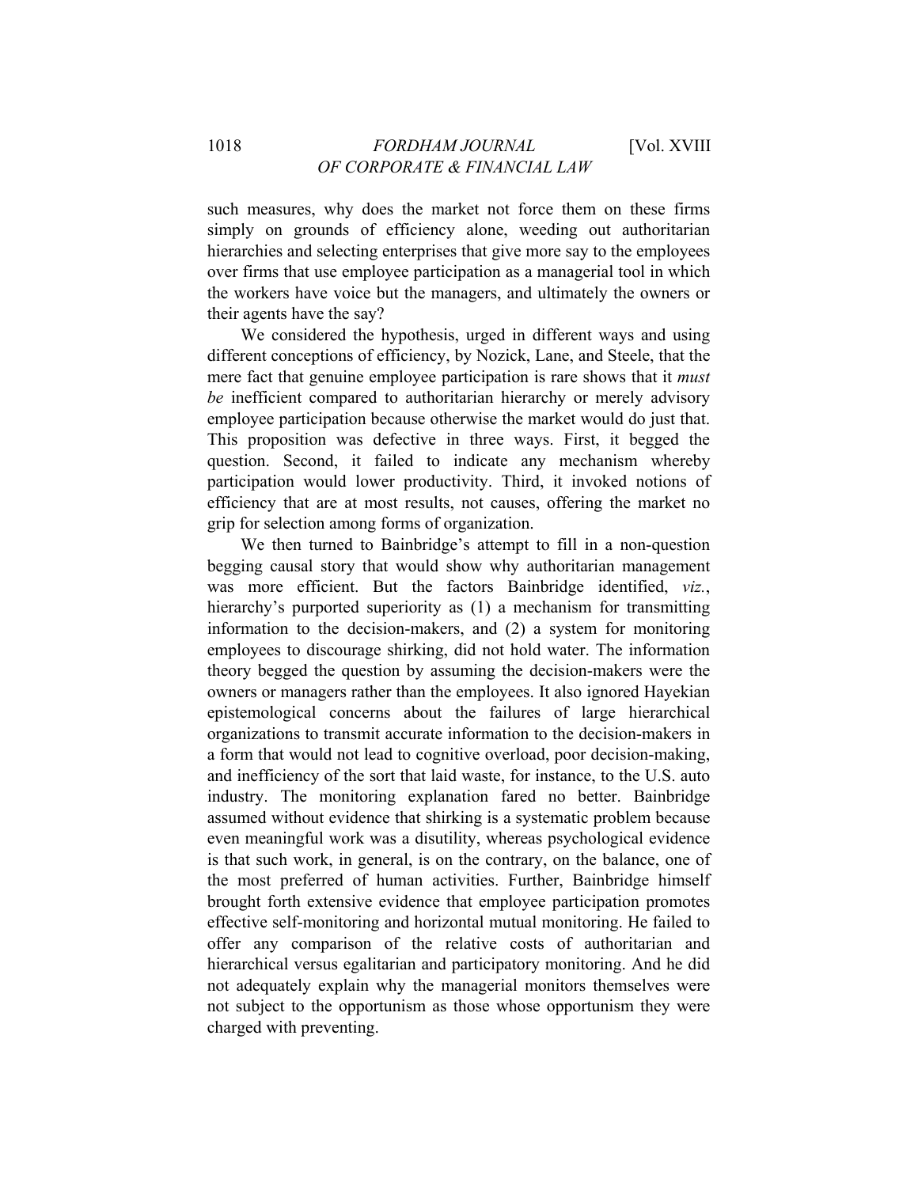such measures, why does the market not force them on these firms simply on grounds of efficiency alone, weeding out authoritarian hierarchies and selecting enterprises that give more say to the employees over firms that use employee participation as a managerial tool in which the workers have voice but the managers, and ultimately the owners or their agents have the say?

We considered the hypothesis, urged in different ways and using different conceptions of efficiency, by Nozick, Lane, and Steele, that the mere fact that genuine employee participation is rare shows that it *must be* inefficient compared to authoritarian hierarchy or merely advisory employee participation because otherwise the market would do just that. This proposition was defective in three ways. First, it begged the question. Second, it failed to indicate any mechanism whereby participation would lower productivity. Third, it invoked notions of efficiency that are at most results, not causes, offering the market no grip for selection among forms of organization.

We then turned to Bainbridge's attempt to fill in a non-question begging causal story that would show why authoritarian management was more efficient. But the factors Bainbridge identified, *viz.*, hierarchy's purported superiority as (1) a mechanism for transmitting information to the decision-makers, and (2) a system for monitoring employees to discourage shirking, did not hold water. The information theory begged the question by assuming the decision-makers were the owners or managers rather than the employees. It also ignored Hayekian epistemological concerns about the failures of large hierarchical organizations to transmit accurate information to the decision-makers in a form that would not lead to cognitive overload, poor decision-making, and inefficiency of the sort that laid waste, for instance, to the U.S. auto industry. The monitoring explanation fared no better. Bainbridge assumed without evidence that shirking is a systematic problem because even meaningful work was a disutility, whereas psychological evidence is that such work, in general, is on the contrary, on the balance, one of the most preferred of human activities. Further, Bainbridge himself brought forth extensive evidence that employee participation promotes effective self-monitoring and horizontal mutual monitoring. He failed to offer any comparison of the relative costs of authoritarian and hierarchical versus egalitarian and participatory monitoring. And he did not adequately explain why the managerial monitors themselves were not subject to the opportunism as those whose opportunism they were charged with preventing.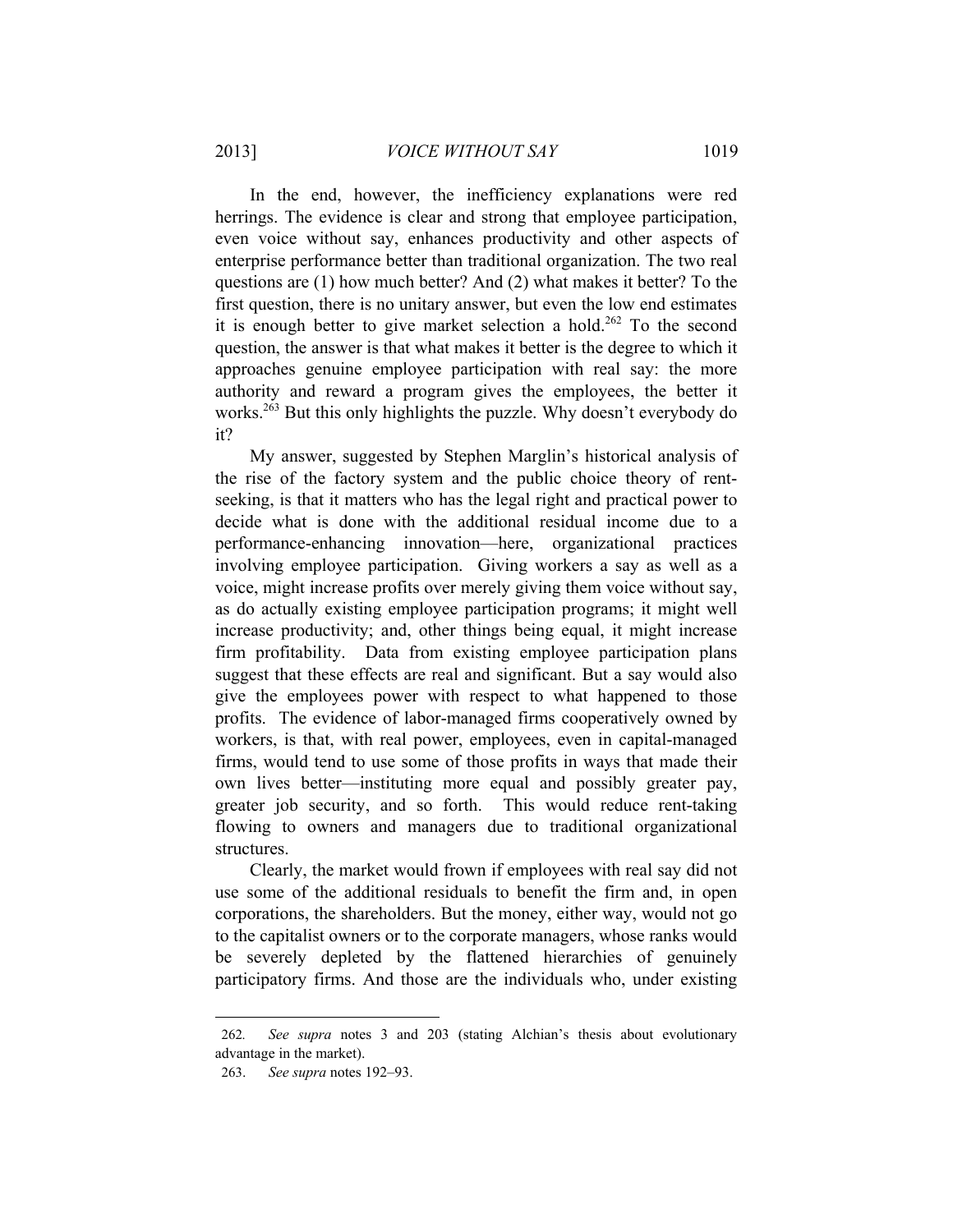In the end, however, the inefficiency explanations were red herrings. The evidence is clear and strong that employee participation, even voice without say, enhances productivity and other aspects of enterprise performance better than traditional organization. The two real questions are (1) how much better? And (2) what makes it better? To the first question, there is no unitary answer, but even the low end estimates it is enough better to give market selection a hold.[262] To the second question, the answer is that what makes it better is the degree to which it approaches genuine employee participation with real say: the more authority and reward a program gives the employees, the better it works.[263] But this only highlights the puzzle. Why doesn't everybody do it?

My answer, suggested by Stephen Marglin's historical analysis of the rise of the factory system and the public choice theory of rent-seeking, is that it matters who has the legal right and practical power to decide what is done with the additional residual income due to a performance-enhancing innovation—here, organizational practices involving employee participation. Giving workers a say as well as a voice, might increase profits over merely giving them voice without say, as do actually existing employee participation programs; it might well increase productivity; and, other things being equal, it might increase firm profitability. Data from existing employee participation plans suggest that these effects are real and significant. But a say would also give the employees power with respect to what happened to those profits. The evidence of labor-managed firms cooperatively owned by workers, is that, with real power, employees, even in capital-managed firms, would tend to use some of those profits in ways that made their own lives better—instituting more equal and possibly greater pay, greater job security, and so forth. This would reduce rent-taking flowing to owners and managers due to traditional organizational structures.

Clearly, the market would frown if employees with real say did not use some of the additional residuals to benefit the firm and, in open corporations, the shareholders. But the money, either way, would not go to the capitalist owners or to the corporate managers, whose ranks would be severely depleted by the flattened hierarchies of genuinely participatory firms. And those are the individuals who, under existing

---

262. *See supra* notes 3 and 203 (stating Alchian's thesis about evolutionary advantage in the market).

263. *See supra* notes 192–93.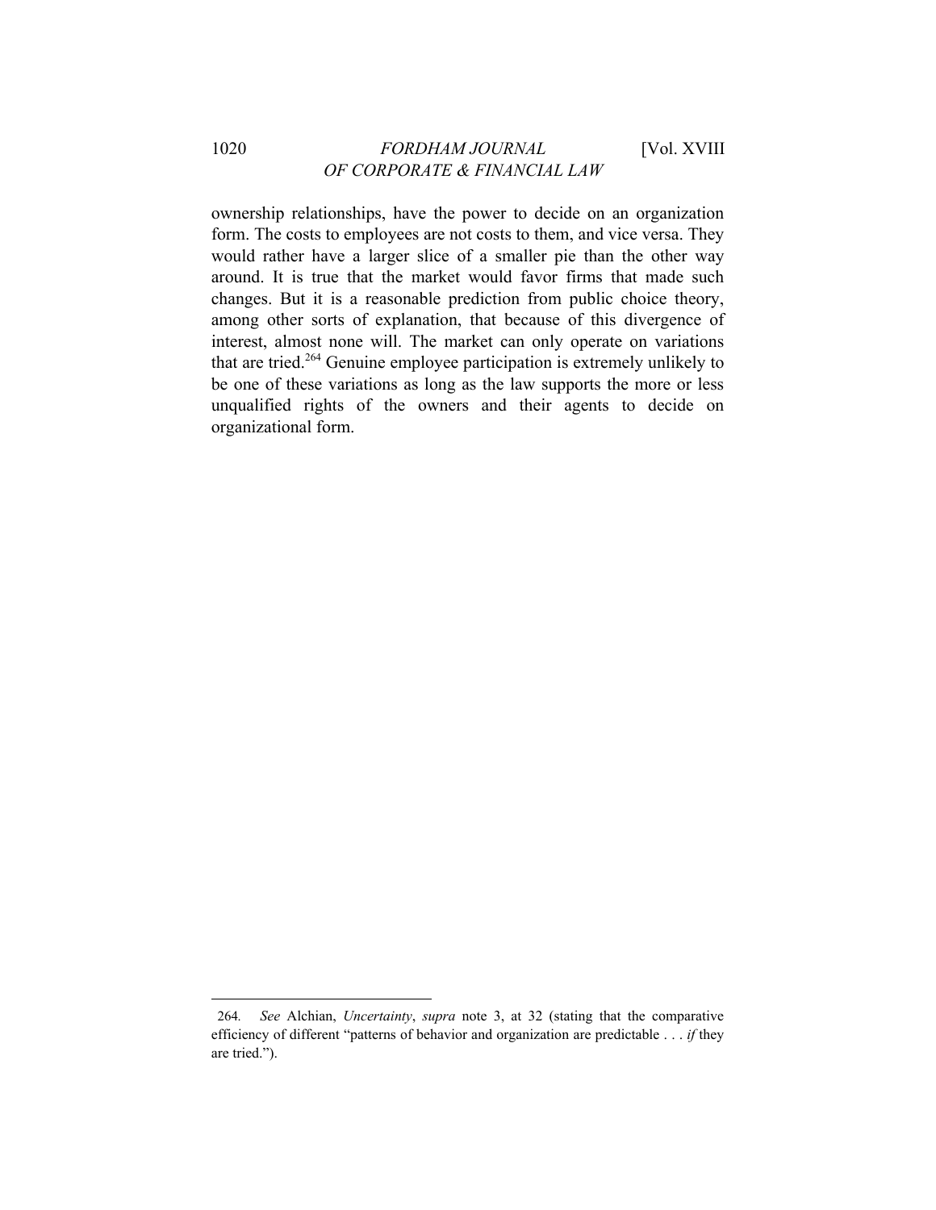ownership relationships, have the power to decide on an organization form. The costs to employees are not costs to them, and vice versa. They would rather have a larger slice of a smaller pie than the other way around. It is true that the market would favor firms that made such changes. But it is a reasonable prediction from public choice theory, among other sorts of explanation, that because of this divergence of interest, almost none will. The market can only operate on variations that are tried.[264] Genuine employee participation is extremely unlikely to be one of these variations as long as the law supports the more or less unqualified rights of the owners and their agents to decide on organizational form.

---

264. *See* Alchian, *Uncertainty*, *supra* note 3, at 32 (stating that the comparative efficiency of different "patterns of behavior and organization are predictable . . . *if* they are tried.").